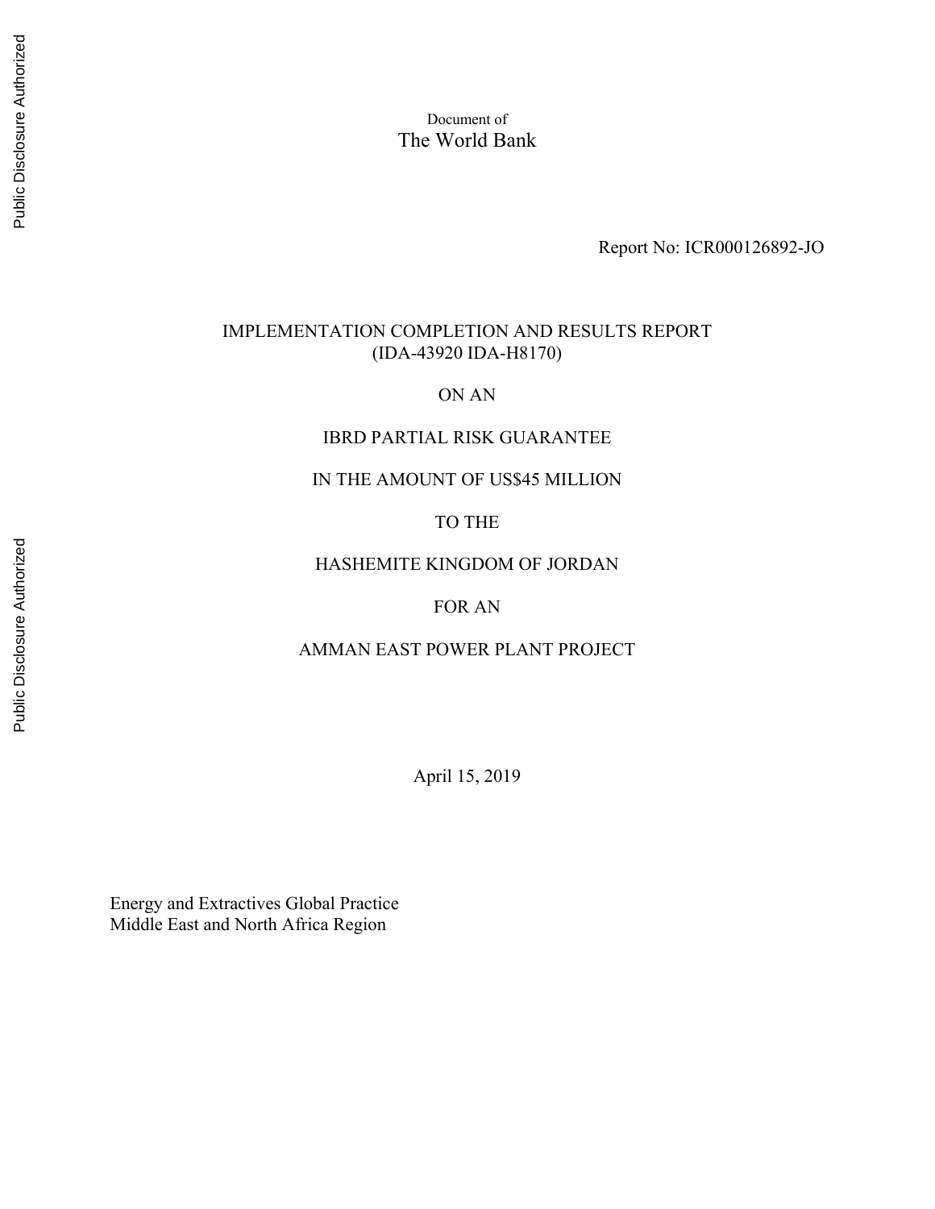Document of
The World Bank

Report No: ICR000126892-JO

IMPLEMENTATION COMPLETION AND RESULTS REPORT
(IDA-43920 IDA-H8170)

ON AN

IBRD PARTIAL RISK GUARANTEE

IN THE AMOUNT OF US$45 MILLION

TO THE

HASHEMITE KINGDOM OF JORDAN

FOR AN

AMMAN EAST POWER PLANT PROJECT

April 15, 2019

Energy and Extractives Global Practice
Middle East and North Africa Region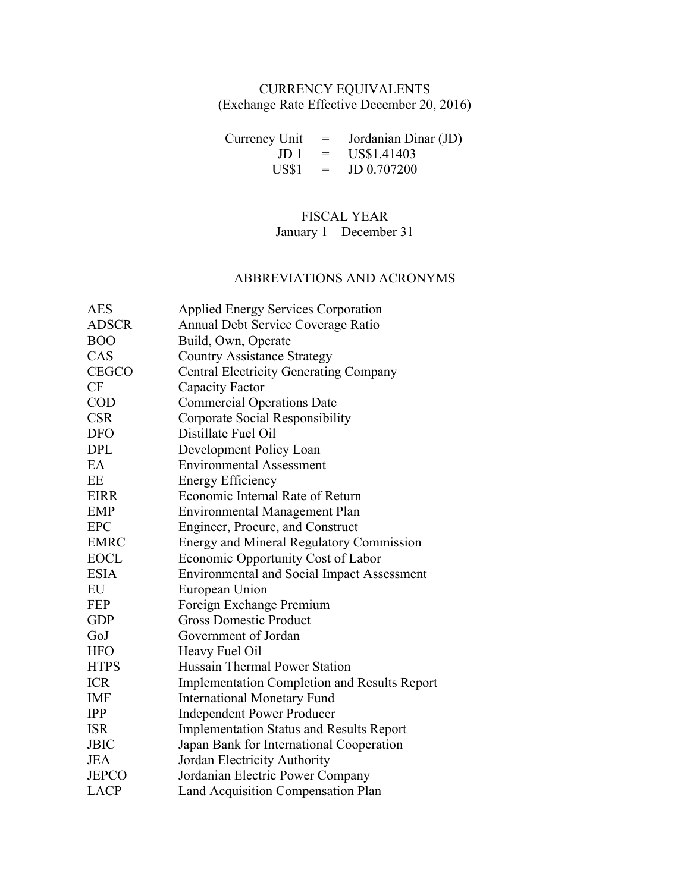## CURRENCY EQUIVALENTS

(Exchange Rate Effective December 20, 2016)

| | | |
|---|---|---|
| Currency Unit | = | Jordanian Dinar (JD) |
| JD 1 | = | US$1.41403 |
| US$1 | = | JD 0.707200 |

## FISCAL YEAR

January 1 – December 31

## ABBREVIATIONS AND ACRONYMS

| | |
|---|---|
| AES | Applied Energy Services Corporation |
| ADSCR | Annual Debt Service Coverage Ratio |
| BOO | Build, Own, Operate |
| CAS | Country Assistance Strategy |
| CEGCO | Central Electricity Generating Company |
| CF | Capacity Factor |
| COD | Commercial Operations Date |
| CSR | Corporate Social Responsibility |
| DFO | Distillate Fuel Oil |
| DPL | Development Policy Loan |
| EA | Environmental Assessment |
| EE | Energy Efficiency |
| EIRR | Economic Internal Rate of Return |
| EMP | Environmental Management Plan |
| EPC | Engineer, Procure, and Construct |
| EMRC | Energy and Mineral Regulatory Commission |
| EOCL | Economic Opportunity Cost of Labor |
| ESIA | Environmental and Social Impact Assessment |
| EU | European Union |
| FEP | Foreign Exchange Premium |
| GDP | Gross Domestic Product |
| GoJ | Government of Jordan |
| HFO | Heavy Fuel Oil |
| HTPS | Hussain Thermal Power Station |
| ICR | Implementation Completion and Results Report |
| IMF | International Monetary Fund |
| IPP | Independent Power Producer |
| ISR | Implementation Status and Results Report |
| JBIC | Japan Bank for International Cooperation |
| JEA | Jordan Electricity Authority |
| JEPCO | Jordanian Electric Power Company |
| LACP | Land Acquisition Compensation Plan |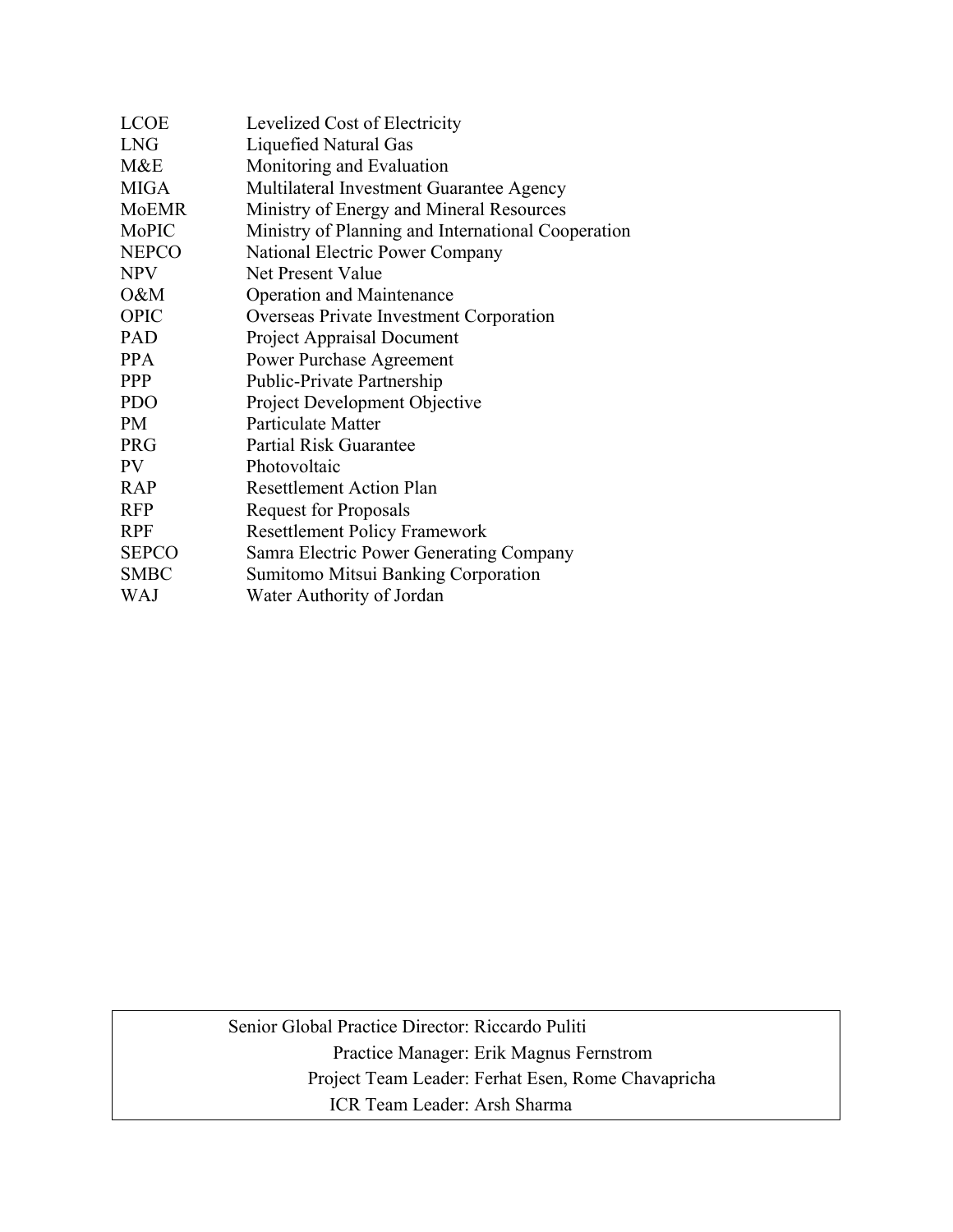| | |
|---|---|
| LCOE | Levelized Cost of Electricity |
| LNG | Liquefied Natural Gas |
| M&E | Monitoring and Evaluation |
| MIGA | Multilateral Investment Guarantee Agency |
| MoEMR | Ministry of Energy and Mineral Resources |
| MoPIC | Ministry of Planning and International Cooperation |
| NEPCO | National Electric Power Company |
| NPV | Net Present Value |
| O&M | Operation and Maintenance |
| OPIC | Overseas Private Investment Corporation |
| PAD | Project Appraisal Document |
| PPA | Power Purchase Agreement |
| PPP | Public-Private Partnership |
| PDO | Project Development Objective |
| PM | Particulate Matter |
| PRG | Partial Risk Guarantee |
| PV | Photovoltaic |
| RAP | Resettlement Action Plan |
| RFP | Request for Proposals |
| RPF | Resettlement Policy Framework |
| SEPCO | Samra Electric Power Generating Company |
| SMBC | Sumitomo Mitsui Banking Corporation |
| WAJ | Water Authority of Jordan |

Senior Global Practice Director: Riccardo Puliti
Practice Manager: Erik Magnus Fernstrom
Project Team Leader: Ferhat Esen, Rome Chavapricha
ICR Team Leader: Arsh Sharma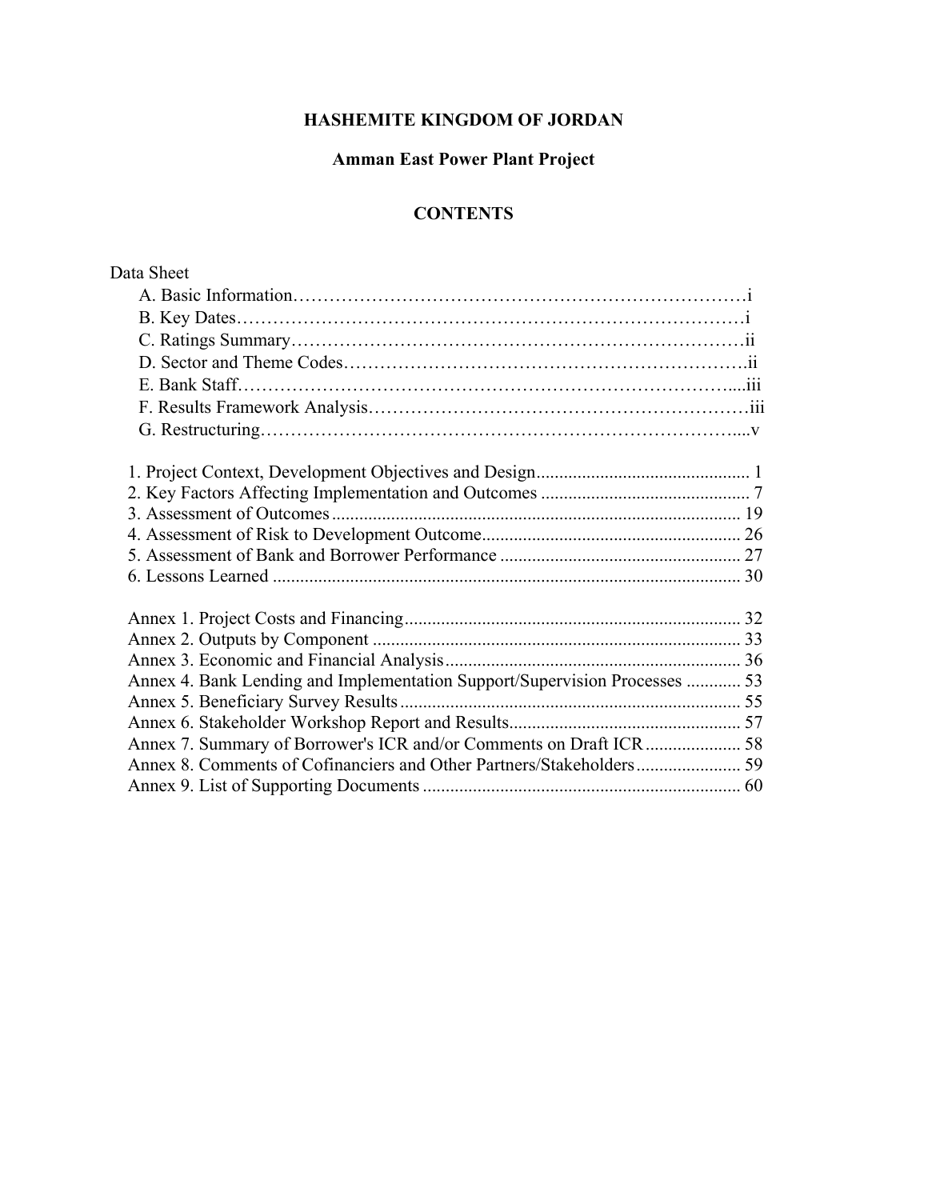**HASHEMITE KINGDOM OF JORDAN**

**Amman East Power Plant Project**

**CONTENTS**

Data Sheet

- A. Basic Information……………………………………………………………i
- B. Key Dates………………………………………………………………………i
- C. Ratings Summary……………………………………………………………ii
- D. Sector and Theme Codes…………………………………………………ii
- E. Bank Staff……………………………………………………………………iii
- F. Results Framework Analysis……………………………………………iii
- G. Restructuring…………………………………………………………………v

1. Project Context, Development Objectives and Design............................................... 1
2. Key Factors Affecting Implementation and Outcomes .............................................. 7
3. Assessment of Outcomes .......................................................................................... 19
4. Assessment of Risk to Development Outcome......................................................... 26
5. Assessment of Bank and Borrower Performance ..................................................... 27
6. Lessons Learned ....................................................................................................... 30

- Annex 1. Project Costs and Financing......................................................................... 32
- Annex 2. Outputs by Component ................................................................................ 33
- Annex 3. Economic and Financial Analysis................................................................. 36
- Annex 4. Bank Lending and Implementation Support/Supervision Processes ............ 53
- Annex 5. Beneficiary Survey Results........................................................................... 55
- Annex 6. Stakeholder Workshop Report and Results................................................... 57
- Annex 7. Summary of Borrower's ICR and/or Comments on Draft ICR..................... 58
- Annex 8. Comments of Cofinanciers and Other Partners/Stakeholders....................... 59
- Annex 9. List of Supporting Documents ...................................................................... 60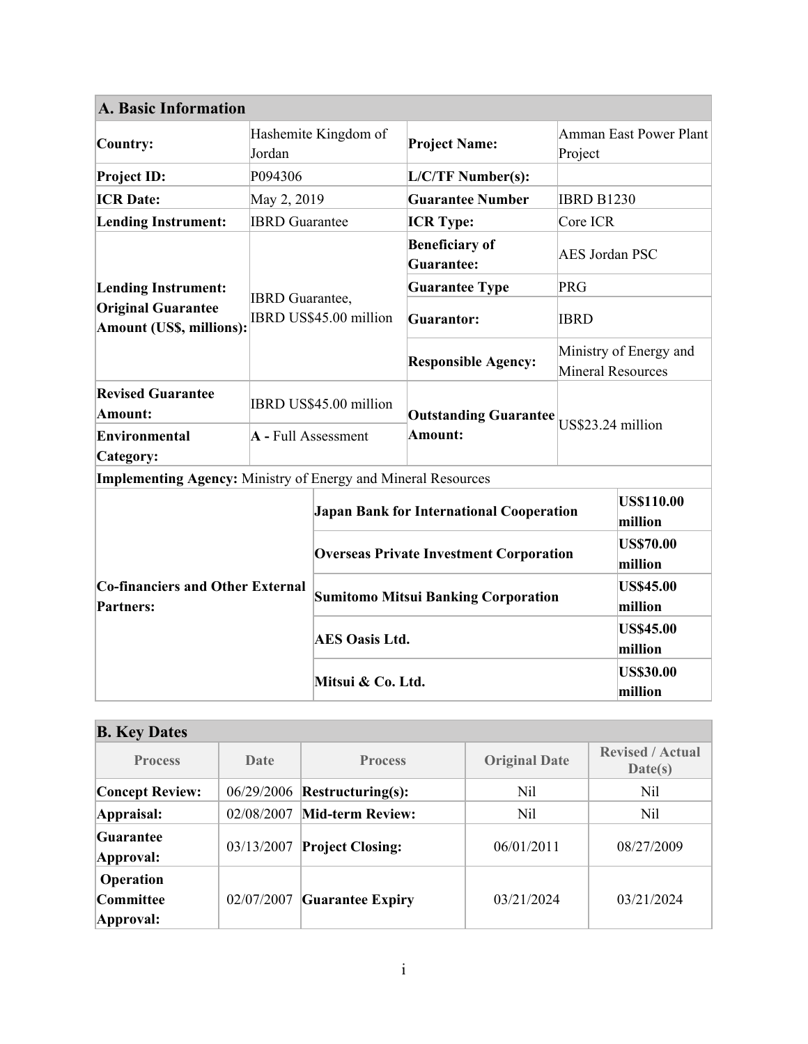## A. Basic Information

| | | | |
|---|---|---|---|
| **Country:** | Hashemite Kingdom of Jordan | **Project Name:** | Amman East Power Plant Project |
| **Project ID:** | P094306 | **L/C/TF Number(s):** | |
| **ICR Date:** | May 2, 2019 | **Guarantee Number** | IBRD B1230 |
| **Lending Instrument:** | IBRD Guarantee | **ICR Type:** | Core ICR |
| **Lending Instrument: Original Guarantee Amount (US$, millions):** | IBRD Guarantee, IBRD US$45.00 million | **Beneficiary of Guarantee:** | AES Jordan PSC |
| | | **Guarantee Type** | PRG |
| | | **Guarantor:** | IBRD |
| | | **Responsible Agency:** | Ministry of Energy and Mineral Resources |
| **Revised Guarantee Amount:** | IBRD US$45.00 million | **Outstanding Guarantee Amount:** | US$23.24 million |
| **Environmental Category:** | **A -** Full Assessment | | |
| **Implementing Agency:** Ministry of Energy and Mineral Resources | | | |

| | | |
|---|---|---|
| **Co-financiers and Other External Partners:** | **Japan Bank for International Cooperation** | **US$110.00 million** |
| | **Overseas Private Investment Corporation** | **US$70.00 million** |
| | **Sumitomo Mitsui Banking Corporation** | **US$45.00 million** |
| | **AES Oasis Ltd.** | **US$45.00 million** |
| | **Mitsui & Co. Ltd.** | **US$30.00 million** |

## B. Key Dates

| Process | Date | Process | Original Date | Revised / Actual Date(s) |
|---|---|---|---|---|
| **Concept Review:** | 06/29/2006 | **Restructuring(s):** | Nil | Nil |
| **Appraisal:** | 02/08/2007 | **Mid-term Review:** | Nil | Nil |
| **Guarantee Approval:** | 03/13/2007 | **Project Closing:** | 06/01/2011 | 08/27/2009 |
| **Operation Committee Approval:** | 02/07/2007 | **Guarantee Expiry** | 03/21/2024 | 03/21/2024 |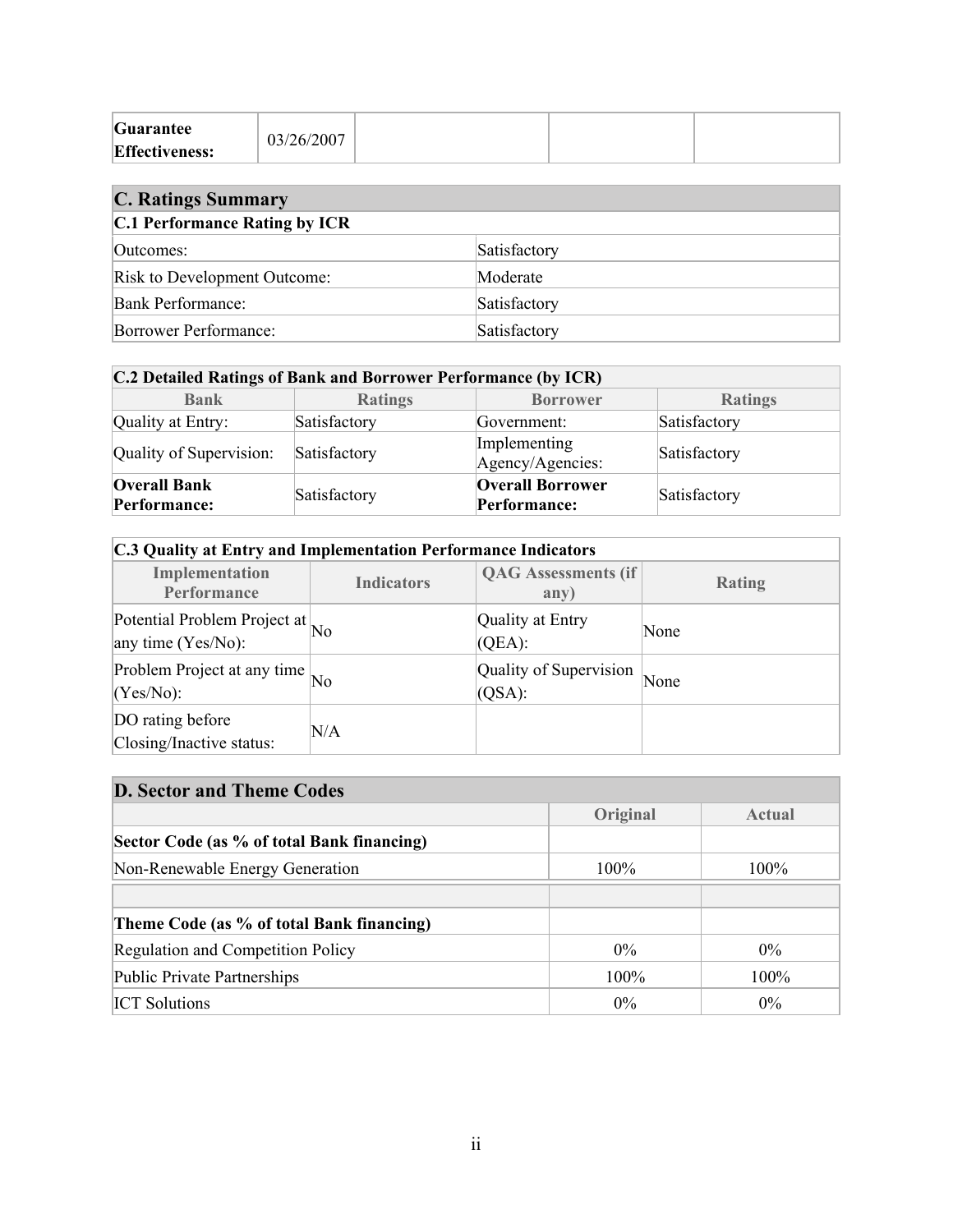| Guarantee Effectiveness: | 03/26/2007 | | | |
|---|---|---|---|---|

## C. Ratings Summary

| C.1 Performance Rating by ICR | |
|---|---|
| Outcomes: | Satisfactory |
| Risk to Development Outcome: | Moderate |
| Bank Performance: | Satisfactory |
| Borrower Performance: | Satisfactory |

| C.2 Detailed Ratings of Bank and Borrower Performance (by ICR) | | | |
|---|---|---|---|
| Bank | Ratings | Borrower | Ratings |
| Quality at Entry: | Satisfactory | Government: | Satisfactory |
| Quality of Supervision: | Satisfactory | Implementing Agency/Agencies: | Satisfactory |
| **Overall Bank Performance:** | Satisfactory | **Overall Borrower Performance:** | Satisfactory |

| C.3 Quality at Entry and Implementation Performance Indicators | | | |
|---|---|---|---|
| Implementation Performance | Indicators | QAG Assessments (if any) | Rating |
| Potential Problem Project at any time (Yes/No): | No | Quality at Entry (QEA): | None |
| Problem Project at any time (Yes/No): | No | Quality of Supervision (QSA): | None |
| DO rating before Closing/Inactive status: | N/A | | |

## D. Sector and Theme Codes

| | Original | Actual |
|---|---|---|
| **Sector Code (as % of total Bank financing)** | | |
| Non-Renewable Energy Generation | 100% | 100% |
| | | |
| **Theme Code (as % of total Bank financing)** | | |
| Regulation and Competition Policy | 0% | 0% |
| Public Private Partnerships | 100% | 100% |
| ICT Solutions | 0% | 0% |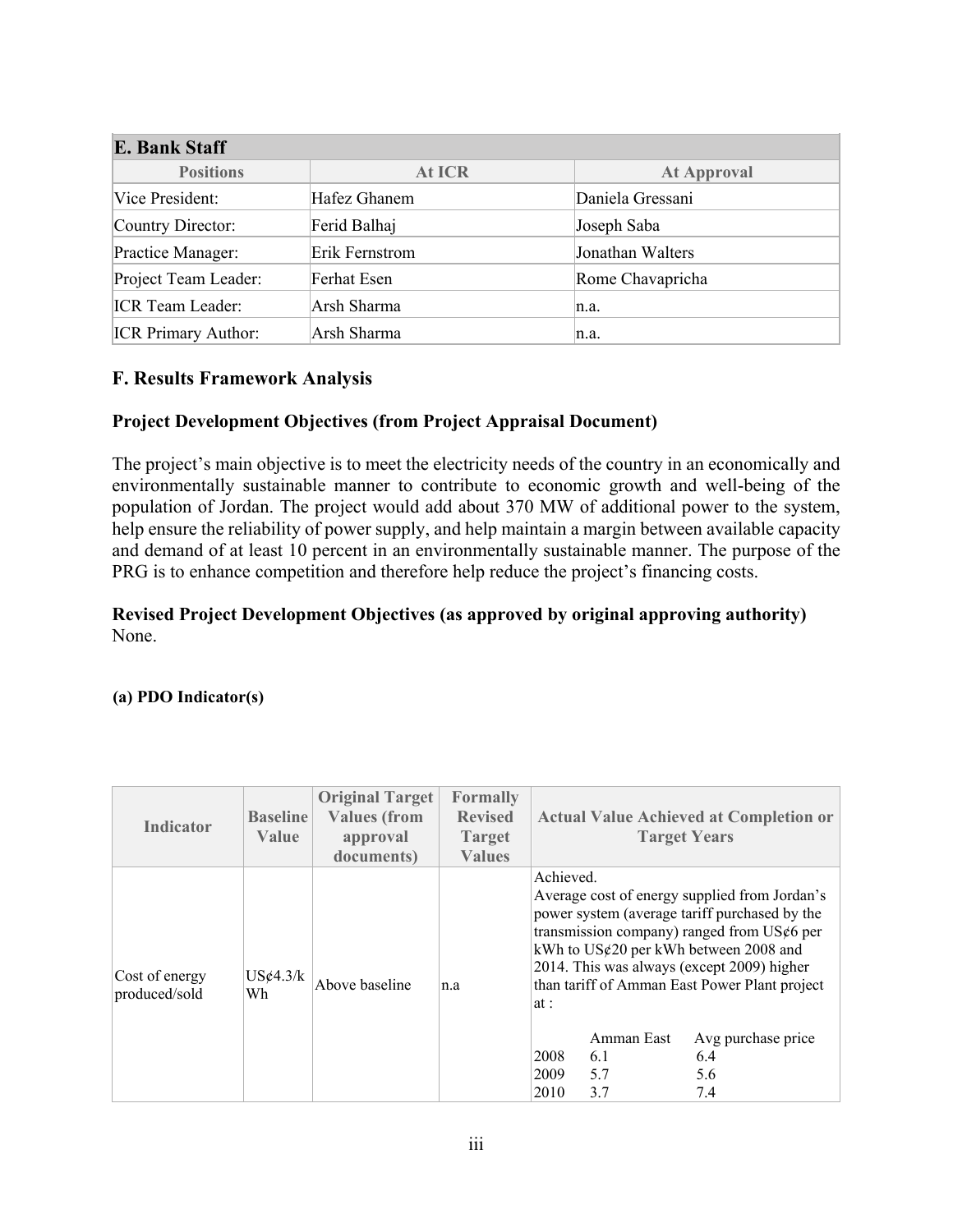| E. Bank Staff | | |
|---|---|---|
| **Positions** | **At ICR** | **At Approval** |
| Vice President: | Hafez Ghanem | Daniela Gressani |
| Country Director: | Ferid Balhaj | Joseph Saba |
| Practice Manager: | Erik Fernstrom | Jonathan Walters |
| Project Team Leader: | Ferhat Esen | Rome Chavapricha |
| ICR Team Leader: | Arsh Sharma | n.a. |
| ICR Primary Author: | Arsh Sharma | n.a. |

## F. Results Framework Analysis

### Project Development Objectives (from Project Appraisal Document)

The project's main objective is to meet the electricity needs of the country in an economically and environmentally sustainable manner to contribute to economic growth and well-being of the population of Jordan. The project would add about 370 MW of additional power to the system, help ensure the reliability of power supply, and help maintain a margin between available capacity and demand of at least 10 percent in an environmentally sustainable manner. The purpose of the PRG is to enhance competition and therefore help reduce the project's financing costs.

### Revised Project Development Objectives (as approved by original approving authority)

None.

#### (a) PDO Indicator(s)

| Indicator | Baseline Value | Original Target Values (from approval documents) | Formally Revised Target Values | Actual Value Achieved at Completion or Target Years |
|---|---|---|---|---|
| Cost of energy produced/sold | US¢4.3/kWh | Above baseline | n.a | Achieved.<br>Average cost of energy supplied from Jordan's power system (average tariff purchased by the transmission company) ranged from US¢6 per kWh to US¢20 per kWh between 2008 and 2014. This was always (except 2009) higher than tariff of Amman East Power Plant project at :<br><br>Amman East Avg purchase price<br>2008 6.1 6.4<br>2009 5.7 5.6<br>2010 3.7 7.4 |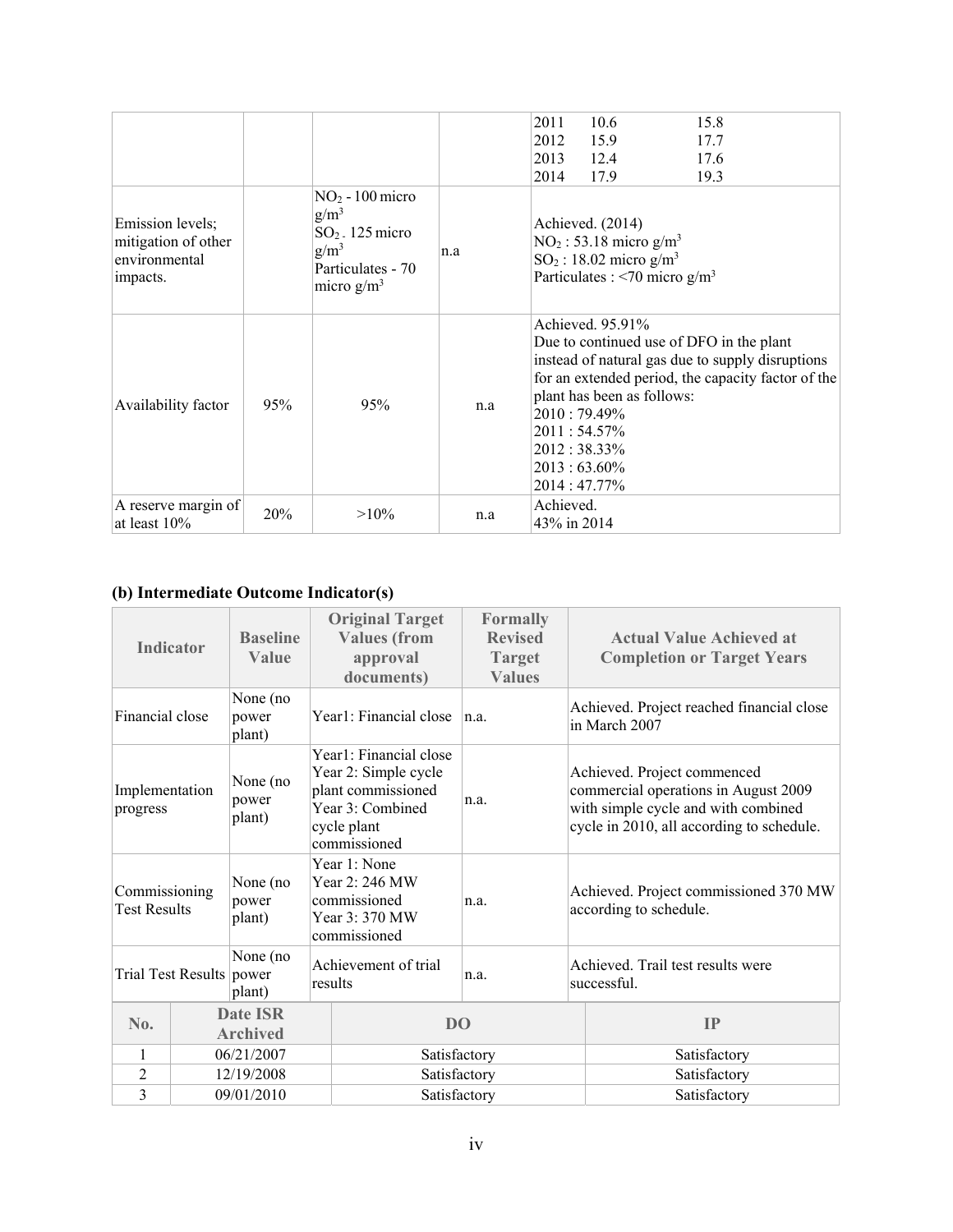| | | | | |
|---|---|---|---|---|
| | | | | 2011 10.6 15.8<br>2012 15.9 17.7<br>2013 12.4 17.6<br>2014 17.9 19.3 |
| Emission levels; mitigation of other environmental impacts. | | $NO_2$ - 100 micro g/$m^3$<br>$SO_2$ . 125 micro g/$m^3$<br>Particulates - 70 micro g/$m^3$ | n.a | Achieved. (2014)<br>$NO_2$ : 53.18 micro g/$m^3$<br>$SO_2$ : 18.02 micro g/$m^3$<br>Particulates : <70 micro g/$m^3$ |
| Availability factor | 95% | 95% | n.a | Achieved. 95.91%<br>Due to continued use of DFO in the plant instead of natural gas due to supply disruptions for an extended period, the capacity factor of the plant has been as follows:<br>2010 : 79.49%<br>2011 : 54.57%<br>2012 : 38.33%<br>2013 : 63.60%<br>2014 : 47.77% |
| A reserve margin of at least 10% | 20% | >10% | n.a | Achieved.<br>43% in 2014 |

### (b) Intermediate Outcome Indicator(s)

| Indicator | Baseline Value | Original Target Values (from approval documents) | Formally Revised Target Values | Actual Value Achieved at Completion or Target Years |
|---|---|---|---|---|
| Financial close | None (no power plant) | Year1: Financial close | n.a. | Achieved. Project reached financial close in March 2007 |
| Implementation progress | None (no power plant) | Year1: Financial close<br>Year 2: Simple cycle plant commissioned<br>Year 3: Combined cycle plant commissioned | n.a. | Achieved. Project commenced commercial operations in August 2009 with simple cycle and with combined cycle in 2010, all according to schedule. |
| Commissioning Test Results | None (no power plant) | Year 1: None<br>Year 2: 246 MW commissioned<br>Year 3: 370 MW commissioned | n.a. | Achieved. Project commissioned 370 MW according to schedule. |
| Trial Test Results | None (no power plant) | Achievement of trial results | n.a. | Achieved. Trail test results were successful. |

| No. | Date ISR Archived | DO | IP |
|---|---|---|---|
| 1 | 06/21/2007 | Satisfactory | Satisfactory |
| 2 | 12/19/2008 | Satisfactory | Satisfactory |
| 3 | 09/01/2010 | Satisfactory | Satisfactory |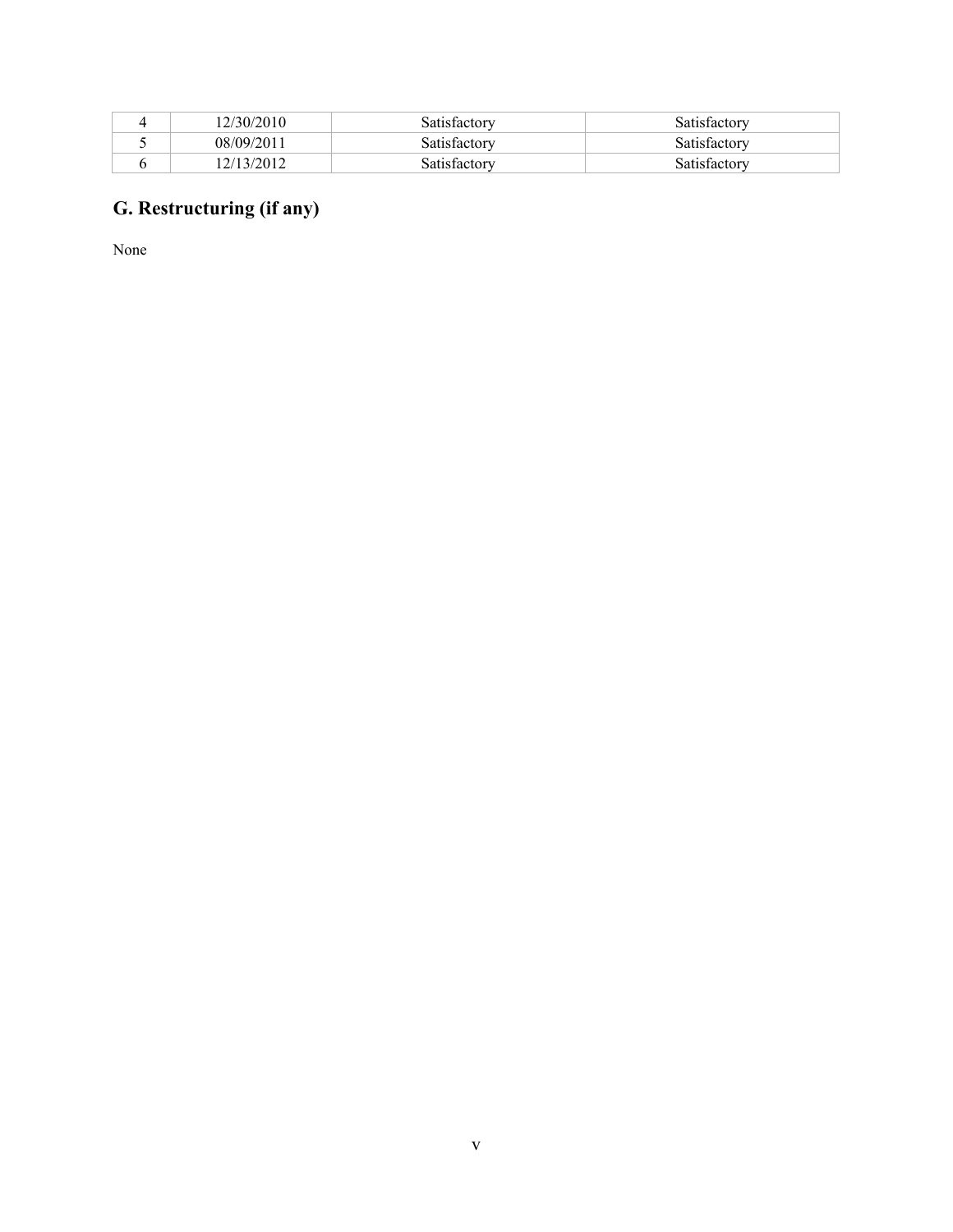| 4 | 12/30/2010 | Satisfactory | Satisfactory |
|---|---|---|---|
| 5 | 08/09/2011 | Satisfactory | Satisfactory |
| 6 | 12/13/2012 | Satisfactory | Satisfactory |

## G. Restructuring (if any)

None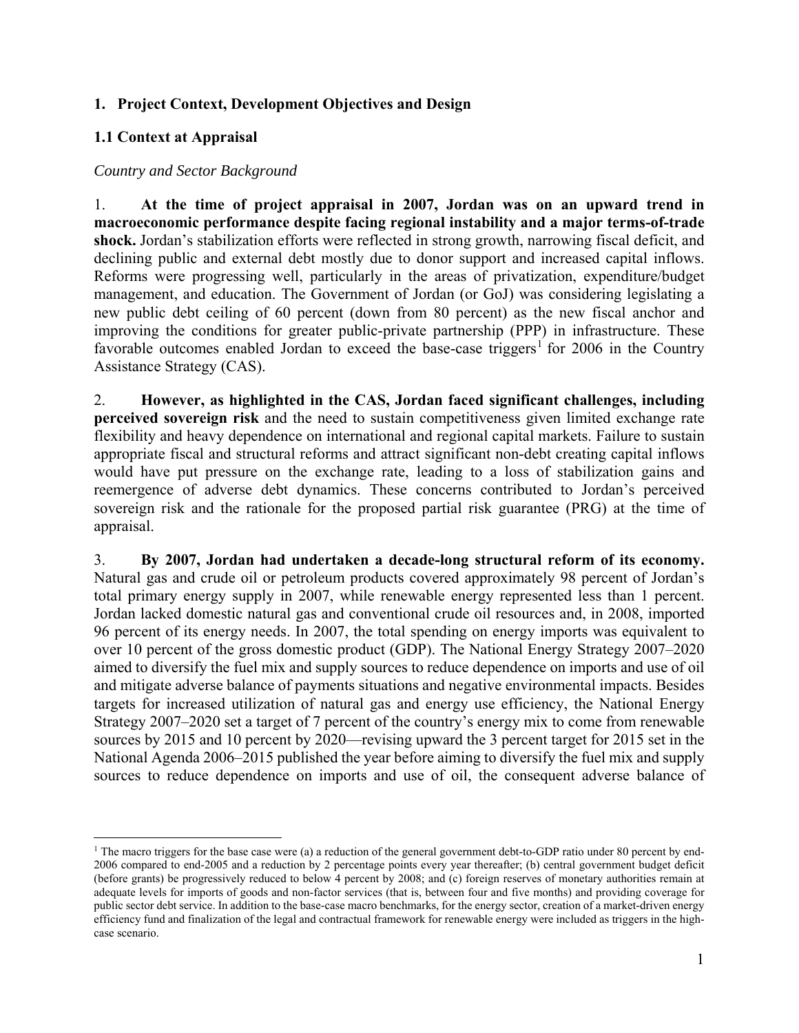## 1. Project Context, Development Objectives and Design

### 1.1 Context at Appraisal

*Country and Sector Background*

1. **At the time of project appraisal in 2007, Jordan was on an upward trend in macroeconomic performance despite facing regional instability and a major terms-of-trade shock.** Jordan's stabilization efforts were reflected in strong growth, narrowing fiscal deficit, and declining public and external debt mostly due to donor support and increased capital inflows. Reforms were progressing well, particularly in the areas of privatization, expenditure/budget management, and education. The Government of Jordan (or GoJ) was considering legislating a new public debt ceiling of 60 percent (down from 80 percent) as the new fiscal anchor and improving the conditions for greater public-private partnership (PPP) in infrastructure. These favorable outcomes enabled Jordan to exceed the base-case triggers[1] for 2006 in the Country Assistance Strategy (CAS).

2. **However, as highlighted in the CAS, Jordan faced significant challenges, including perceived sovereign risk** and the need to sustain competitiveness given limited exchange rate flexibility and heavy dependence on international and regional capital markets. Failure to sustain appropriate fiscal and structural reforms and attract significant non-debt creating capital inflows would have put pressure on the exchange rate, leading to a loss of stabilization gains and reemergence of adverse debt dynamics. These concerns contributed to Jordan's perceived sovereign risk and the rationale for the proposed partial risk guarantee (PRG) at the time of appraisal.

3. **By 2007, Jordan had undertaken a decade-long structural reform of its economy.** Natural gas and crude oil or petroleum products covered approximately 98 percent of Jordan's total primary energy supply in 2007, while renewable energy represented less than 1 percent. Jordan lacked domestic natural gas and conventional crude oil resources and, in 2008, imported 96 percent of its energy needs. In 2007, the total spending on energy imports was equivalent to over 10 percent of the gross domestic product (GDP). The National Energy Strategy 2007–2020 aimed to diversify the fuel mix and supply sources to reduce dependence on imports and use of oil and mitigate adverse balance of payments situations and negative environmental impacts. Besides targets for increased utilization of natural gas and energy use efficiency, the National Energy Strategy 2007–2020 set a target of 7 percent of the country's energy mix to come from renewable sources by 2015 and 10 percent by 2020—revising upward the 3 percent target for 2015 set in the National Agenda 2006–2015 published the year before aiming to diversify the fuel mix and supply sources to reduce dependence on imports and use of oil, the consequent adverse balance of

---

[1] The macro triggers for the base case were (a) a reduction of the general government debt-to-GDP ratio under 80 percent by end-2006 compared to end-2005 and a reduction by 2 percentage points every year thereafter; (b) central government budget deficit (before grants) be progressively reduced to below 4 percent by 2008; and (c) foreign reserves of monetary authorities remain at adequate levels for imports of goods and non-factor services (that is, between four and five months) and providing coverage for public sector debt service. In addition to the base-case macro benchmarks, for the energy sector, creation of a market-driven energy efficiency fund and finalization of the legal and contractual framework for renewable energy were included as triggers in the high-case scenario.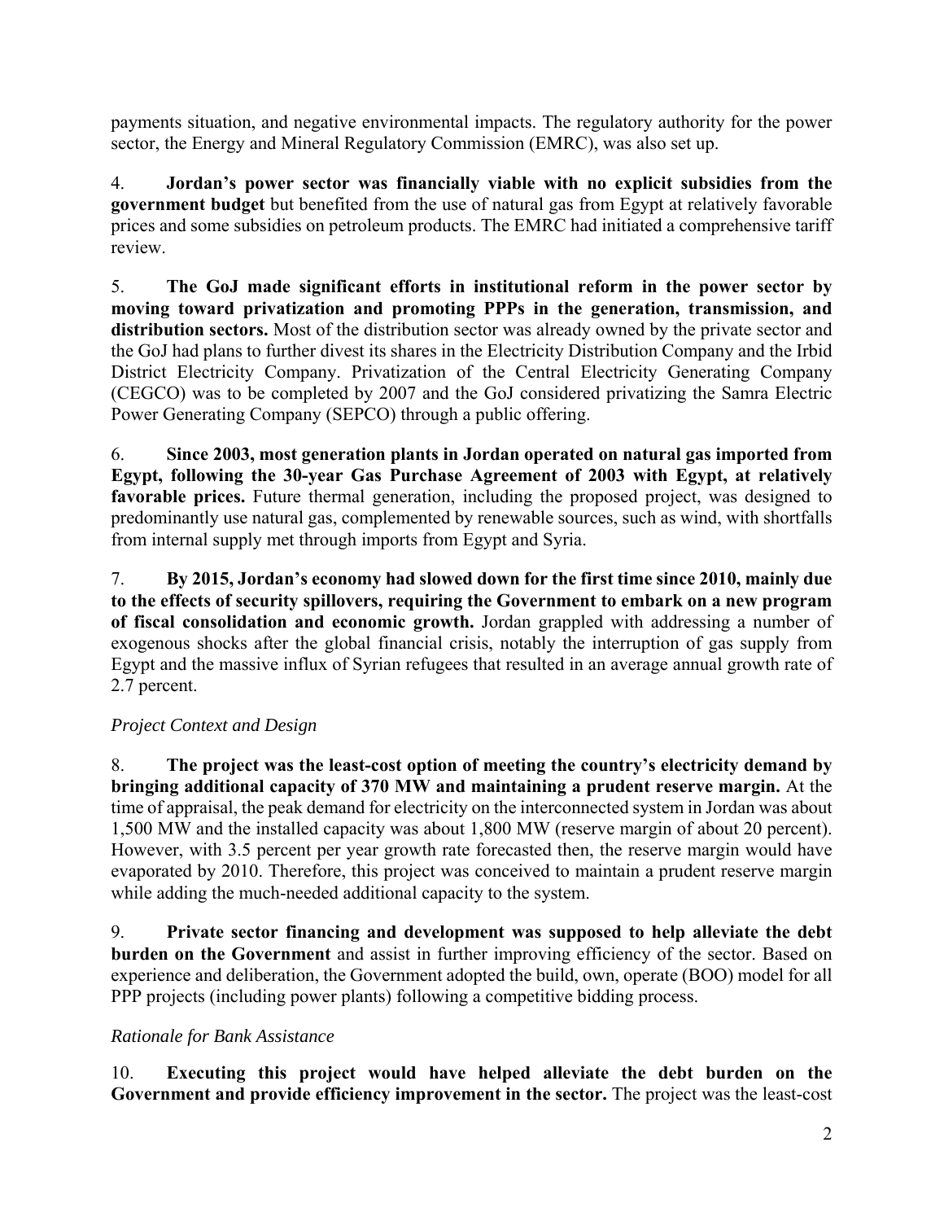payments situation, and negative environmental impacts. The regulatory authority for the power sector, the Energy and Mineral Regulatory Commission (EMRC), was also set up.

4. **Jordan's power sector was financially viable with no explicit subsidies from the government budget** but benefited from the use of natural gas from Egypt at relatively favorable prices and some subsidies on petroleum products. The EMRC had initiated a comprehensive tariff review.

5. **The GoJ made significant efforts in institutional reform in the power sector by moving toward privatization and promoting PPPs in the generation, transmission, and distribution sectors.** Most of the distribution sector was already owned by the private sector and the GoJ had plans to further divest its shares in the Electricity Distribution Company and the Irbid District Electricity Company. Privatization of the Central Electricity Generating Company (CEGCO) was to be completed by 2007 and the GoJ considered privatizing the Samra Electric Power Generating Company (SEPCO) through a public offering.

6. **Since 2003, most generation plants in Jordan operated on natural gas imported from Egypt, following the 30-year Gas Purchase Agreement of 2003 with Egypt, at relatively favorable prices.** Future thermal generation, including the proposed project, was designed to predominantly use natural gas, complemented by renewable sources, such as wind, with shortfalls from internal supply met through imports from Egypt and Syria.

7. **By 2015, Jordan's economy had slowed down for the first time since 2010, mainly due to the effects of security spillovers, requiring the Government to embark on a new program of fiscal consolidation and economic growth.** Jordan grappled with addressing a number of exogenous shocks after the global financial crisis, notably the interruption of gas supply from Egypt and the massive influx of Syrian refugees that resulted in an average annual growth rate of 2.7 percent.

*Project Context and Design*

8. **The project was the least-cost option of meeting the country's electricity demand by bringing additional capacity of 370 MW and maintaining a prudent reserve margin.** At the time of appraisal, the peak demand for electricity on the interconnected system in Jordan was about 1,500 MW and the installed capacity was about 1,800 MW (reserve margin of about 20 percent). However, with 3.5 percent per year growth rate forecasted then, the reserve margin would have evaporated by 2010. Therefore, this project was conceived to maintain a prudent reserve margin while adding the much-needed additional capacity to the system.

9. **Private sector financing and development was supposed to help alleviate the debt burden on the Government** and assist in further improving efficiency of the sector. Based on experience and deliberation, the Government adopted the build, own, operate (BOO) model for all PPP projects (including power plants) following a competitive bidding process.

*Rationale for Bank Assistance*

10. **Executing this project would have helped alleviate the debt burden on the Government and provide efficiency improvement in the sector.** The project was the least-cost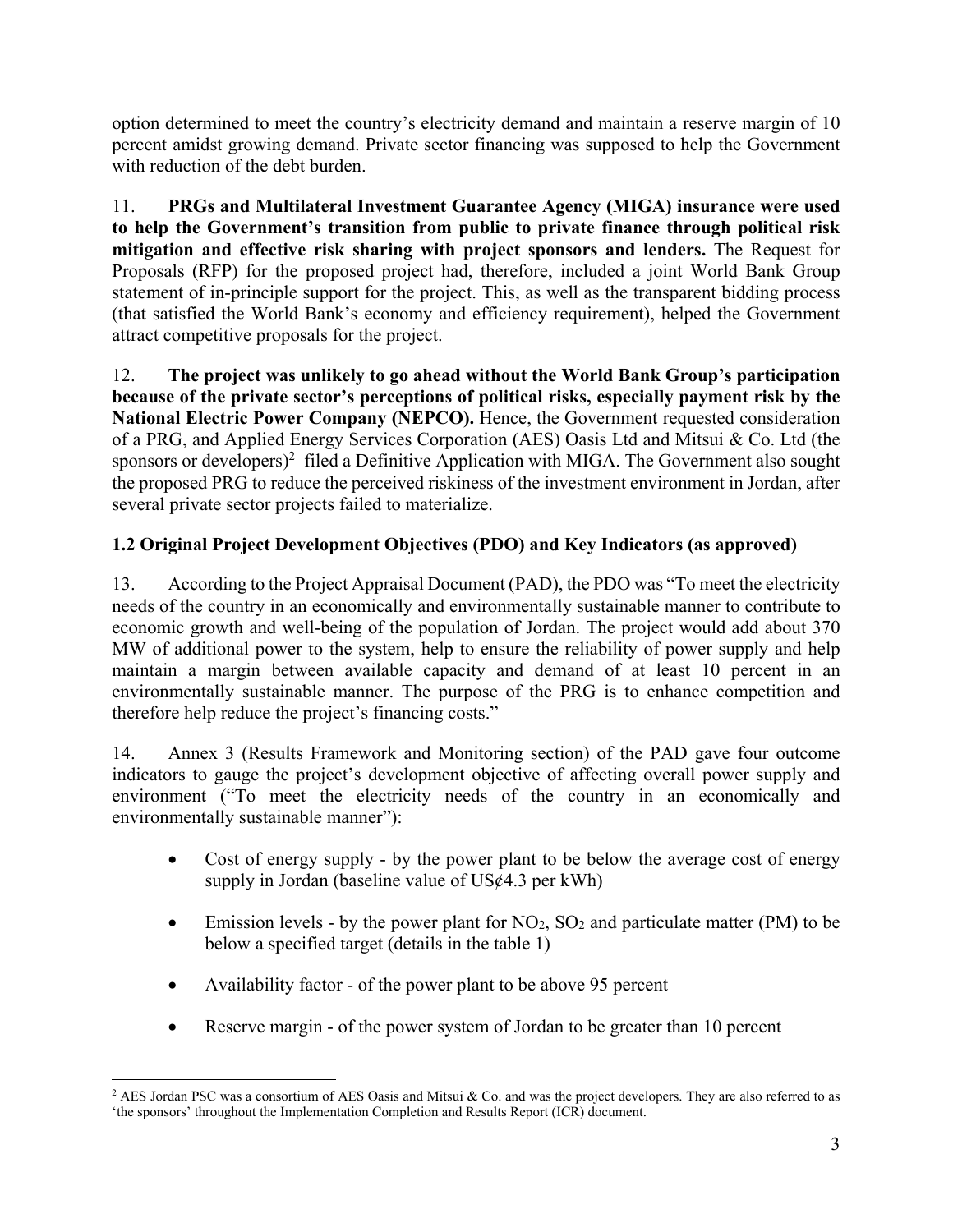option determined to meet the country's electricity demand and maintain a reserve margin of 10 percent amidst growing demand. Private sector financing was supposed to help the Government with reduction of the debt burden.

11. **PRGs and Multilateral Investment Guarantee Agency (MIGA) insurance were used to help the Government's transition from public to private finance through political risk mitigation and effective risk sharing with project sponsors and lenders.** The Request for Proposals (RFP) for the proposed project had, therefore, included a joint World Bank Group statement of in-principle support for the project. This, as well as the transparent bidding process (that satisfied the World Bank's economy and efficiency requirement), helped the Government attract competitive proposals for the project.

12. **The project was unlikely to go ahead without the World Bank Group's participation because of the private sector's perceptions of political risks, especially payment risk by the National Electric Power Company (NEPCO).** Hence, the Government requested consideration of a PRG, and Applied Energy Services Corporation (AES) Oasis Ltd and Mitsui & Co. Ltd (the sponsors or developers)[2] filed a Definitive Application with MIGA. The Government also sought the proposed PRG to reduce the perceived riskiness of the investment environment in Jordan, after several private sector projects failed to materialize.

## 1.2 Original Project Development Objectives (PDO) and Key Indicators (as approved)

13. According to the Project Appraisal Document (PAD), the PDO was "To meet the electricity needs of the country in an economically and environmentally sustainable manner to contribute to economic growth and well-being of the population of Jordan. The project would add about 370 MW of additional power to the system, help to ensure the reliability of power supply and help maintain a margin between available capacity and demand of at least 10 percent in an environmentally sustainable manner. The purpose of the PRG is to enhance competition and therefore help reduce the project's financing costs."

14. Annex 3 (Results Framework and Monitoring section) of the PAD gave four outcome indicators to gauge the project's development objective of affecting overall power supply and environment ("To meet the electricity needs of the country in an economically and environmentally sustainable manner"):

- Cost of energy supply - by the power plant to be below the average cost of energy supply in Jordan (baseline value of US¢4.3 per kWh)
- Emission levels - by the power plant for $NO_2$, $SO_2$ and particulate matter (PM) to be below a specified target (details in the table 1)
- Availability factor - of the power plant to be above 95 percent
- Reserve margin - of the power system of Jordan to be greater than 10 percent

[2] AES Jordan PSC was a consortium of AES Oasis and Mitsui & Co. and was the project developers. They are also referred to as 'the sponsors' throughout the Implementation Completion and Results Report (ICR) document.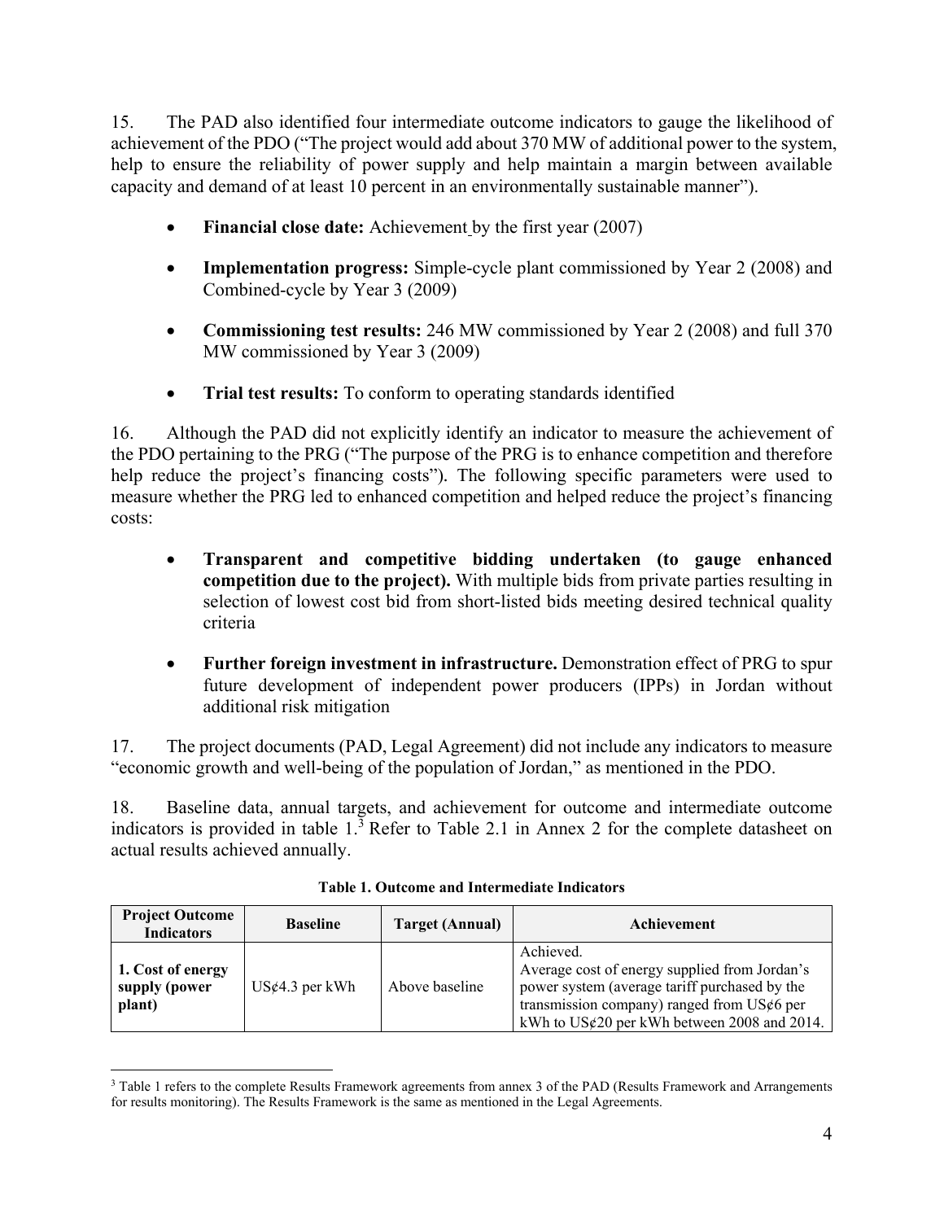15. The PAD also identified four intermediate outcome indicators to gauge the likelihood of achievement of the PDO ("The project would add about 370 MW of additional power to the system, help to ensure the reliability of power supply and help maintain a margin between available capacity and demand of at least 10 percent in an environmentally sustainable manner").

- **Financial close date:** Achievement by the first year (2007)
- **Implementation progress:** Simple-cycle plant commissioned by Year 2 (2008) and Combined-cycle by Year 3 (2009)
- **Commissioning test results:** 246 MW commissioned by Year 2 (2008) and full 370 MW commissioned by Year 3 (2009)
- **Trial test results:** To conform to operating standards identified

16. Although the PAD did not explicitly identify an indicator to measure the achievement of the PDO pertaining to the PRG ("The purpose of the PRG is to enhance competition and therefore help reduce the project's financing costs"). The following specific parameters were used to measure whether the PRG led to enhanced competition and helped reduce the project's financing costs:

- **Transparent and competitive bidding undertaken (to gauge enhanced competition due to the project).** With multiple bids from private parties resulting in selection of lowest cost bid from short-listed bids meeting desired technical quality criteria
- **Further foreign investment in infrastructure.** Demonstration effect of PRG to spur future development of independent power producers (IPPs) in Jordan without additional risk mitigation

17. The project documents (PAD, Legal Agreement) did not include any indicators to measure "economic growth and well-being of the population of Jordan," as mentioned in the PDO.

18. Baseline data, annual targets, and achievement for outcome and intermediate outcome indicators is provided in table 1.[3] Refer to Table 2.1 in Annex 2 for the complete datasheet on actual results achieved annually.

**Table 1. Outcome and Intermediate Indicators**

| Project Outcome Indicators | Baseline | Target (Annual) | Achievement |
|---|---|---|---|
| **1. Cost of energy supply (power plant)** | US¢4.3 per kWh | Above baseline | Achieved. Average cost of energy supplied from Jordan's power system (average tariff purchased by the transmission company) ranged from US¢6 per kWh to US¢20 per kWh between 2008 and 2014. |

[3] Table 1 refers to the complete Results Framework agreements from annex 3 of the PAD (Results Framework and Arrangements for results monitoring). The Results Framework is the same as mentioned in the Legal Agreements.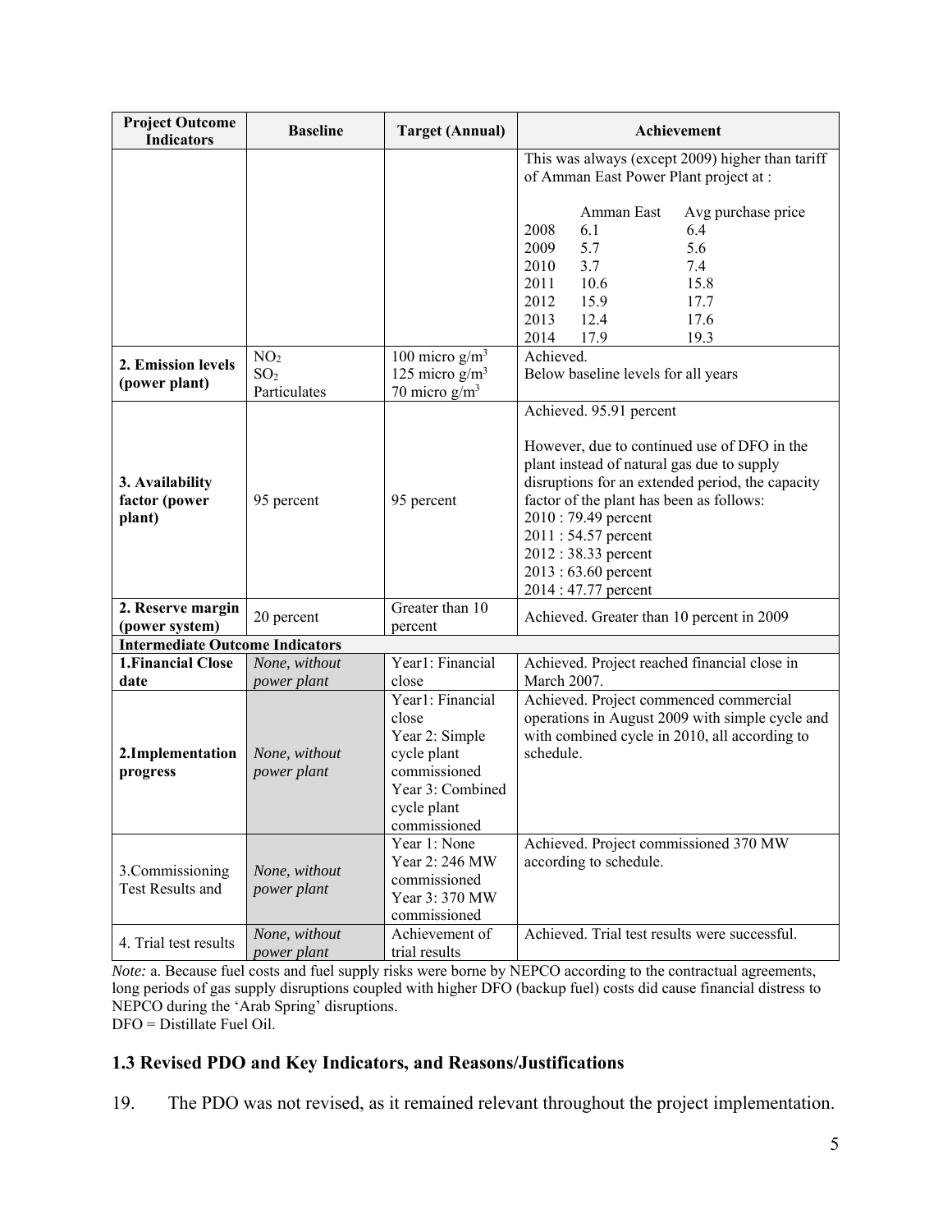| Project Outcome Indicators | Baseline | Target (Annual) | Achievement |
|---|---|---|---|
| | | | This was always (except 2009) higher than tariff of Amman East Power Plant project at :<br><br>Amman East Avg purchase price<br>2008 6.1 6.4<br>2009 5.7 5.6<br>2010 3.7 7.4<br>2011 10.6 15.8<br>2012 15.9 17.7<br>2013 12.4 17.6<br>2014 17.9 19.3 |
| **2. Emission levels (power plant)** | $NO_2$<br>$SO_2$<br>Particulates | 100 micro g/$m^3$<br>125 micro g/$m^3$<br>70 micro g/$m^3$ | Achieved.<br>Below baseline levels for all years |
| **3. Availability factor (power plant)** | 95 percent | 95 percent | Achieved. 95.91 percent<br><br>However, due to continued use of DFO in the plant instead of natural gas due to supply disruptions for an extended period, the capacity factor of the plant has been as follows:<br>2010 : 79.49 percent<br>2011 : 54.57 percent<br>2012 : 38.33 percent<br>2013 : 63.60 percent<br>2014 : 47.77 percent |
| **2. Reserve margin (power system)** | 20 percent | Greater than 10 percent | Achieved. Greater than 10 percent in 2009 |
| **Intermediate Outcome Indicators** | | | |
| **1.Financial Close date** | *None, without power plant* | Year1: Financial close | Achieved. Project reached financial close in March 2007. |
| **2.Implementation progress** | *None, without power plant* | Year1: Financial close<br>Year 2: Simple cycle plant commissioned<br>Year 3: Combined cycle plant commissioned | Achieved. Project commenced commercial operations in August 2009 with simple cycle and with combined cycle in 2010, all according to schedule. |
| 3.Commissioning Test Results and | *None, without power plant* | Year 1: None<br>Year 2: 246 MW commissioned<br>Year 3: 370 MW commissioned | Achieved. Project commissioned 370 MW according to schedule. |
| 4. Trial test results | *None, without power plant* | Achievement of trial results | Achieved. Trial test results were successful. |

*Note:* a. Because fuel costs and fuel supply risks were borne by NEPCO according to the contractual agreements, long periods of gas supply disruptions coupled with higher DFO (backup fuel) costs did cause financial distress to NEPCO during the 'Arab Spring' disruptions.
DFO = Distillate Fuel Oil.

## 1.3 Revised PDO and Key Indicators, and Reasons/Justifications

19. The PDO was not revised, as it remained relevant throughout the project implementation.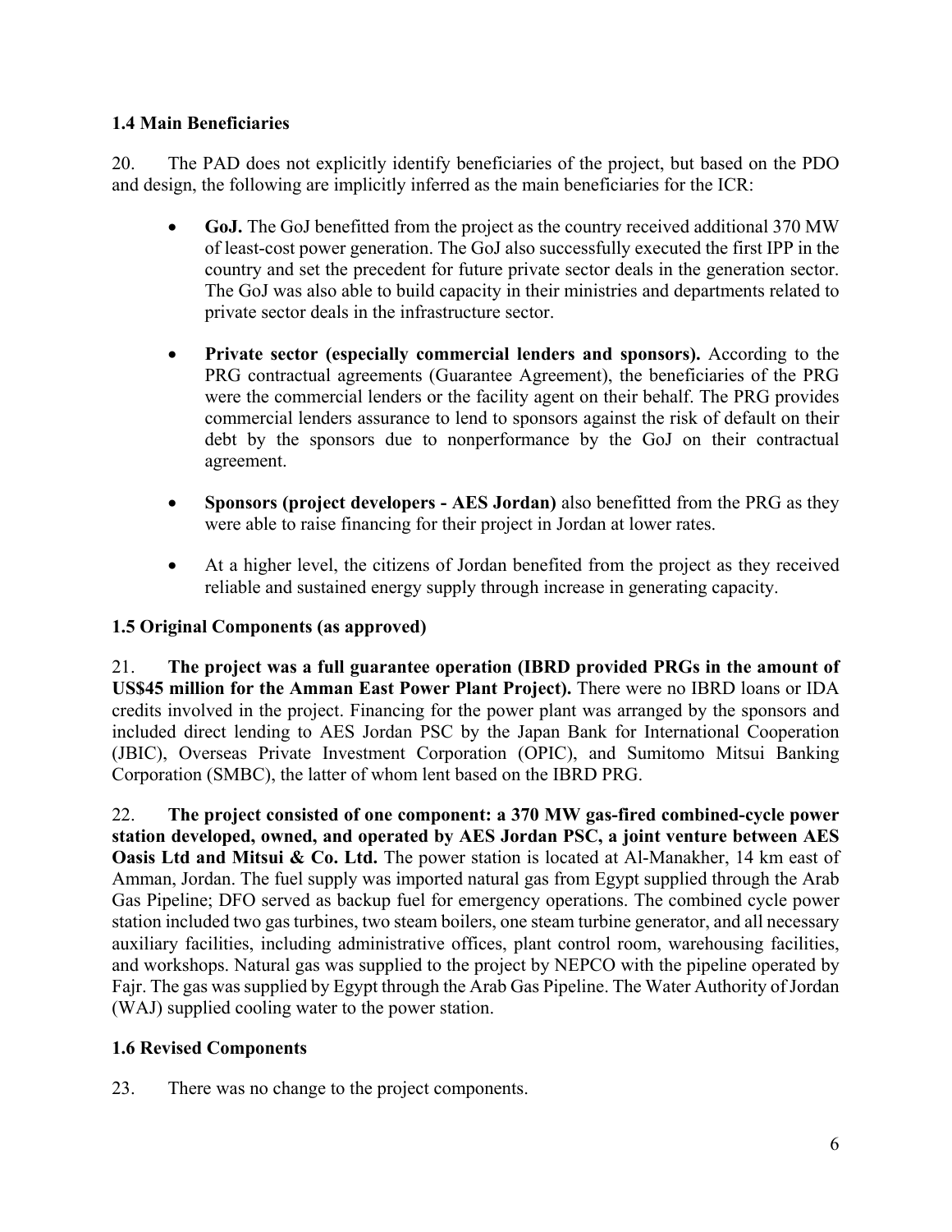### 1.4 Main Beneficiaries

20. The PAD does not explicitly identify beneficiaries of the project, but based on the PDO and design, the following are implicitly inferred as the main beneficiaries for the ICR:

- **GoJ.** The GoJ benefitted from the project as the country received additional 370 MW of least-cost power generation. The GoJ also successfully executed the first IPP in the country and set the precedent for future private sector deals in the generation sector. The GoJ was also able to build capacity in their ministries and departments related to private sector deals in the infrastructure sector.

- **Private sector (especially commercial lenders and sponsors).** According to the PRG contractual agreements (Guarantee Agreement), the beneficiaries of the PRG were the commercial lenders or the facility agent on their behalf. The PRG provides commercial lenders assurance to lend to sponsors against the risk of default on their debt by the sponsors due to nonperformance by the GoJ on their contractual agreement.

- **Sponsors (project developers - AES Jordan)** also benefitted from the PRG as they were able to raise financing for their project in Jordan at lower rates.

- At a higher level, the citizens of Jordan benefited from the project as they received reliable and sustained energy supply through increase in generating capacity.

### 1.5 Original Components (as approved)

21. **The project was a full guarantee operation (IBRD provided PRGs in the amount of US$45 million for the Amman East Power Plant Project).** There were no IBRD loans or IDA credits involved in the project. Financing for the power plant was arranged by the sponsors and included direct lending to AES Jordan PSC by the Japan Bank for International Cooperation (JBIC), Overseas Private Investment Corporation (OPIC), and Sumitomo Mitsui Banking Corporation (SMBC), the latter of whom lent based on the IBRD PRG.

22. **The project consisted of one component: a 370 MW gas-fired combined-cycle power station developed, owned, and operated by AES Jordan PSC, a joint venture between AES Oasis Ltd and Mitsui & Co. Ltd.** The power station is located at Al-Manakher, 14 km east of Amman, Jordan. The fuel supply was imported natural gas from Egypt supplied through the Arab Gas Pipeline; DFO served as backup fuel for emergency operations. The combined cycle power station included two gas turbines, two steam boilers, one steam turbine generator, and all necessary auxiliary facilities, including administrative offices, plant control room, warehousing facilities, and workshops. Natural gas was supplied to the project by NEPCO with the pipeline operated by Fajr. The gas was supplied by Egypt through the Arab Gas Pipeline. The Water Authority of Jordan (WAJ) supplied cooling water to the power station.

### 1.6 Revised Components

23. There was no change to the project components.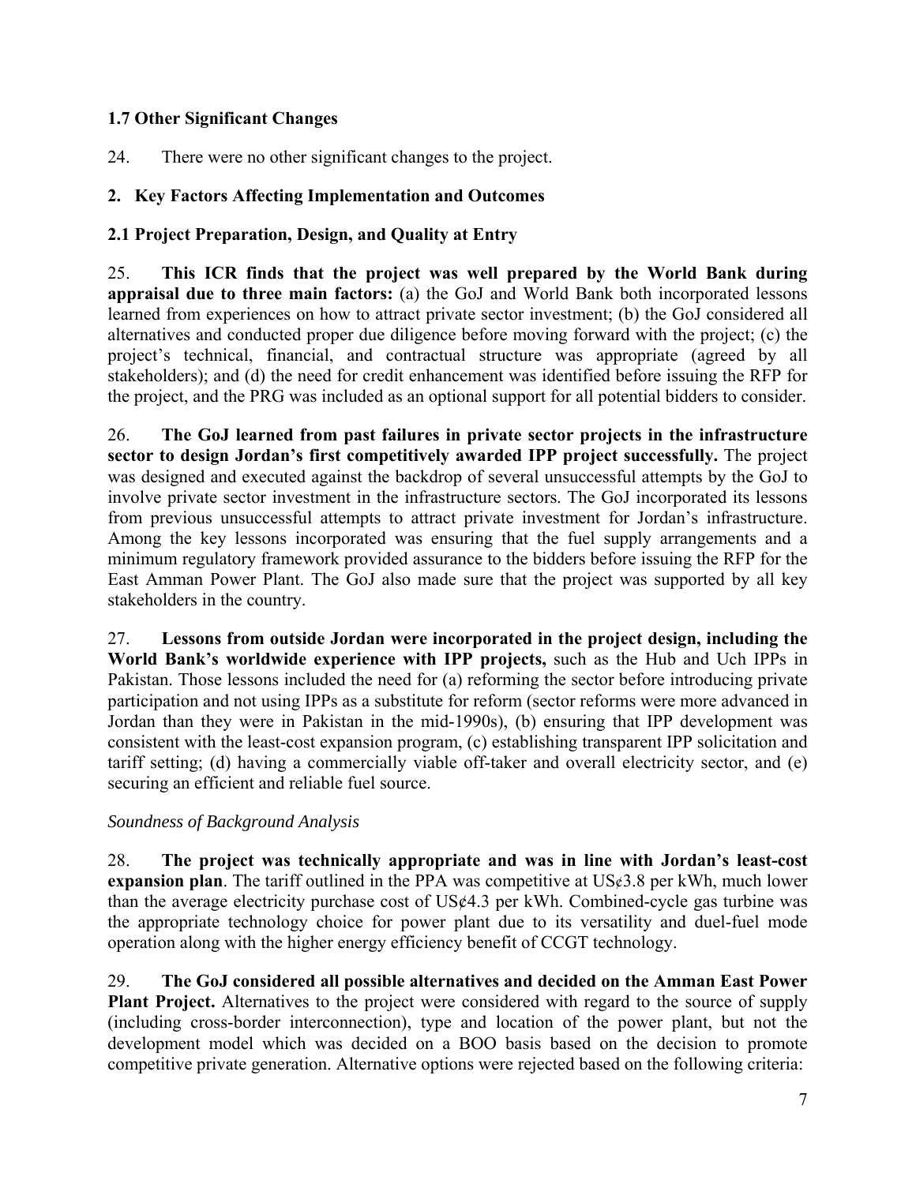### 1.7 Other Significant Changes

24. There were no other significant changes to the project.

## 2. Key Factors Affecting Implementation and Outcomes

### 2.1 Project Preparation, Design, and Quality at Entry

25. **This ICR finds that the project was well prepared by the World Bank during appraisal due to three main factors:** (a) the GoJ and World Bank both incorporated lessons learned from experiences on how to attract private sector investment; (b) the GoJ considered all alternatives and conducted proper due diligence before moving forward with the project; (c) the project's technical, financial, and contractual structure was appropriate (agreed by all stakeholders); and (d) the need for credit enhancement was identified before issuing the RFP for the project, and the PRG was included as an optional support for all potential bidders to consider.

26. **The GoJ learned from past failures in private sector projects in the infrastructure sector to design Jordan's first competitively awarded IPP project successfully.** The project was designed and executed against the backdrop of several unsuccessful attempts by the GoJ to involve private sector investment in the infrastructure sectors. The GoJ incorporated its lessons from previous unsuccessful attempts to attract private investment for Jordan's infrastructure. Among the key lessons incorporated was ensuring that the fuel supply arrangements and a minimum regulatory framework provided assurance to the bidders before issuing the RFP for the East Amman Power Plant. The GoJ also made sure that the project was supported by all key stakeholders in the country.

27. **Lessons from outside Jordan were incorporated in the project design, including the World Bank's worldwide experience with IPP projects,** such as the Hub and Uch IPPs in Pakistan. Those lessons included the need for (a) reforming the sector before introducing private participation and not using IPPs as a substitute for reform (sector reforms were more advanced in Jordan than they were in Pakistan in the mid-1990s), (b) ensuring that IPP development was consistent with the least-cost expansion program, (c) establishing transparent IPP solicitation and tariff setting; (d) having a commercially viable off-taker and overall electricity sector, and (e) securing an efficient and reliable fuel source.

*Soundness of Background Analysis*

28. **The project was technically appropriate and was in line with Jordan's least-cost expansion plan**. The tariff outlined in the PPA was competitive at US¢3.8 per kWh, much lower than the average electricity purchase cost of US¢4.3 per kWh. Combined-cycle gas turbine was the appropriate technology choice for power plant due to its versatility and duel-fuel mode operation along with the higher energy efficiency benefit of CCGT technology.

29. **The GoJ considered all possible alternatives and decided on the Amman East Power Plant Project.** Alternatives to the project were considered with regard to the source of supply (including cross-border interconnection), type and location of the power plant, but not the development model which was decided on a BOO basis based on the decision to promote competitive private generation. Alternative options were rejected based on the following criteria: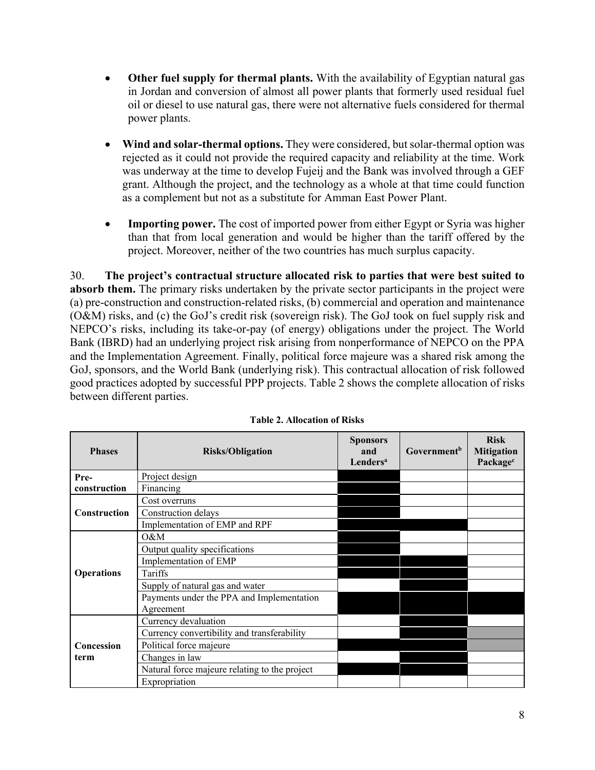- **Other fuel supply for thermal plants.** With the availability of Egyptian natural gas in Jordan and conversion of almost all power plants that formerly used residual fuel oil or diesel to use natural gas, there were not alternative fuels considered for thermal power plants.

- **Wind and solar-thermal options.** They were considered, but solar-thermal option was rejected as it could not provide the required capacity and reliability at the time. Work was underway at the time to develop Fujeij and the Bank was involved through a GEF grant. Although the project, and the technology as a whole at that time could function as a complement but not as a substitute for Amman East Power Plant.

- **Importing power.** The cost of imported power from either Egypt or Syria was higher than that from local generation and would be higher than the tariff offered by the project. Moreover, neither of the two countries has much surplus capacity.

30. **The project's contractual structure allocated risk to parties that were best suited to absorb them.** The primary risks undertaken by the private sector participants in the project were (a) pre-construction and construction-related risks, (b) commercial and operation and maintenance (O&M) risks, and (c) the GoJ's credit risk (sovereign risk). The GoJ took on fuel supply risk and NEPCO's risks, including its take-or-pay (of energy) obligations under the project. The World Bank (IBRD) had an underlying project risk arising from nonperformance of NEPCO on the PPA and the Implementation Agreement. Finally, political force majeure was a shared risk among the GoJ, sponsors, and the World Bank (underlying risk). This contractual allocation of risk followed good practices adopted by successful PPP projects. Table 2 shows the complete allocation of risks between different parties.

**Table 2. Allocation of Risks**

| Phases | Risks/Obligation | Sponsors and Lenders[a] | Government[b] | Risk Mitigation Package[c] |
|---|---|---|---|---|
| Pre-construction | Project design | ■ | | |
| | Financing | ■ | | |
| Construction | Cost overruns | ■ | | |
| | Construction delays | ■ | | |
| | Implementation of EMP and RPF | ■ | ■ | |
| Operations | O&M | ■ | | |
| | Output quality specifications | ■ | | |
| | Implementation of EMP | ■ | ■ | |
| | Tariffs | ■ | ■ | |
| | Supply of natural gas and water | | ■ | |
| | Payments under the PPA and Implementation Agreement | ■ | ■ | ■ |
| Concession term | Currency devaluation | | ■ | |
| | Currency convertibility and transferability | | ■ | ▒ |
| | Political force majeure | ■ | ■ | ▒ |
| | Changes in law | | ■ | |
| | Natural force majeure relating to the project | ■ | ■ | |
| | Expropriation | | | |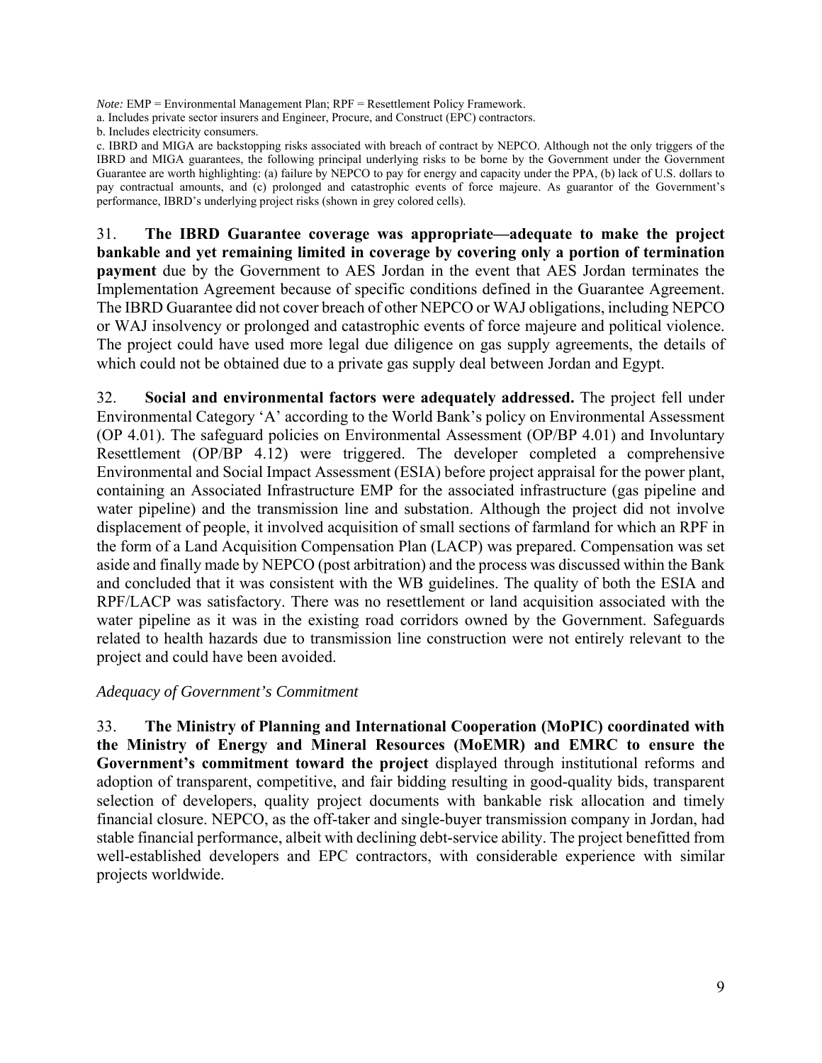*Note:* EMP = Environmental Management Plan; RPF = Resettlement Policy Framework.

a. Includes private sector insurers and Engineer, Procure, and Construct (EPC) contractors.

b. Includes electricity consumers.

c. IBRD and MIGA are backstopping risks associated with breach of contract by NEPCO. Although not the only triggers of the IBRD and MIGA guarantees, the following principal underlying risks to be borne by the Government under the Government Guarantee are worth highlighting: (a) failure by NEPCO to pay for energy and capacity under the PPA, (b) lack of U.S. dollars to pay contractual amounts, and (c) prolonged and catastrophic events of force majeure. As guarantor of the Government's performance, IBRD's underlying project risks (shown in grey colored cells).

31. **The IBRD Guarantee coverage was appropriate—adequate to make the project bankable and yet remaining limited in coverage by covering only a portion of termination payment** due by the Government to AES Jordan in the event that AES Jordan terminates the Implementation Agreement because of specific conditions defined in the Guarantee Agreement. The IBRD Guarantee did not cover breach of other NEPCO or WAJ obligations, including NEPCO or WAJ insolvency or prolonged and catastrophic events of force majeure and political violence. The project could have used more legal due diligence on gas supply agreements, the details of which could not be obtained due to a private gas supply deal between Jordan and Egypt.

32. **Social and environmental factors were adequately addressed.** The project fell under Environmental Category 'A' according to the World Bank's policy on Environmental Assessment (OP 4.01). The safeguard policies on Environmental Assessment (OP/BP 4.01) and Involuntary Resettlement (OP/BP 4.12) were triggered. The developer completed a comprehensive Environmental and Social Impact Assessment (ESIA) before project appraisal for the power plant, containing an Associated Infrastructure EMP for the associated infrastructure (gas pipeline and water pipeline) and the transmission line and substation. Although the project did not involve displacement of people, it involved acquisition of small sections of farmland for which an RPF in the form of a Land Acquisition Compensation Plan (LACP) was prepared. Compensation was set aside and finally made by NEPCO (post arbitration) and the process was discussed within the Bank and concluded that it was consistent with the WB guidelines. The quality of both the ESIA and RPF/LACP was satisfactory. There was no resettlement or land acquisition associated with the water pipeline as it was in the existing road corridors owned by the Government. Safeguards related to health hazards due to transmission line construction were not entirely relevant to the project and could have been avoided.

*Adequacy of Government's Commitment*

33. **The Ministry of Planning and International Cooperation (MoPIC) coordinated with the Ministry of Energy and Mineral Resources (MoEMR) and EMRC to ensure the Government's commitment toward the project** displayed through institutional reforms and adoption of transparent, competitive, and fair bidding resulting in good-quality bids, transparent selection of developers, quality project documents with bankable risk allocation and timely financial closure. NEPCO, as the off-taker and single-buyer transmission company in Jordan, had stable financial performance, albeit with declining debt-service ability. The project benefitted from well-established developers and EPC contractors, with considerable experience with similar projects worldwide.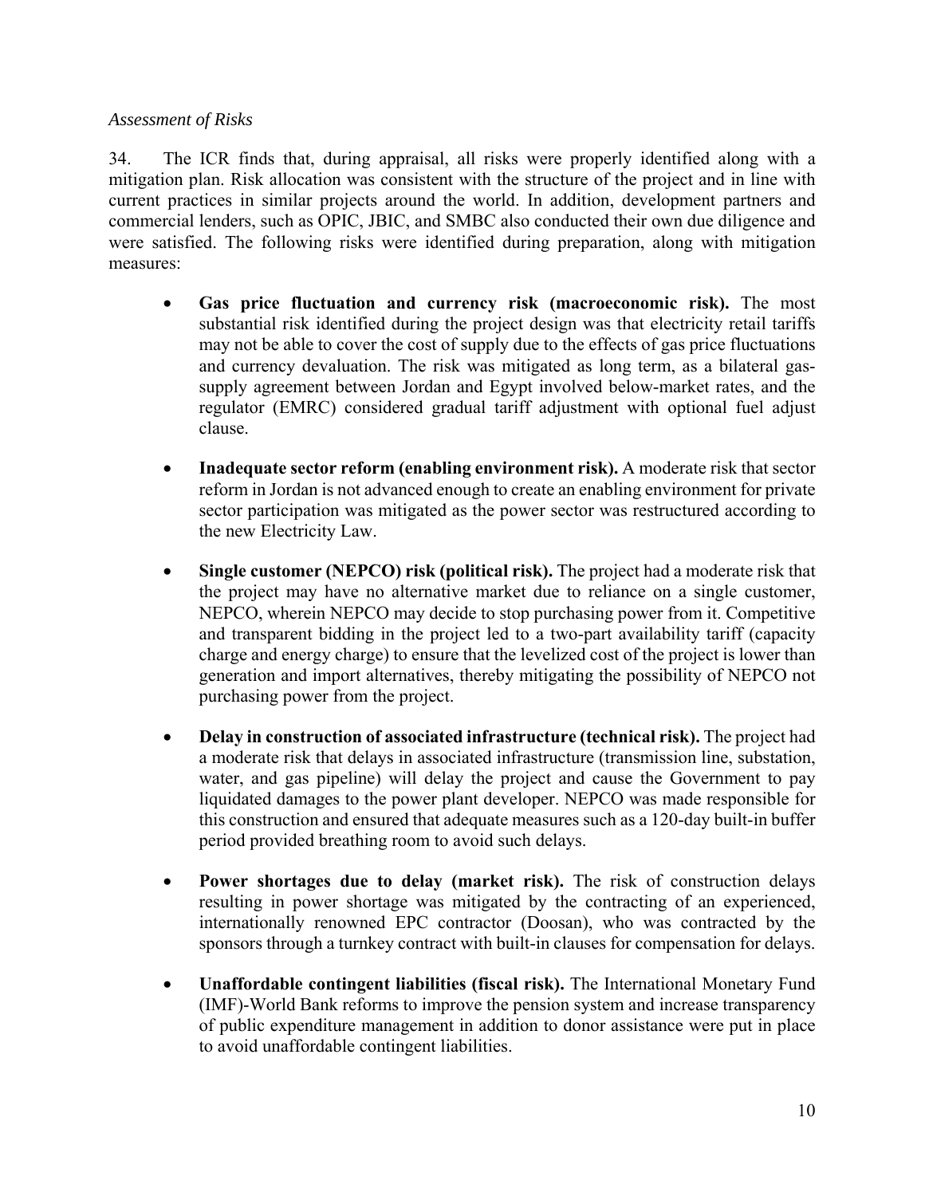*Assessment of Risks*

34. The ICR finds that, during appraisal, all risks were properly identified along with a mitigation plan. Risk allocation was consistent with the structure of the project and in line with current practices in similar projects around the world. In addition, development partners and commercial lenders, such as OPIC, JBIC, and SMBC also conducted their own due diligence and were satisfied. The following risks were identified during preparation, along with mitigation measures:

- **Gas price fluctuation and currency risk (macroeconomic risk).** The most substantial risk identified during the project design was that electricity retail tariffs may not be able to cover the cost of supply due to the effects of gas price fluctuations and currency devaluation. The risk was mitigated as long term, as a bilateral gas-supply agreement between Jordan and Egypt involved below-market rates, and the regulator (EMRC) considered gradual tariff adjustment with optional fuel adjust clause.

- **Inadequate sector reform (enabling environment risk).** A moderate risk that sector reform in Jordan is not advanced enough to create an enabling environment for private sector participation was mitigated as the power sector was restructured according to the new Electricity Law.

- **Single customer (NEPCO) risk (political risk).** The project had a moderate risk that the project may have no alternative market due to reliance on a single customer, NEPCO, wherein NEPCO may decide to stop purchasing power from it. Competitive and transparent bidding in the project led to a two-part availability tariff (capacity charge and energy charge) to ensure that the levelized cost of the project is lower than generation and import alternatives, thereby mitigating the possibility of NEPCO not purchasing power from the project.

- **Delay in construction of associated infrastructure (technical risk).** The project had a moderate risk that delays in associated infrastructure (transmission line, substation, water, and gas pipeline) will delay the project and cause the Government to pay liquidated damages to the power plant developer. NEPCO was made responsible for this construction and ensured that adequate measures such as a 120-day built-in buffer period provided breathing room to avoid such delays.

- **Power shortages due to delay (market risk).** The risk of construction delays resulting in power shortage was mitigated by the contracting of an experienced, internationally renowned EPC contractor (Doosan), who was contracted by the sponsors through a turnkey contract with built-in clauses for compensation for delays.

- **Unaffordable contingent liabilities (fiscal risk).** The International Monetary Fund (IMF)-World Bank reforms to improve the pension system and increase transparency of public expenditure management in addition to donor assistance were put in place to avoid unaffordable contingent liabilities.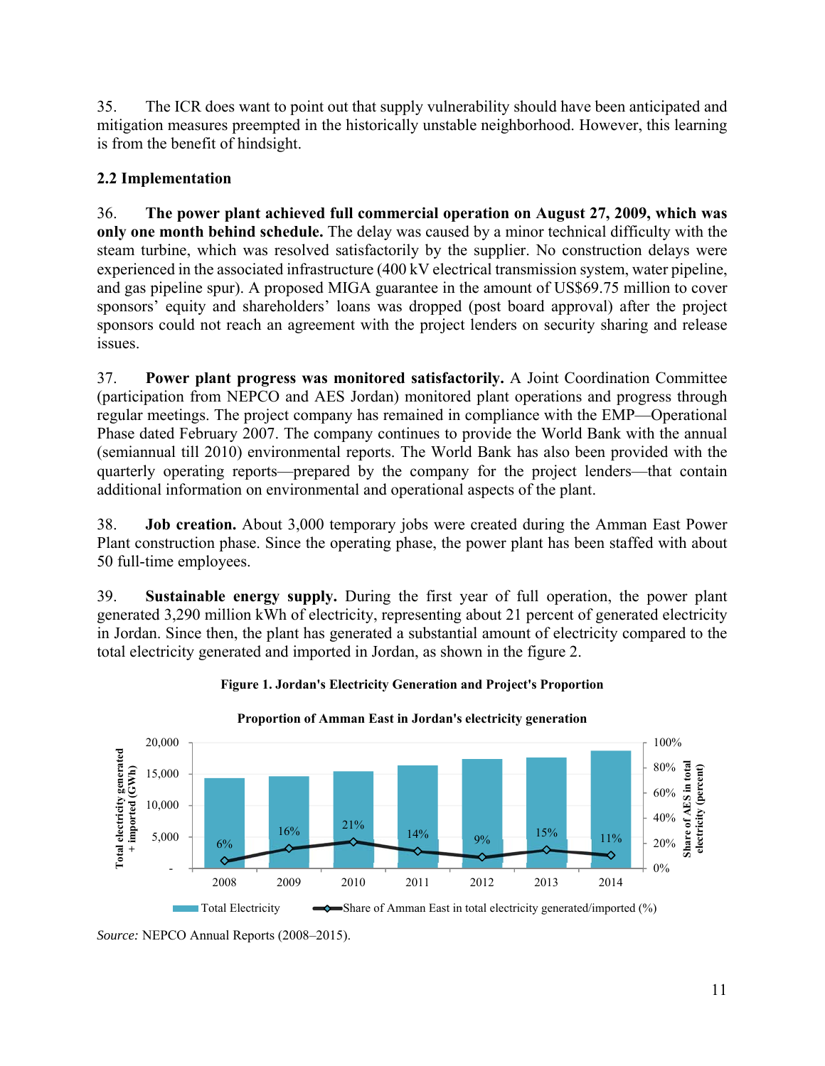35. The ICR does want to point out that supply vulnerability should have been anticipated and mitigation measures preempted in the historically unstable neighborhood. However, this learning is from the benefit of hindsight.

## 2.2 Implementation

36. **The power plant achieved full commercial operation on August 27, 2009, which was only one month behind schedule.** The delay was caused by a minor technical difficulty with the steam turbine, which was resolved satisfactorily by the supplier. No construction delays were experienced in the associated infrastructure (400 kV electrical transmission system, water pipeline, and gas pipeline spur). A proposed MIGA guarantee in the amount of US$69.75 million to cover sponsors' equity and shareholders' loans was dropped (post board approval) after the project sponsors could not reach an agreement with the project lenders on security sharing and release issues.

37. **Power plant progress was monitored satisfactorily.** A Joint Coordination Committee (participation from NEPCO and AES Jordan) monitored plant operations and progress through regular meetings. The project company has remained in compliance with the EMP—Operational Phase dated February 2007. The company continues to provide the World Bank with the annual (semiannual till 2010) environmental reports. The World Bank has also been provided with the quarterly operating reports—prepared by the company for the project lenders—that contain additional information on environmental and operational aspects of the plant.

38. **Job creation.** About 3,000 temporary jobs were created during the Amman East Power Plant construction phase. Since the operating phase, the power plant has been staffed with about 50 full-time employees.

39. **Sustainable energy supply.** During the first year of full operation, the power plant generated 3,290 million kWh of electricity, representing about 21 percent of generated electricity in Jordan. Since then, the plant has generated a substantial amount of electricity compared to the total electricity generated and imported in Jordan, as shown in the figure 2.

**Figure 1. Jordan's Electricity Generation and Project's Proportion**

**Proportion of Amman East in Jordan's electricity generation**

Total electricity generated + imported (GWh)

20,000
15,000
10,000
5,000
-

Share of AES in total electricity (percent)

100%
80%
60%
40%
20%
0%

2008: 6%
2009: 16%
2010: 21%
2011: 14%
2012: 9%
2013: 15%
2014: 11%

Total Electricity
Share of Amman East in total electricity generated/imported (%)

*Source:* NEPCO Annual Reports (2008–2015).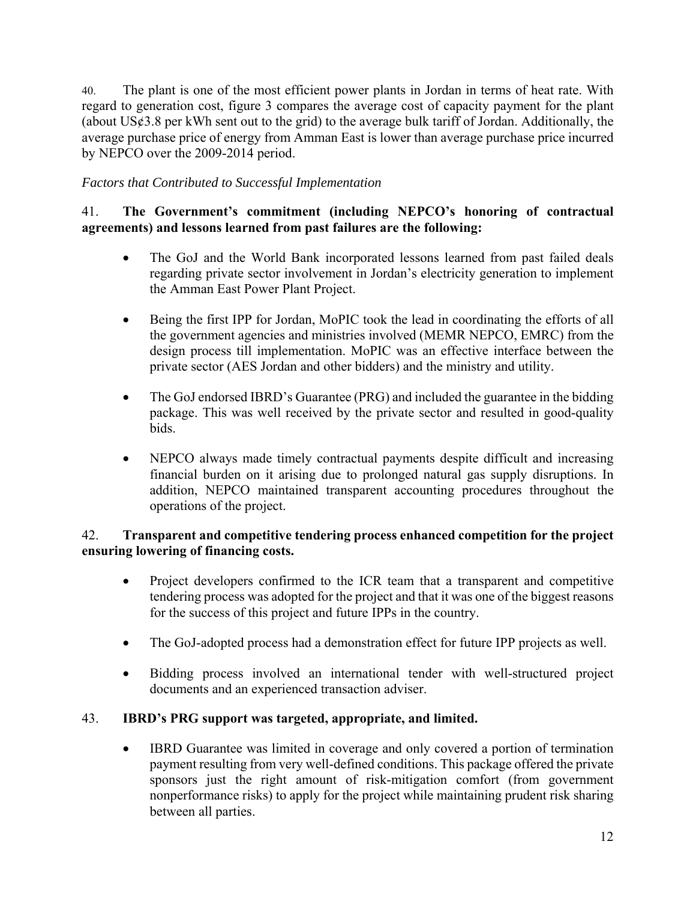40. The plant is one of the most efficient power plants in Jordan in terms of heat rate. With regard to generation cost, figure 3 compares the average cost of capacity payment for the plant (about US¢3.8 per kWh sent out to the grid) to the average bulk tariff of Jordan. Additionally, the average purchase price of energy from Amman East is lower than average purchase price incurred by NEPCO over the 2009-2014 period.

*Factors that Contributed to Successful Implementation*

41. **The Government's commitment (including NEPCO's honoring of contractual agreements) and lessons learned from past failures are the following:**

- The GoJ and the World Bank incorporated lessons learned from past failed deals regarding private sector involvement in Jordan's electricity generation to implement the Amman East Power Plant Project.
- Being the first IPP for Jordan, MoPIC took the lead in coordinating the efforts of all the government agencies and ministries involved (MEMR NEPCO, EMRC) from the design process till implementation. MoPIC was an effective interface between the private sector (AES Jordan and other bidders) and the ministry and utility.
- The GoJ endorsed IBRD's Guarantee (PRG) and included the guarantee in the bidding package. This was well received by the private sector and resulted in good-quality bids.
- NEPCO always made timely contractual payments despite difficult and increasing financial burden on it arising due to prolonged natural gas supply disruptions. In addition, NEPCO maintained transparent accounting procedures throughout the operations of the project.

42. **Transparent and competitive tendering process enhanced competition for the project ensuring lowering of financing costs.**

- Project developers confirmed to the ICR team that a transparent and competitive tendering process was adopted for the project and that it was one of the biggest reasons for the success of this project and future IPPs in the country.
- The GoJ-adopted process had a demonstration effect for future IPP projects as well.
- Bidding process involved an international tender with well-structured project documents and an experienced transaction adviser.

43. **IBRD's PRG support was targeted, appropriate, and limited.**

- IBRD Guarantee was limited in coverage and only covered a portion of termination payment resulting from very well-defined conditions. This package offered the private sponsors just the right amount of risk-mitigation comfort (from government nonperformance risks) to apply for the project while maintaining prudent risk sharing between all parties.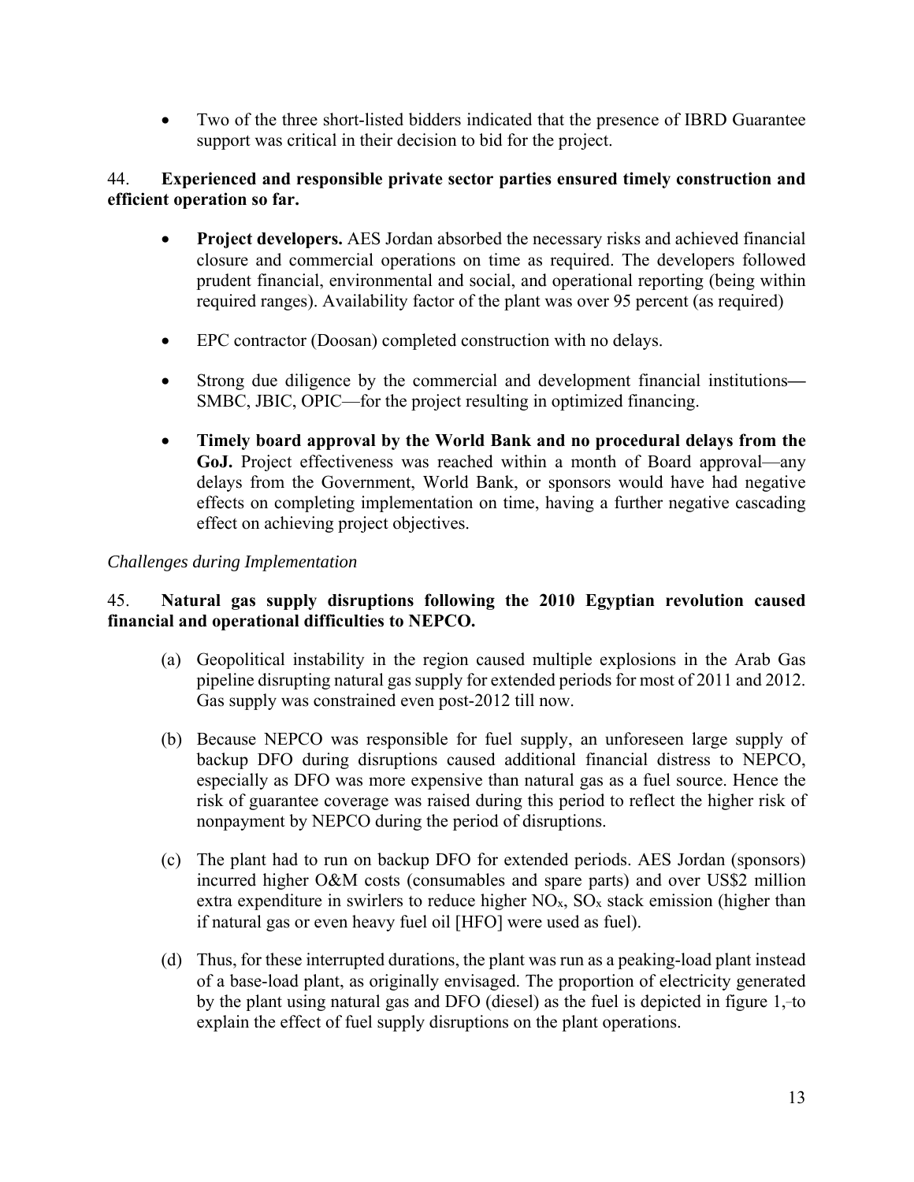- Two of the three short-listed bidders indicated that the presence of IBRD Guarantee support was critical in their decision to bid for the project.

44. **Experienced and responsible private sector parties ensured timely construction and efficient operation so far.**

- **Project developers.** AES Jordan absorbed the necessary risks and achieved financial closure and commercial operations on time as required. The developers followed prudent financial, environmental and social, and operational reporting (being within required ranges). Availability factor of the plant was over 95 percent (as required)
- EPC contractor (Doosan) completed construction with no delays.
- Strong due diligence by the commercial and development financial institutions—SMBC, JBIC, OPIC—for the project resulting in optimized financing.
- **Timely board approval by the World Bank and no procedural delays from the GoJ.** Project effectiveness was reached within a month of Board approval—any delays from the Government, World Bank, or sponsors would have had negative effects on completing implementation on time, having a further negative cascading effect on achieving project objectives.

*Challenges during Implementation*

45. **Natural gas supply disruptions following the 2010 Egyptian revolution caused financial and operational difficulties to NEPCO.**

(a) Geopolitical instability in the region caused multiple explosions in the Arab Gas pipeline disrupting natural gas supply for extended periods for most of 2011 and 2012. Gas supply was constrained even post-2012 till now.

(b) Because NEPCO was responsible for fuel supply, an unforeseen large supply of backup DFO during disruptions caused additional financial distress to NEPCO, especially as DFO was more expensive than natural gas as a fuel source. Hence the risk of guarantee coverage was raised during this period to reflect the higher risk of nonpayment by NEPCO during the period of disruptions.

(c) The plant had to run on backup DFO for extended periods. AES Jordan (sponsors) incurred higher O&M costs (consumables and spare parts) and over US$2 million extra expenditure in swirlers to reduce higher $NO_x$, $SO_x$ stack emission (higher than if natural gas or even heavy fuel oil [HFO] were used as fuel).

(d) Thus, for these interrupted durations, the plant was run as a peaking-load plant instead of a base-load plant, as originally envisaged. The proportion of electricity generated by the plant using natural gas and DFO (diesel) as the fuel is depicted in figure 1, to explain the effect of fuel supply disruptions on the plant operations.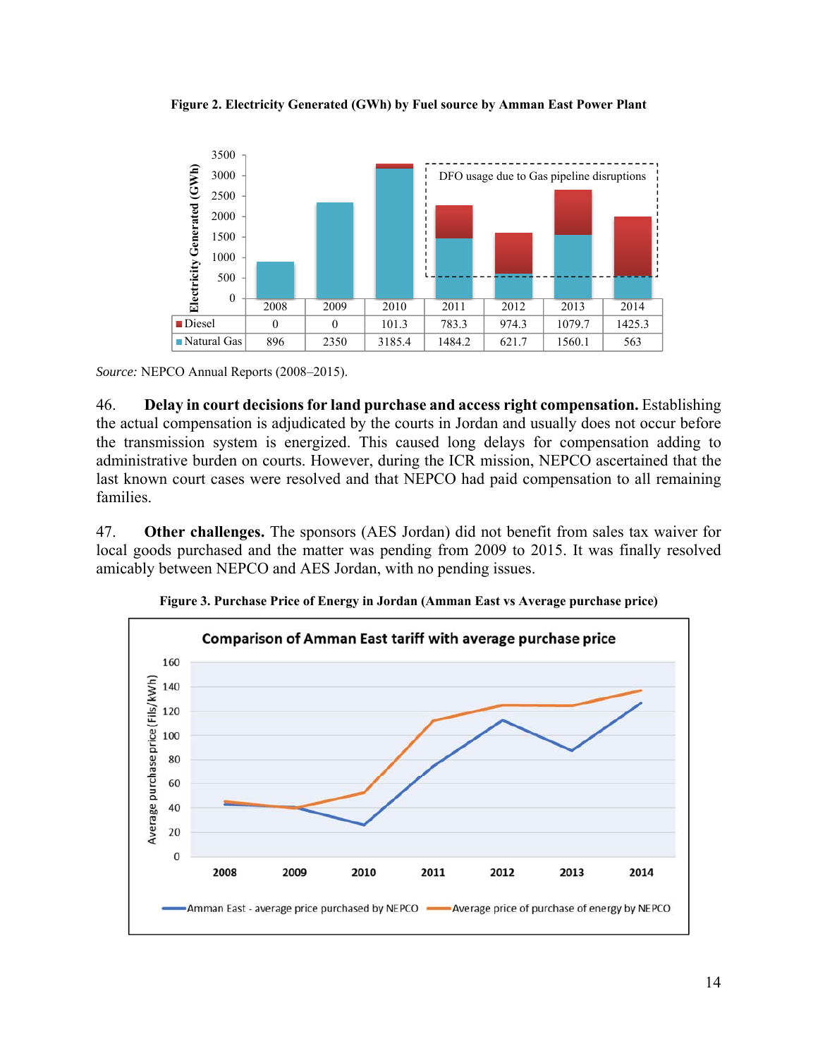**Figure 2. Electricity Generated (GWh) by Fuel source by Amman East Power Plant**

Electricity Generated (GWh)

3500
3000
2500
2000
1500
1000
500
0

DFO usage due to Gas pipeline disruptions

| | 2008 | 2009 | 2010 | 2011 | 2012 | 2013 | 2014 |
|---|---|---|---|---|---|---|---|
| Diesel | 0 | 0 | 101.3 | 783.3 | 974.3 | 1079.7 | 1425.3 |
| Natural Gas | 896 | 2350 | 3185.4 | 1484.2 | 621.7 | 1560.1 | 563 |

*Source:* NEPCO Annual Reports (2008–2015).

46. **Delay in court decisions for land purchase and access right compensation.** Establishing the actual compensation is adjudicated by the courts in Jordan and usually does not occur before the transmission system is energized. This caused long delays for compensation adding to administrative burden on courts. However, during the ICR mission, NEPCO ascertained that the last known court cases were resolved and that NEPCO had paid compensation to all remaining families.

47. **Other challenges.** The sponsors (AES Jordan) did not benefit from sales tax waiver for local goods purchased and the matter was pending from 2009 to 2015. It was finally resolved amicably between NEPCO and AES Jordan, with no pending issues.

**Figure 3. Purchase Price of Energy in Jordan (Amman East vs Average purchase price)**

Comparison of Amman East tariff with average purchase price

Average purchase price (Fils/kWh)

160
140
120
100
80
60
40
20
0

2008 2009 2010 2011 2012 2013 2014

Amman East - average price purchased by NEPCO
Average price of purchase of energy by NEPCO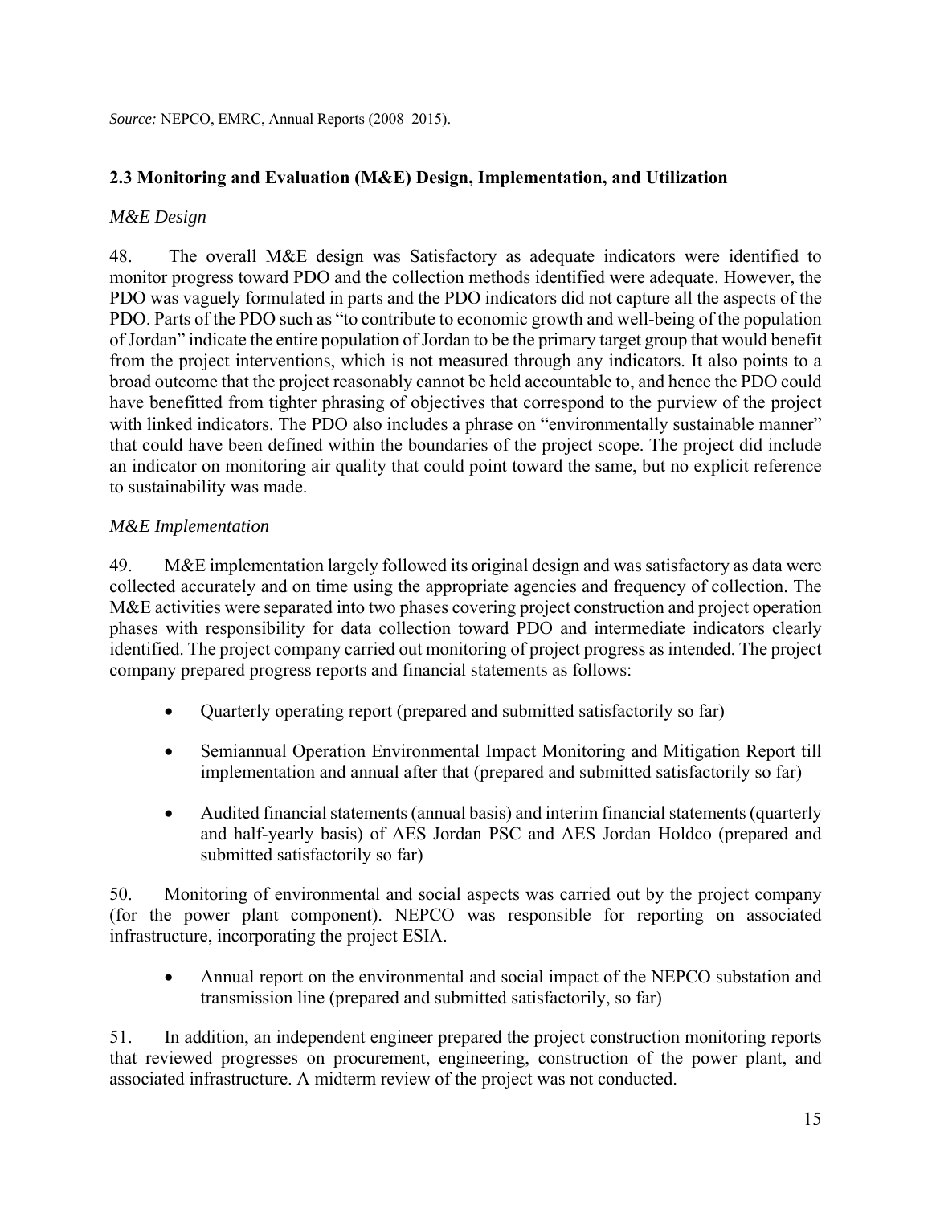*Source:* NEPCO, EMRC, Annual Reports (2008–2015).

### 2.3 Monitoring and Evaluation (M&E) Design, Implementation, and Utilization

*M&E Design*

48. The overall M&E design was Satisfactory as adequate indicators were identified to monitor progress toward PDO and the collection methods identified were adequate. However, the PDO was vaguely formulated in parts and the PDO indicators did not capture all the aspects of the PDO. Parts of the PDO such as "to contribute to economic growth and well-being of the population of Jordan" indicate the entire population of Jordan to be the primary target group that would benefit from the project interventions, which is not measured through any indicators. It also points to a broad outcome that the project reasonably cannot be held accountable to, and hence the PDO could have benefitted from tighter phrasing of objectives that correspond to the purview of the project with linked indicators. The PDO also includes a phrase on "environmentally sustainable manner" that could have been defined within the boundaries of the project scope. The project did include an indicator on monitoring air quality that could point toward the same, but no explicit reference to sustainability was made.

*M&E Implementation*

49. M&E implementation largely followed its original design and was satisfactory as data were collected accurately and on time using the appropriate agencies and frequency of collection. The M&E activities were separated into two phases covering project construction and project operation phases with responsibility for data collection toward PDO and intermediate indicators clearly identified. The project company carried out monitoring of project progress as intended. The project company prepared progress reports and financial statements as follows:

- Quarterly operating report (prepared and submitted satisfactorily so far)
- Semiannual Operation Environmental Impact Monitoring and Mitigation Report till implementation and annual after that (prepared and submitted satisfactorily so far)
- Audited financial statements (annual basis) and interim financial statements (quarterly and half-yearly basis) of AES Jordan PSC and AES Jordan Holdco (prepared and submitted satisfactorily so far)

50. Monitoring of environmental and social aspects was carried out by the project company (for the power plant component). NEPCO was responsible for reporting on associated infrastructure, incorporating the project ESIA.

- Annual report on the environmental and social impact of the NEPCO substation and transmission line (prepared and submitted satisfactorily, so far)

51. In addition, an independent engineer prepared the project construction monitoring reports that reviewed progresses on procurement, engineering, construction of the power plant, and associated infrastructure. A midterm review of the project was not conducted.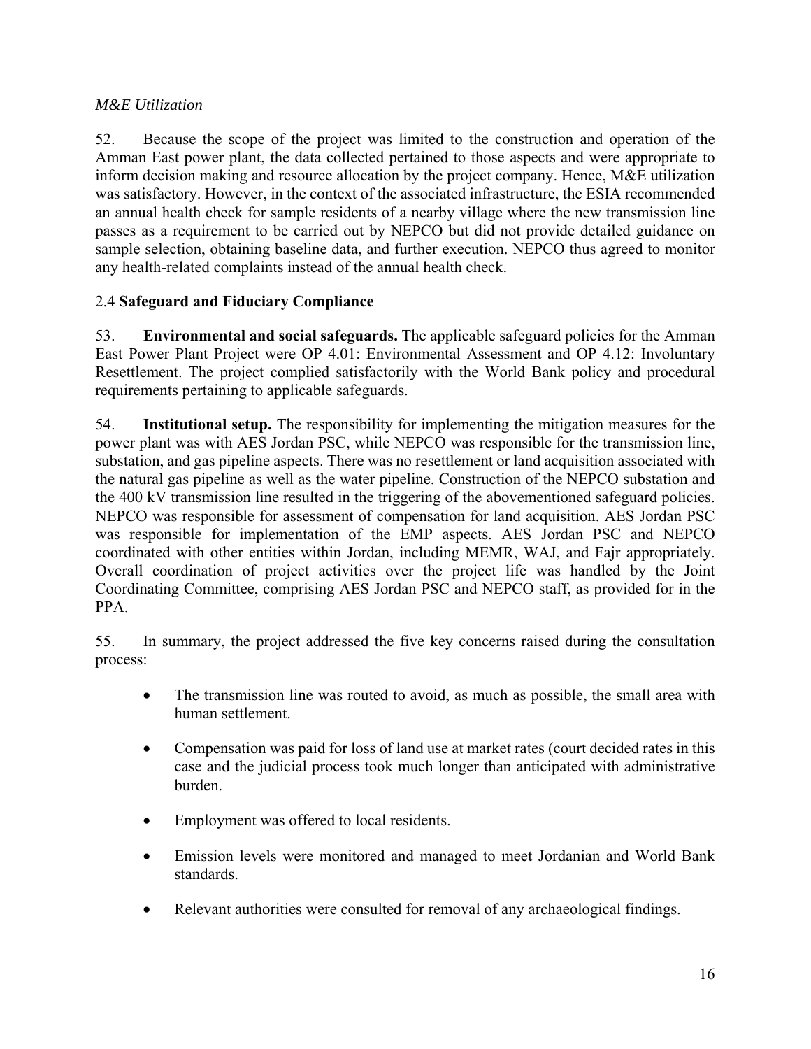*M&E Utilization*

52. Because the scope of the project was limited to the construction and operation of the Amman East power plant, the data collected pertained to those aspects and were appropriate to inform decision making and resource allocation by the project company. Hence, M&E utilization was satisfactory. However, in the context of the associated infrastructure, the ESIA recommended an annual health check for sample residents of a nearby village where the new transmission line passes as a requirement to be carried out by NEPCO but did not provide detailed guidance on sample selection, obtaining baseline data, and further execution. NEPCO thus agreed to monitor any health-related complaints instead of the annual health check.

## 2.4 **Safeguard and Fiduciary Compliance**

53. **Environmental and social safeguards.** The applicable safeguard policies for the Amman East Power Plant Project were OP 4.01: Environmental Assessment and OP 4.12: Involuntary Resettlement. The project complied satisfactorily with the World Bank policy and procedural requirements pertaining to applicable safeguards.

54. **Institutional setup.** The responsibility for implementing the mitigation measures for the power plant was with AES Jordan PSC, while NEPCO was responsible for the transmission line, substation, and gas pipeline aspects. There was no resettlement or land acquisition associated with the natural gas pipeline as well as the water pipeline. Construction of the NEPCO substation and the 400 kV transmission line resulted in the triggering of the abovementioned safeguard policies. NEPCO was responsible for assessment of compensation for land acquisition. AES Jordan PSC was responsible for implementation of the EMP aspects. AES Jordan PSC and NEPCO coordinated with other entities within Jordan, including MEMR, WAJ, and Fajr appropriately. Overall coordination of project activities over the project life was handled by the Joint Coordinating Committee, comprising AES Jordan PSC and NEPCO staff, as provided for in the PPA.

55. In summary, the project addressed the five key concerns raised during the consultation process:

- The transmission line was routed to avoid, as much as possible, the small area with human settlement.
- Compensation was paid for loss of land use at market rates (court decided rates in this case and the judicial process took much longer than anticipated with administrative burden.
- Employment was offered to local residents.
- Emission levels were monitored and managed to meet Jordanian and World Bank standards.
- Relevant authorities were consulted for removal of any archaeological findings.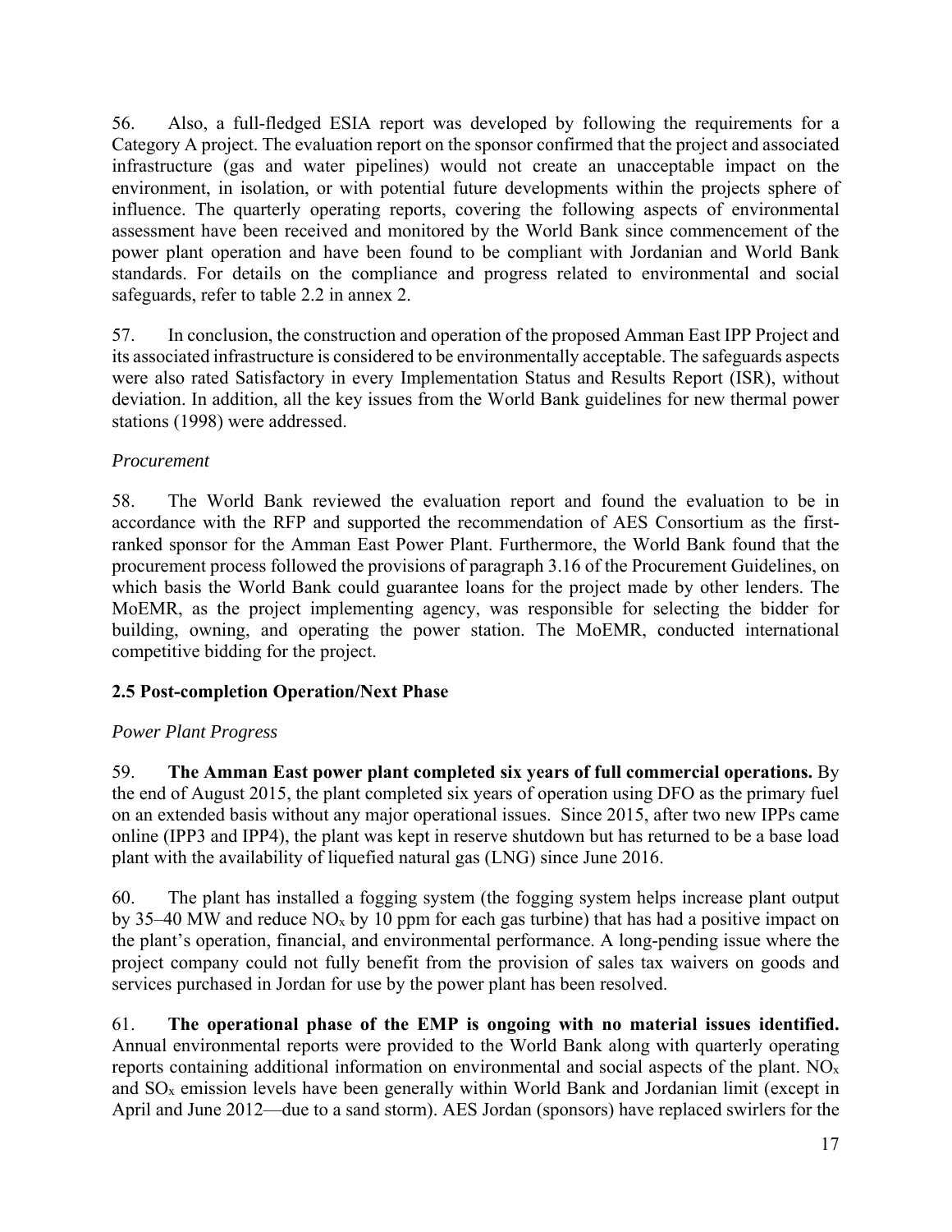56. Also, a full-fledged ESIA report was developed by following the requirements for a Category A project. The evaluation report on the sponsor confirmed that the project and associated infrastructure (gas and water pipelines) would not create an unacceptable impact on the environment, in isolation, or with potential future developments within the projects sphere of influence. The quarterly operating reports, covering the following aspects of environmental assessment have been received and monitored by the World Bank since commencement of the power plant operation and have been found to be compliant with Jordanian and World Bank standards. For details on the compliance and progress related to environmental and social safeguards, refer to table 2.2 in annex 2.

57. In conclusion, the construction and operation of the proposed Amman East IPP Project and its associated infrastructure is considered to be environmentally acceptable. The safeguards aspects were also rated Satisfactory in every Implementation Status and Results Report (ISR), without deviation. In addition, all the key issues from the World Bank guidelines for new thermal power stations (1998) were addressed.

*Procurement*

58. The World Bank reviewed the evaluation report and found the evaluation to be in accordance with the RFP and supported the recommendation of AES Consortium as the first-ranked sponsor for the Amman East Power Plant. Furthermore, the World Bank found that the procurement process followed the provisions of paragraph 3.16 of the Procurement Guidelines, on which basis the World Bank could guarantee loans for the project made by other lenders. The MoEMR, as the project implementing agency, was responsible for selecting the bidder for building, owning, and operating the power station. The MoEMR, conducted international competitive bidding for the project.

## 2.5 Post-completion Operation/Next Phase

*Power Plant Progress*

59. **The Amman East power plant completed six years of full commercial operations.** By the end of August 2015, the plant completed six years of operation using DFO as the primary fuel on an extended basis without any major operational issues. Since 2015, after two new IPPs came online (IPP3 and IPP4), the plant was kept in reserve shutdown but has returned to be a base load plant with the availability of liquefied natural gas (LNG) since June 2016.

60. The plant has installed a fogging system (the fogging system helps increase plant output by 35–40 MW and reduce $NO_x$ by 10 ppm for each gas turbine) that has had a positive impact on the plant's operation, financial, and environmental performance. A long-pending issue where the project company could not fully benefit from the provision of sales tax waivers on goods and services purchased in Jordan for use by the power plant has been resolved.

61. **The operational phase of the EMP is ongoing with no material issues identified.** Annual environmental reports were provided to the World Bank along with quarterly operating reports containing additional information on environmental and social aspects of the plant. $NO_x$ and $SO_x$ emission levels have been generally within World Bank and Jordanian limit (except in April and June 2012—due to a sand storm). AES Jordan (sponsors) have replaced swirlers for the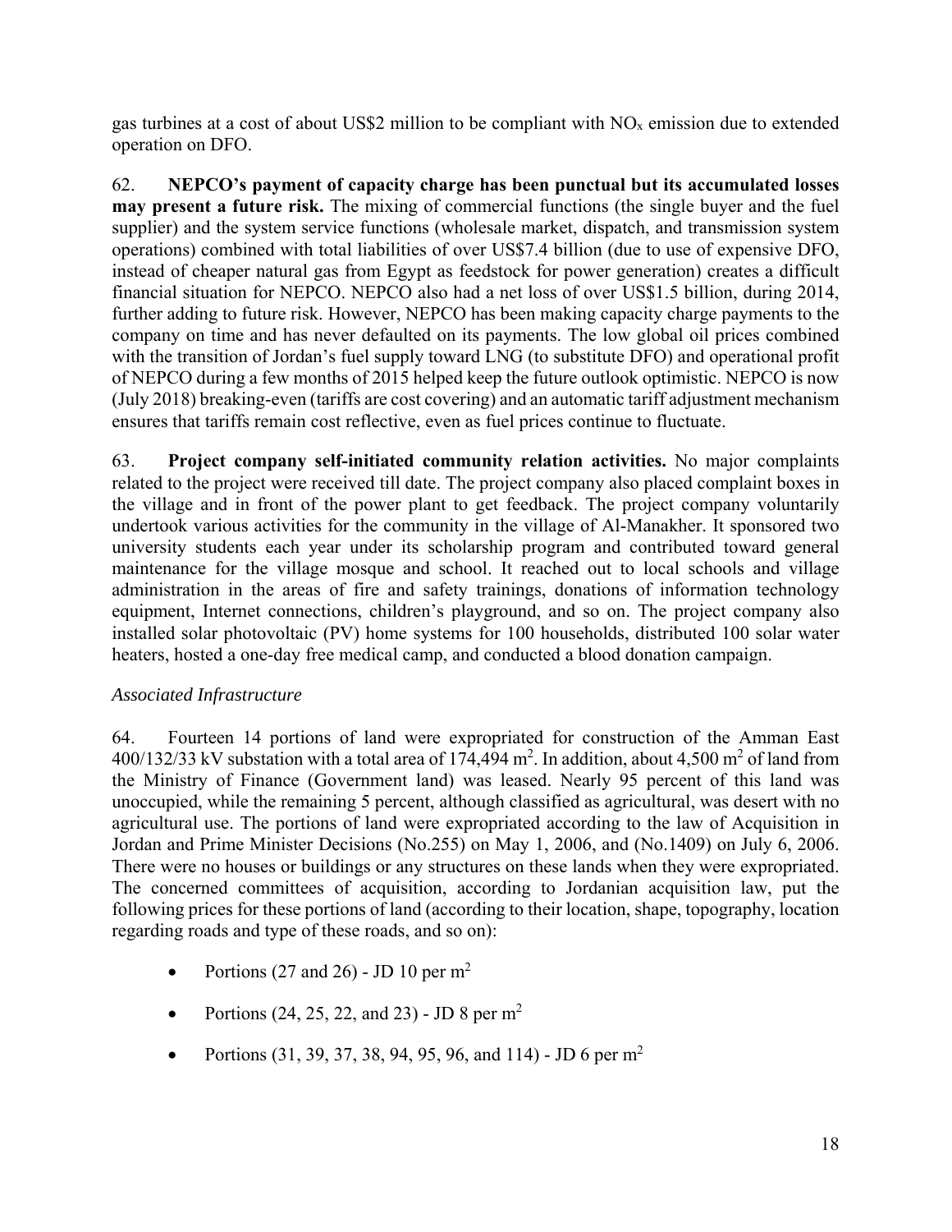gas turbines at a cost of about US$2 million to be compliant with $NO_x$ emission due to extended operation on DFO.

62. **NEPCO's payment of capacity charge has been punctual but its accumulated losses may present a future risk.** The mixing of commercial functions (the single buyer and the fuel supplier) and the system service functions (wholesale market, dispatch, and transmission system operations) combined with total liabilities of over US$7.4 billion (due to use of expensive DFO, instead of cheaper natural gas from Egypt as feedstock for power generation) creates a difficult financial situation for NEPCO. NEPCO also had a net loss of over US$1.5 billion, during 2014, further adding to future risk. However, NEPCO has been making capacity charge payments to the company on time and has never defaulted on its payments. The low global oil prices combined with the transition of Jordan's fuel supply toward LNG (to substitute DFO) and operational profit of NEPCO during a few months of 2015 helped keep the future outlook optimistic. NEPCO is now (July 2018) breaking-even (tariffs are cost covering) and an automatic tariff adjustment mechanism ensures that tariffs remain cost reflective, even as fuel prices continue to fluctuate.

63. **Project company self-initiated community relation activities.** No major complaints related to the project were received till date. The project company also placed complaint boxes in the village and in front of the power plant to get feedback. The project company voluntarily undertook various activities for the community in the village of Al-Manakher. It sponsored two university students each year under its scholarship program and contributed toward general maintenance for the village mosque and school. It reached out to local schools and village administration in the areas of fire and safety trainings, donations of information technology equipment, Internet connections, children's playground, and so on. The project company also installed solar photovoltaic (PV) home systems for 100 households, distributed 100 solar water heaters, hosted a one-day free medical camp, and conducted a blood donation campaign.

*Associated Infrastructure*

64. Fourteen 14 portions of land were expropriated for construction of the Amman East 400/132/33 kV substation with a total area of 174,494 $m^2$. In addition, about 4,500 $m^2$ of land from the Ministry of Finance (Government land) was leased. Nearly 95 percent of this land was unoccupied, while the remaining 5 percent, although classified as agricultural, was desert with no agricultural use. The portions of land were expropriated according to the law of Acquisition in Jordan and Prime Minister Decisions (No.255) on May 1, 2006, and (No.1409) on July 6, 2006. There were no houses or buildings or any structures on these lands when they were expropriated. The concerned committees of acquisition, according to Jordanian acquisition law, put the following prices for these portions of land (according to their location, shape, topography, location regarding roads and type of these roads, and so on):

- Portions (27 and 26) - JD 10 per $m^2$
- Portions (24, 25, 22, and 23) - JD 8 per $m^2$
- Portions (31, 39, 37, 38, 94, 95, 96, and 114) - JD 6 per $m^2$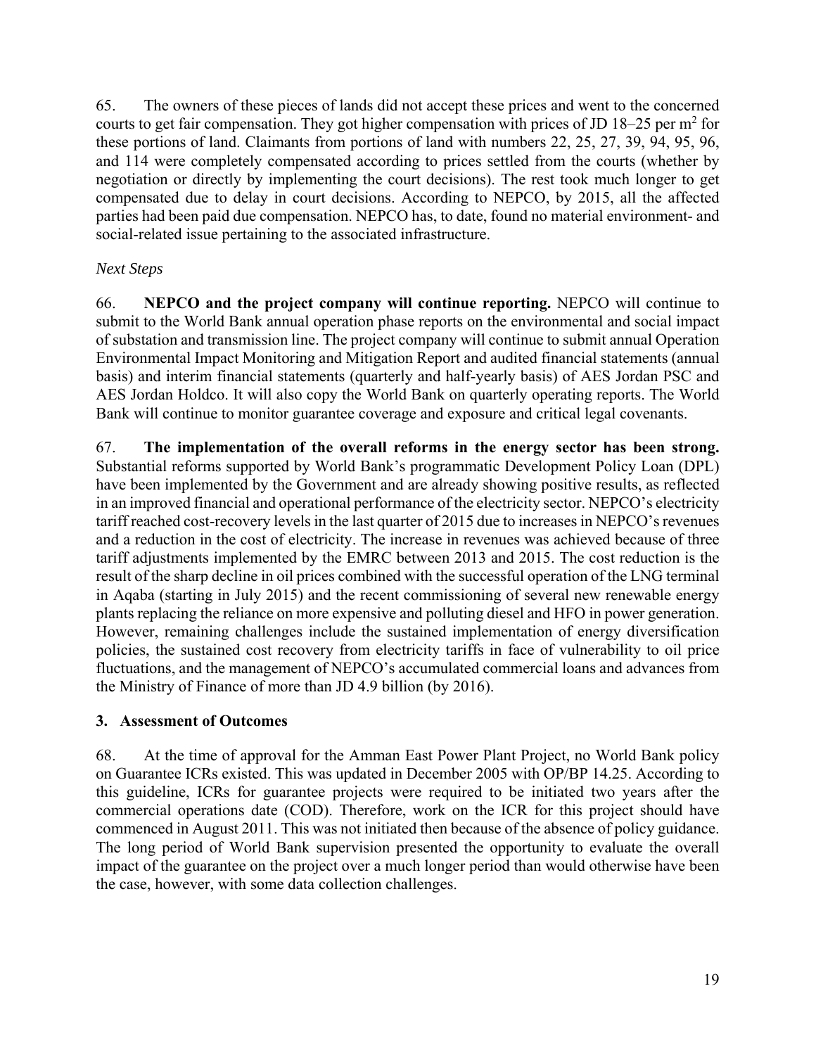65. The owners of these pieces of lands did not accept these prices and went to the concerned courts to get fair compensation. They got higher compensation with prices of JD 18–25 per $m^2$ for these portions of land. Claimants from portions of land with numbers 22, 25, 27, 39, 94, 95, 96, and 114 were completely compensated according to prices settled from the courts (whether by negotiation or directly by implementing the court decisions). The rest took much longer to get compensated due to delay in court decisions. According to NEPCO, by 2015, all the affected parties had been paid due compensation. NEPCO has, to date, found no material environment- and social-related issue pertaining to the associated infrastructure.

*Next Steps*

66. **NEPCO and the project company will continue reporting.** NEPCO will continue to submit to the World Bank annual operation phase reports on the environmental and social impact of substation and transmission line. The project company will continue to submit annual Operation Environmental Impact Monitoring and Mitigation Report and audited financial statements (annual basis) and interim financial statements (quarterly and half-yearly basis) of AES Jordan PSC and AES Jordan Holdco. It will also copy the World Bank on quarterly operating reports. The World Bank will continue to monitor guarantee coverage and exposure and critical legal covenants.

67. **The implementation of the overall reforms in the energy sector has been strong.** Substantial reforms supported by World Bank's programmatic Development Policy Loan (DPL) have been implemented by the Government and are already showing positive results, as reflected in an improved financial and operational performance of the electricity sector. NEPCO's electricity tariff reached cost-recovery levels in the last quarter of 2015 due to increases in NEPCO's revenues and a reduction in the cost of electricity. The increase in revenues was achieved because of three tariff adjustments implemented by the EMRC between 2013 and 2015. The cost reduction is the result of the sharp decline in oil prices combined with the successful operation of the LNG terminal in Aqaba (starting in July 2015) and the recent commissioning of several new renewable energy plants replacing the reliance on more expensive and polluting diesel and HFO in power generation. However, remaining challenges include the sustained implementation of energy diversification policies, the sustained cost recovery from electricity tariffs in face of vulnerability to oil price fluctuations, and the management of NEPCO's accumulated commercial loans and advances from the Ministry of Finance of more than JD 4.9 billion (by 2016).

## 3. Assessment of Outcomes

68. At the time of approval for the Amman East Power Plant Project, no World Bank policy on Guarantee ICRs existed. This was updated in December 2005 with OP/BP 14.25. According to this guideline, ICRs for guarantee projects were required to be initiated two years after the commercial operations date (COD). Therefore, work on the ICR for this project should have commenced in August 2011. This was not initiated then because of the absence of policy guidance. The long period of World Bank supervision presented the opportunity to evaluate the overall impact of the guarantee on the project over a much longer period than would otherwise have been the case, however, with some data collection challenges.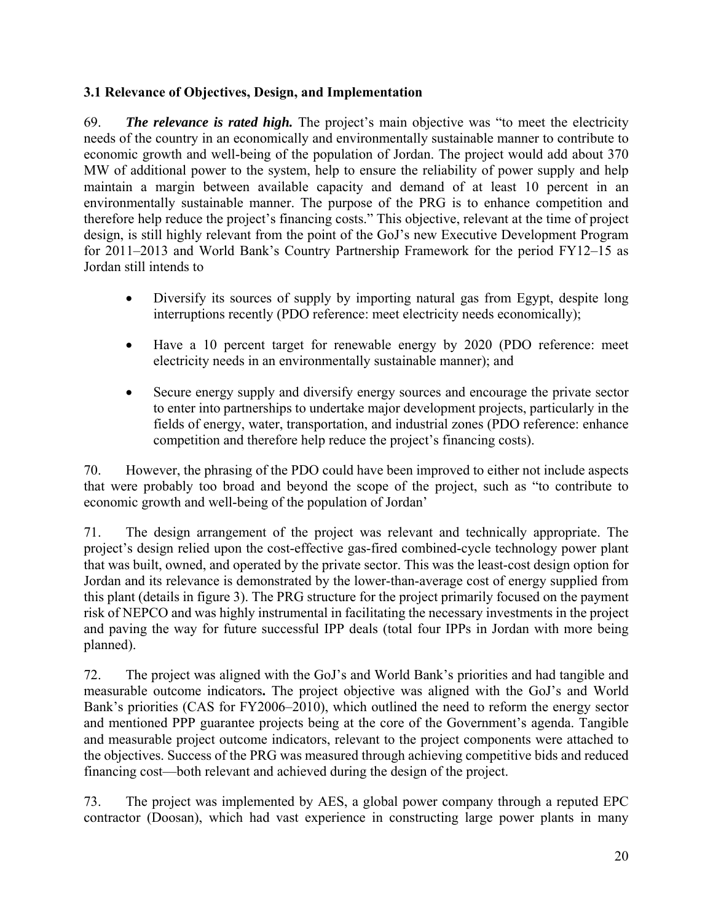### 3.1 Relevance of Objectives, Design, and Implementation

69. ***The relevance is rated high.*** The project's main objective was "to meet the electricity needs of the country in an economically and environmentally sustainable manner to contribute to economic growth and well-being of the population of Jordan. The project would add about 370 MW of additional power to the system, help to ensure the reliability of power supply and help maintain a margin between available capacity and demand of at least 10 percent in an environmentally sustainable manner. The purpose of the PRG is to enhance competition and therefore help reduce the project's financing costs." This objective, relevant at the time of project design, is still highly relevant from the point of the GoJ's new Executive Development Program for 2011–2013 and World Bank's Country Partnership Framework for the period FY12–15 as Jordan still intends to

- Diversify its sources of supply by importing natural gas from Egypt, despite long interruptions recently (PDO reference: meet electricity needs economically);
- Have a 10 percent target for renewable energy by 2020 (PDO reference: meet electricity needs in an environmentally sustainable manner); and
- Secure energy supply and diversify energy sources and encourage the private sector to enter into partnerships to undertake major development projects, particularly in the fields of energy, water, transportation, and industrial zones (PDO reference: enhance competition and therefore help reduce the project's financing costs).

70. However, the phrasing of the PDO could have been improved to either not include aspects that were probably too broad and beyond the scope of the project, such as "to contribute to economic growth and well-being of the population of Jordan'

71. The design arrangement of the project was relevant and technically appropriate. The project's design relied upon the cost-effective gas-fired combined-cycle technology power plant that was built, owned, and operated by the private sector. This was the least-cost design option for Jordan and its relevance is demonstrated by the lower-than-average cost of energy supplied from this plant (details in figure 3). The PRG structure for the project primarily focused on the payment risk of NEPCO and was highly instrumental in facilitating the necessary investments in the project and paving the way for future successful IPP deals (total four IPPs in Jordan with more being planned).

72. The project was aligned with the GoJ's and World Bank's priorities and had tangible and measurable outcome indicators**.** The project objective was aligned with the GoJ's and World Bank's priorities (CAS for FY2006–2010), which outlined the need to reform the energy sector and mentioned PPP guarantee projects being at the core of the Government's agenda. Tangible and measurable project outcome indicators, relevant to the project components were attached to the objectives. Success of the PRG was measured through achieving competitive bids and reduced financing cost—both relevant and achieved during the design of the project.

73. The project was implemented by AES, a global power company through a reputed EPC contractor (Doosan), which had vast experience in constructing large power plants in many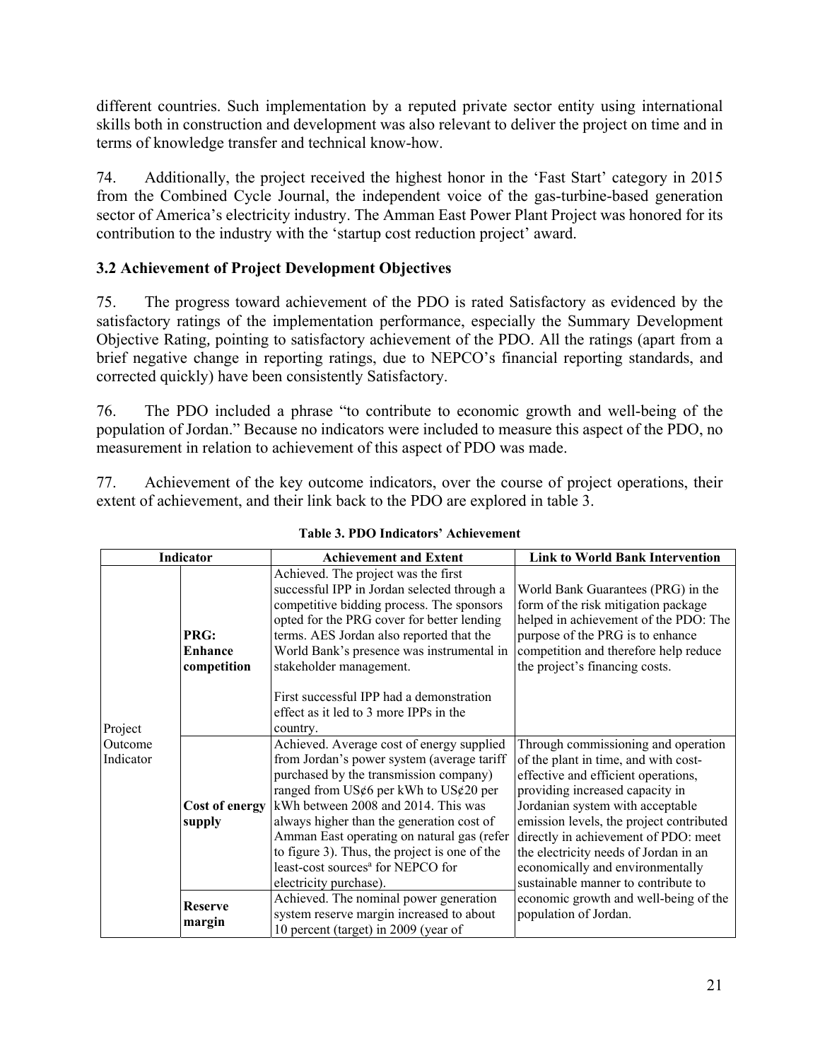different countries. Such implementation by a reputed private sector entity using international skills both in construction and development was also relevant to deliver the project on time and in terms of knowledge transfer and technical know-how.

74. Additionally, the project received the highest honor in the 'Fast Start' category in 2015 from the Combined Cycle Journal, the independent voice of the gas-turbine-based generation sector of America's electricity industry. The Amman East Power Plant Project was honored for its contribution to the industry with the 'startup cost reduction project' award.

### 3.2 Achievement of Project Development Objectives

75. The progress toward achievement of the PDO is rated Satisfactory as evidenced by the satisfactory ratings of the implementation performance, especially the Summary Development Objective Rating, pointing to satisfactory achievement of the PDO. All the ratings (apart from a brief negative change in reporting ratings, due to NEPCO's financial reporting standards, and corrected quickly) have been consistently Satisfactory.

76. The PDO included a phrase "to contribute to economic growth and well-being of the population of Jordan." Because no indicators were included to measure this aspect of the PDO, no measurement in relation to achievement of this aspect of PDO was made.

77. Achievement of the key outcome indicators, over the course of project operations, their extent of achievement, and their link back to the PDO are explored in table 3.

**Table 3. PDO Indicators' Achievement**

| Indicator | | Achievement and Extent | Link to World Bank Intervention |
|---|---|---|---|
| Project Outcome Indicator | **PRG: Enhance competition** | Achieved. The project was the first successful IPP in Jordan selected through a competitive bidding process. The sponsors opted for the PRG cover for better lending terms. AES Jordan also reported that the World Bank's presence was instrumental in stakeholder management.<br><br>First successful IPP had a demonstration effect as it led to 3 more IPPs in the country. | World Bank Guarantees (PRG) in the form of the risk mitigation package helped in achievement of the PDO: The purpose of the PRG is to enhance competition and therefore help reduce the project's financing costs. |
| | **Cost of energy supply** | Achieved. Average cost of energy supplied from Jordan's power system (average tariff purchased by the transmission company) ranged from US¢6 per kWh to US¢20 per kWh between 2008 and 2014. This was always higher than the generation cost of Amman East operating on natural gas (refer to figure 3). Thus, the project is one of the least-cost sources[a] for NEPCO for electricity purchase). | Through commissioning and operation of the plant in time, and with cost-effective and efficient operations, providing increased capacity in Jordanian system with acceptable emission levels, the project contributed directly in achievement of PDO: meet the electricity needs of Jordan in an economically and environmentally sustainable manner to contribute to economic growth and well-being of the population of Jordan. |
| | **Reserve margin** | Achieved. The nominal power generation system reserve margin increased to about 10 percent (target) in 2009 (year of | |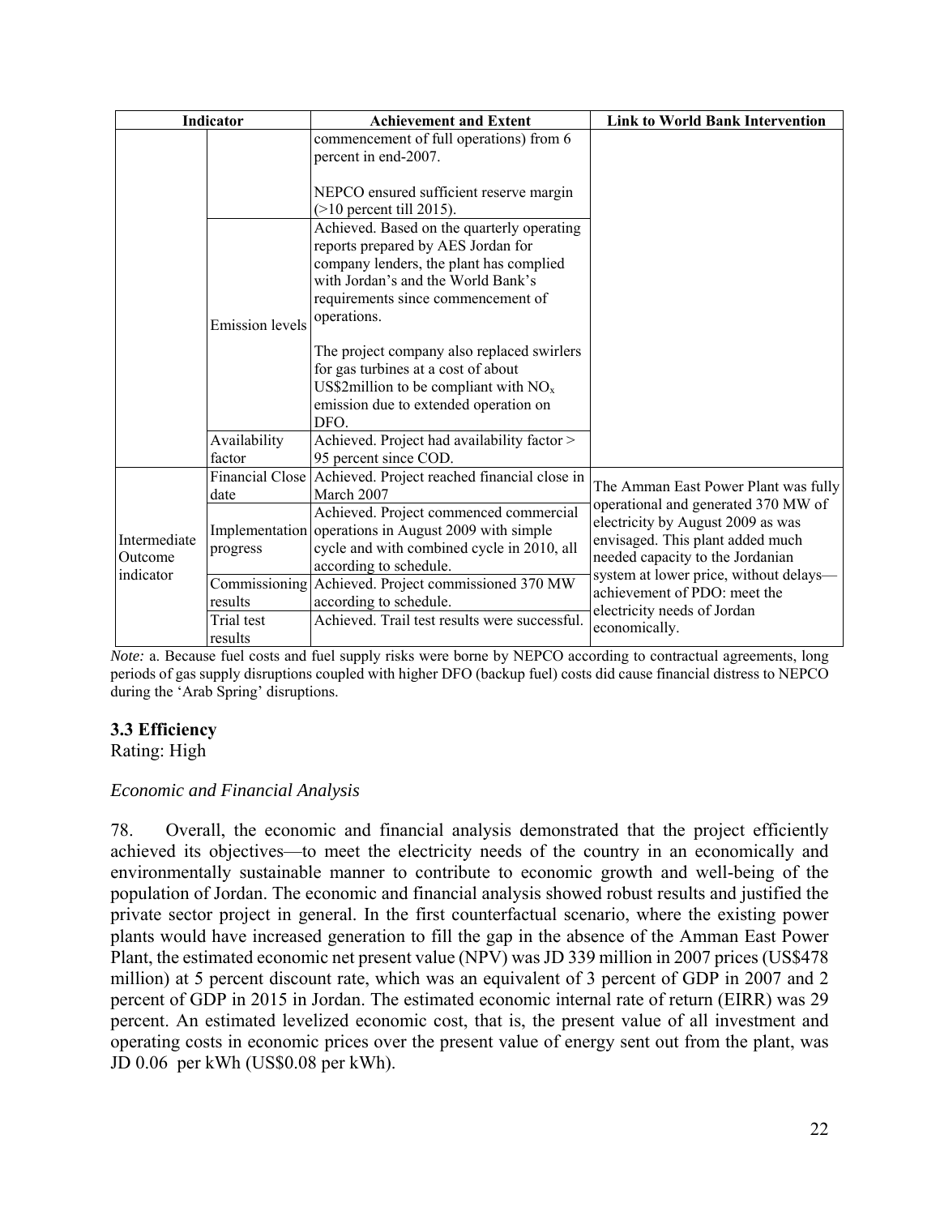| Indicator | | Achievement and Extent | Link to World Bank Intervention |
|---|---|---|---|
| | | commencement of full operations) from 6 percent in end-2007.<br><br>NEPCO ensured sufficient reserve margin (>10 percent till 2015). | |
| | Emission levels | Achieved. Based on the quarterly operating reports prepared by AES Jordan for company lenders, the plant has complied with Jordan's and the World Bank's requirements since commencement of operations.<br><br>The project company also replaced swirlers for gas turbines at a cost of about US$2million to be compliant with $NO_x$ emission due to extended operation on DFO. | |
| | Availability factor | Achieved. Project had availability factor > 95 percent since COD. | |
| Intermediate Outcome indicator | Financial Close date | Achieved. Project reached financial close in March 2007 | The Amman East Power Plant was fully operational and generated 370 MW of electricity by August 2009 as was envisaged. This plant added much needed capacity to the Jordanian system at lower price, without delays—achievement of PDO: meet the electricity needs of Jordan economically. |
| | Implementation progress | Achieved. Project commenced commercial operations in August 2009 with simple cycle and with combined cycle in 2010, all according to schedule. | |
| | Commissioning results | Achieved. Project commissioned 370 MW according to schedule. | |
| | Trial test results | Achieved. Trail test results were successful. | |

*Note:* a. Because fuel costs and fuel supply risks were borne by NEPCO according to contractual agreements, long periods of gas supply disruptions coupled with higher DFO (backup fuel) costs did cause financial distress to NEPCO during the 'Arab Spring' disruptions.

### 3.3 Efficiency

Rating: High

*Economic and Financial Analysis*

78. Overall, the economic and financial analysis demonstrated that the project efficiently achieved its objectives—to meet the electricity needs of the country in an economically and environmentally sustainable manner to contribute to economic growth and well-being of the population of Jordan. The economic and financial analysis showed robust results and justified the private sector project in general. In the first counterfactual scenario, where the existing power plants would have increased generation to fill the gap in the absence of the Amman East Power Plant, the estimated economic net present value (NPV) was JD 339 million in 2007 prices (US$478 million) at 5 percent discount rate, which was an equivalent of 3 percent of GDP in 2007 and 2 percent of GDP in 2015 in Jordan. The estimated economic internal rate of return (EIRR) was 29 percent. An estimated levelized economic cost, that is, the present value of all investment and operating costs in economic prices over the present value of energy sent out from the plant, was JD 0.06 per kWh (US$0.08 per kWh).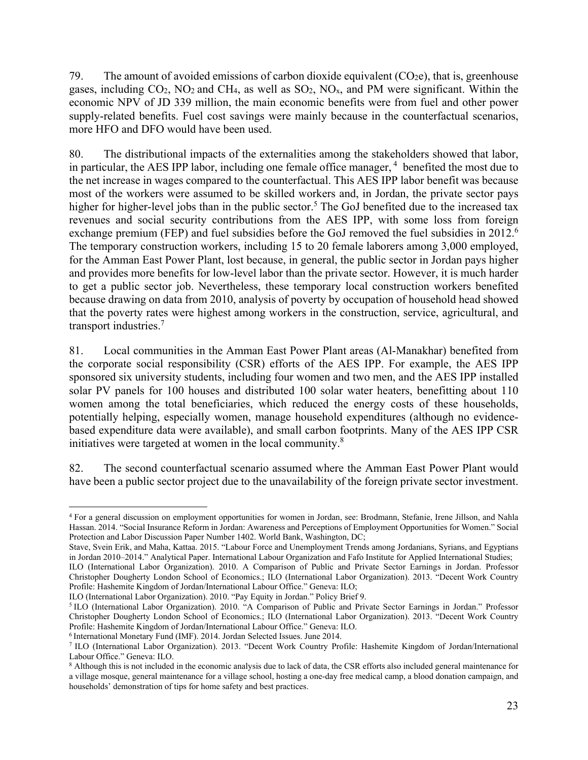79. The amount of avoided emissions of carbon dioxide equivalent ($CO_2e$), that is, greenhouse gases, including $CO_2$, $NO_2$ and $CH_4$, as well as $SO_2$, $NO_x$, and PM were significant. Within the economic NPV of JD 339 million, the main economic benefits were from fuel and other power supply-related benefits. Fuel cost savings were mainly because in the counterfactual scenarios, more HFO and DFO would have been used.

80. The distributional impacts of the externalities among the stakeholders showed that labor, in particular, the AES IPP labor, including one female office manager,[4] benefited the most due to the net increase in wages compared to the counterfactual. This AES IPP labor benefit was because most of the workers were assumed to be skilled workers and, in Jordan, the private sector pays higher for higher-level jobs than in the public sector.[5] The GoJ benefited due to the increased tax revenues and social security contributions from the AES IPP, with some loss from foreign exchange premium (FEP) and fuel subsidies before the GoJ removed the fuel subsidies in 2012.[6] The temporary construction workers, including 15 to 20 female laborers among 3,000 employed, for the Amman East Power Plant, lost because, in general, the public sector in Jordan pays higher and provides more benefits for low-level labor than the private sector. However, it is much harder to get a public sector job. Nevertheless, these temporary local construction workers benefited because drawing on data from 2010, analysis of poverty by occupation of household head showed that the poverty rates were highest among workers in the construction, service, agricultural, and transport industries.[7]

81. Local communities in the Amman East Power Plant areas (Al-Manakhar) benefited from the corporate social responsibility (CSR) efforts of the AES IPP. For example, the AES IPP sponsored six university students, including four women and two men, and the AES IPP installed solar PV panels for 100 houses and distributed 100 solar water heaters, benefitting about 110 women among the total beneficiaries, which reduced the energy costs of these households, potentially helping, especially women, manage household expenditures (although no evidence-based expenditure data were available), and small carbon footprints. Many of the AES IPP CSR initiatives were targeted at women in the local community.[8]

82. The second counterfactual scenario assumed where the Amman East Power Plant would have been a public sector project due to the unavailability of the foreign private sector investment.

---

[4] For a general discussion on employment opportunities for women in Jordan, see: Brodmann, Stefanie, Irene Jillson, and Nahla Hassan. 2014. "Social Insurance Reform in Jordan: Awareness and Perceptions of Employment Opportunities for Women." Social Protection and Labor Discussion Paper Number 1402. World Bank, Washington, DC;
Stave, Svein Erik, and Maha, Kattaa. 2015. "Labour Force and Unemployment Trends among Jordanians, Syrians, and Egyptians in Jordan 2010–2014." Analytical Paper. International Labour Organization and Fafo Institute for Applied International Studies;
ILO (International Labor Organization). 2010. A Comparison of Public and Private Sector Earnings in Jordan. Professor Christopher Dougherty London School of Economics.; ILO (International Labor Organization). 2013. "Decent Work Country Profile: Hashemite Kingdom of Jordan/International Labour Office." Geneva: ILO;
ILO (International Labor Organization). 2010. "Pay Equity in Jordan." Policy Brief 9.

[5] ILO (International Labor Organization). 2010. "A Comparison of Public and Private Sector Earnings in Jordan." Professor Christopher Dougherty London School of Economics.; ILO (International Labor Organization). 2013. "Decent Work Country Profile: Hashemite Kingdom of Jordan/International Labour Office." Geneva: ILO.

[6] International Monetary Fund (IMF). 2014. Jordan Selected Issues. June 2014.

[7] ILO (International Labor Organization). 2013. "Decent Work Country Profile: Hashemite Kingdom of Jordan/International Labour Office." Geneva: ILO.

[8] Although this is not included in the economic analysis due to lack of data, the CSR efforts also included general maintenance for a village mosque, general maintenance for a village school, hosting a one-day free medical camp, a blood donation campaign, and households' demonstration of tips for home safety and best practices.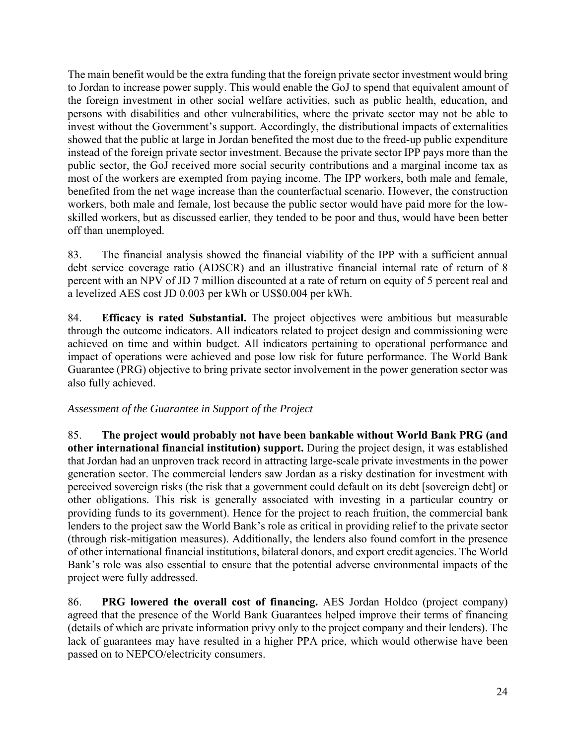The main benefit would be the extra funding that the foreign private sector investment would bring to Jordan to increase power supply. This would enable the GoJ to spend that equivalent amount of the foreign investment in other social welfare activities, such as public health, education, and persons with disabilities and other vulnerabilities, where the private sector may not be able to invest without the Government's support. Accordingly, the distributional impacts of externalities showed that the public at large in Jordan benefited the most due to the freed-up public expenditure instead of the foreign private sector investment. Because the private sector IPP pays more than the public sector, the GoJ received more social security contributions and a marginal income tax as most of the workers are exempted from paying income. The IPP workers, both male and female, benefited from the net wage increase than the counterfactual scenario. However, the construction workers, both male and female, lost because the public sector would have paid more for the low-skilled workers, but as discussed earlier, they tended to be poor and thus, would have been better off than unemployed.

83. The financial analysis showed the financial viability of the IPP with a sufficient annual debt service coverage ratio (ADSCR) and an illustrative financial internal rate of return of 8 percent with an NPV of JD 7 million discounted at a rate of return on equity of 5 percent real and a levelized AES cost JD 0.003 per kWh or US$0.004 per kWh.

84. **Efficacy is rated Substantial.** The project objectives were ambitious but measurable through the outcome indicators. All indicators related to project design and commissioning were achieved on time and within budget. All indicators pertaining to operational performance and impact of operations were achieved and pose low risk for future performance. The World Bank Guarantee (PRG) objective to bring private sector involvement in the power generation sector was also fully achieved.

*Assessment of the Guarantee in Support of the Project*

85. **The project would probably not have been bankable without World Bank PRG (and other international financial institution) support.** During the project design, it was established that Jordan had an unproven track record in attracting large-scale private investments in the power generation sector. The commercial lenders saw Jordan as a risky destination for investment with perceived sovereign risks (the risk that a government could default on its debt [sovereign debt] or other obligations. This risk is generally associated with investing in a particular country or providing funds to its government). Hence for the project to reach fruition, the commercial bank lenders to the project saw the World Bank's role as critical in providing relief to the private sector (through risk-mitigation measures). Additionally, the lenders also found comfort in the presence of other international financial institutions, bilateral donors, and export credit agencies. The World Bank's role was also essential to ensure that the potential adverse environmental impacts of the project were fully addressed.

86. **PRG lowered the overall cost of financing.** AES Jordan Holdco (project company) agreed that the presence of the World Bank Guarantees helped improve their terms of financing (details of which are private information privy only to the project company and their lenders). The lack of guarantees may have resulted in a higher PPA price, which would otherwise have been passed on to NEPCO/electricity consumers.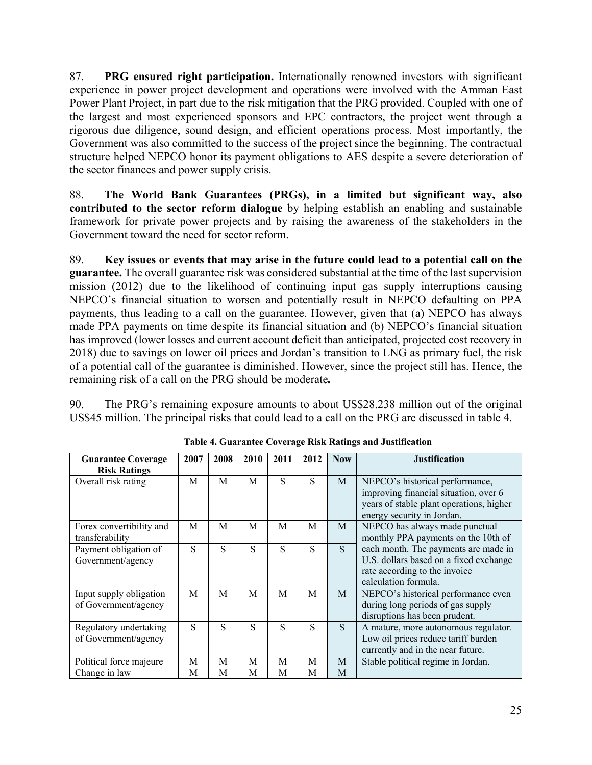87. **PRG ensured right participation.** Internationally renowned investors with significant experience in power project development and operations were involved with the Amman East Power Plant Project, in part due to the risk mitigation that the PRG provided. Coupled with one of the largest and most experienced sponsors and EPC contractors, the project went through a rigorous due diligence, sound design, and efficient operations process. Most importantly, the Government was also committed to the success of the project since the beginning. The contractual structure helped NEPCO honor its payment obligations to AES despite a severe deterioration of the sector finances and power supply crisis.

88. **The World Bank Guarantees (PRGs), in a limited but significant way, also contributed to the sector reform dialogue** by helping establish an enabling and sustainable framework for private power projects and by raising the awareness of the stakeholders in the Government toward the need for sector reform.

89. **Key issues or events that may arise in the future could lead to a potential call on the guarantee.** The overall guarantee risk was considered substantial at the time of the last supervision mission (2012) due to the likelihood of continuing input gas supply interruptions causing NEPCO's financial situation to worsen and potentially result in NEPCO defaulting on PPA payments, thus leading to a call on the guarantee. However, given that (a) NEPCO has always made PPA payments on time despite its financial situation and (b) NEPCO's financial situation has improved (lower losses and current account deficit than anticipated, projected cost recovery in 2018) due to savings on lower oil prices and Jordan's transition to LNG as primary fuel, the risk of a potential call of the guarantee is diminished. However, since the project still has. Hence, the remaining risk of a call on the PRG should be moderate**.**

90. The PRG's remaining exposure amounts to about US$28.238 million out of the original US$45 million. The principal risks that could lead to a call on the PRG are discussed in table 4.

**Table 4. Guarantee Coverage Risk Ratings and Justification**

| Guarantee Coverage Risk Ratings | 2007 | 2008 | 2010 | 2011 | 2012 | Now | Justification |
|---|---|---|---|---|---|---|---|
| Overall risk rating | M | M | M | S | S | M | NEPCO's historical performance, improving financial situation, over 6 years of stable plant operations, higher energy security in Jordan. |
| Forex convertibility and transferability | M | M | M | M | M | M | NEPCO has always made punctual monthly PPA payments on the 10th of each month. The payments are made in U.S. dollars based on a fixed exchange rate according to the invoice calculation formula. |
| Payment obligation of Government/agency | S | S | S | S | S | S | |
| Input supply obligation of Government/agency | M | M | M | M | M | M | NEPCO's historical performance even during long periods of gas supply disruptions has been prudent. |
| Regulatory undertaking of Government/agency | S | S | S | S | S | S | A mature, more autonomous regulator. Low oil prices reduce tariff burden currently and in the near future. |
| Political force majeure | M | M | M | M | M | M | Stable political regime in Jordan. |
| Change in law | M | M | M | M | M | M | |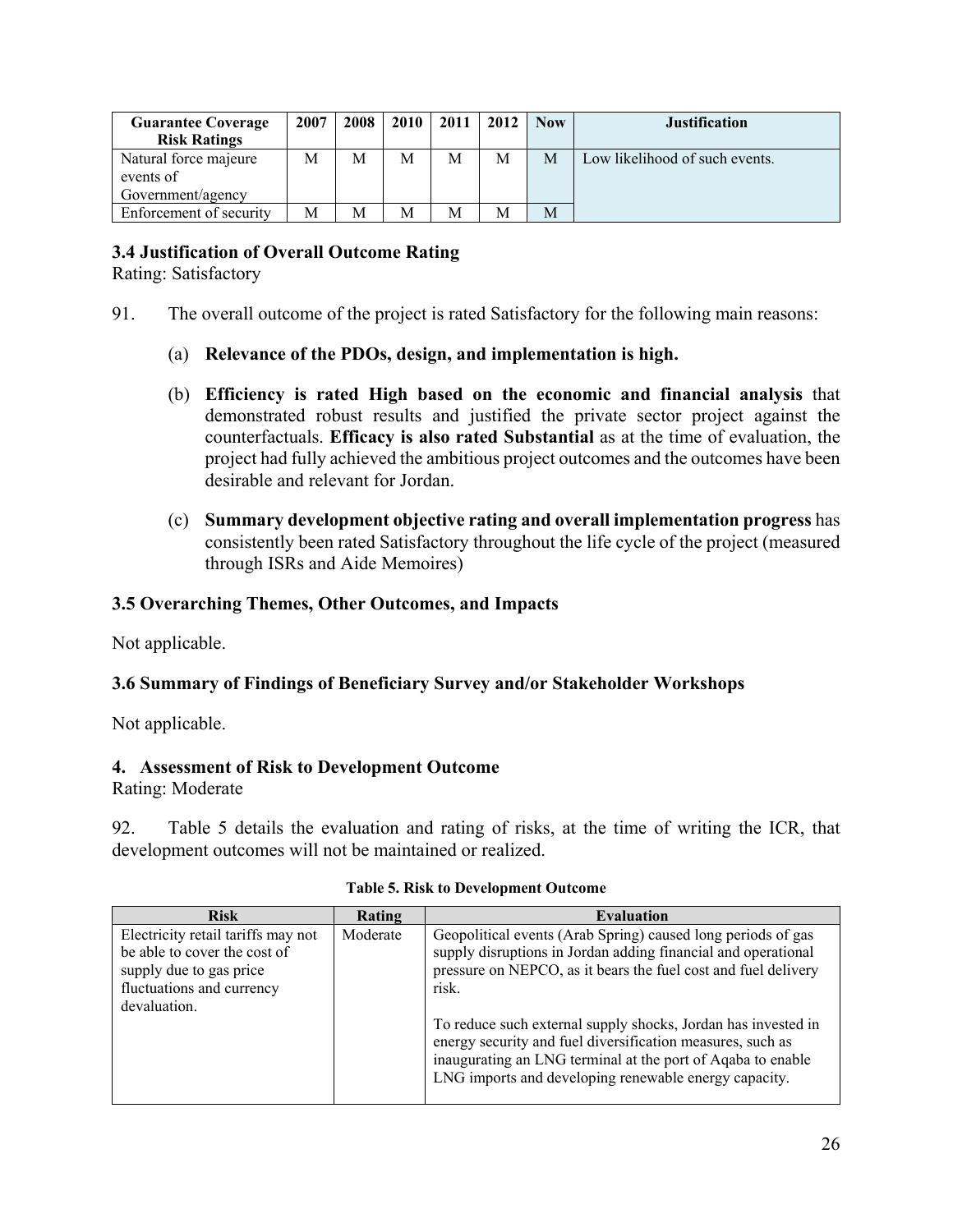| Guarantee Coverage Risk Ratings | 2007 | 2008 | 2010 | 2011 | 2012 | Now | Justification |
|---|---|---|---|---|---|---|---|
| Natural force majeure events of Government/agency | M | M | M | M | M | M | Low likelihood of such events. |
| Enforcement of security | M | M | M | M | M | M | |

### 3.4 Justification of Overall Outcome Rating

Rating: Satisfactory

91. The overall outcome of the project is rated Satisfactory for the following main reasons:

(a) **Relevance of the PDOs, design, and implementation is high.**

(b) **Efficiency is rated High based on the economic and financial analysis** that demonstrated robust results and justified the private sector project against the counterfactuals. **Efficacy is also rated Substantial** as at the time of evaluation, the project had fully achieved the ambitious project outcomes and the outcomes have been desirable and relevant for Jordan.

(c) **Summary development objective rating and overall implementation progress** has consistently been rated Satisfactory throughout the life cycle of the project (measured through ISRs and Aide Memoires)

### 3.5 Overarching Themes, Other Outcomes, and Impacts

Not applicable.

### 3.6 Summary of Findings of Beneficiary Survey and/or Stakeholder Workshops

Not applicable.

## 4. Assessment of Risk to Development Outcome

Rating: Moderate

92. Table 5 details the evaluation and rating of risks, at the time of writing the ICR, that development outcomes will not be maintained or realized.

**Table 5. Risk to Development Outcome**

| Risk | Rating | Evaluation |
|---|---|---|
| Electricity retail tariffs may not be able to cover the cost of supply due to gas price fluctuations and currency devaluation. | Moderate | Geopolitical events (Arab Spring) caused long periods of gas supply disruptions in Jordan adding financial and operational pressure on NEPCO, as it bears the fuel cost and fuel delivery risk.<br><br>To reduce such external supply shocks, Jordan has invested in energy security and fuel diversification measures, such as inaugurating an LNG terminal at the port of Aqaba to enable LNG imports and developing renewable energy capacity. |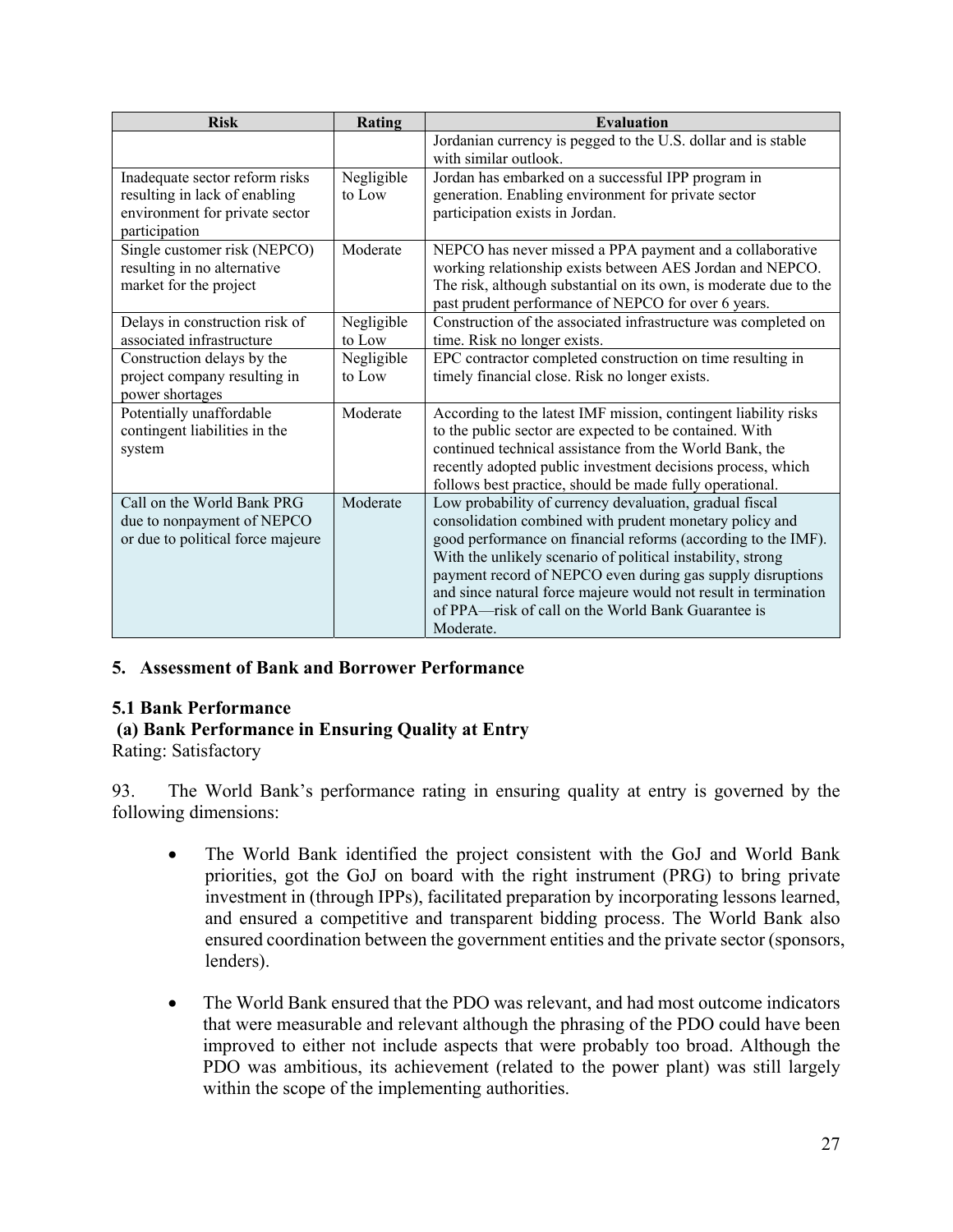| Risk | Rating | Evaluation |
|---|---|---|
| | | Jordanian currency is pegged to the U.S. dollar and is stable with similar outlook. |
| Inadequate sector reform risks resulting in lack of enabling environment for private sector participation | Negligible to Low | Jordan has embarked on a successful IPP program in generation. Enabling environment for private sector participation exists in Jordan. |
| Single customer risk (NEPCO) resulting in no alternative market for the project | Moderate | NEPCO has never missed a PPA payment and a collaborative working relationship exists between AES Jordan and NEPCO. The risk, although substantial on its own, is moderate due to the past prudent performance of NEPCO for over 6 years. |
| Delays in construction risk of associated infrastructure | Negligible to Low | Construction of the associated infrastructure was completed on time. Risk no longer exists. |
| Construction delays by the project company resulting in power shortages | Negligible to Low | EPC contractor completed construction on time resulting in timely financial close. Risk no longer exists. |
| Potentially unaffordable contingent liabilities in the system | Moderate | According to the latest IMF mission, contingent liability risks to the public sector are expected to be contained. With continued technical assistance from the World Bank, the recently adopted public investment decisions process, which follows best practice, should be made fully operational. |
| Call on the World Bank PRG due to nonpayment of NEPCO or due to political force majeure | Moderate | Low probability of currency devaluation, gradual fiscal consolidation combined with prudent monetary policy and good performance on financial reforms (according to the IMF). With the unlikely scenario of political instability, strong payment record of NEPCO even during gas supply disruptions and since natural force majeure would not result in termination of PPA—risk of call on the World Bank Guarantee is Moderate. |

## 5. Assessment of Bank and Borrower Performance

### 5.1 Bank Performance

#### (a) Bank Performance in Ensuring Quality at Entry

Rating: Satisfactory

93. The World Bank's performance rating in ensuring quality at entry is governed by the following dimensions:

- The World Bank identified the project consistent with the GoJ and World Bank priorities, got the GoJ on board with the right instrument (PRG) to bring private investment in (through IPPs), facilitated preparation by incorporating lessons learned, and ensured a competitive and transparent bidding process. The World Bank also ensured coordination between the government entities and the private sector (sponsors, lenders).

- The World Bank ensured that the PDO was relevant, and had most outcome indicators that were measurable and relevant although the phrasing of the PDO could have been improved to either not include aspects that were probably too broad. Although the PDO was ambitious, its achievement (related to the power plant) was still largely within the scope of the implementing authorities.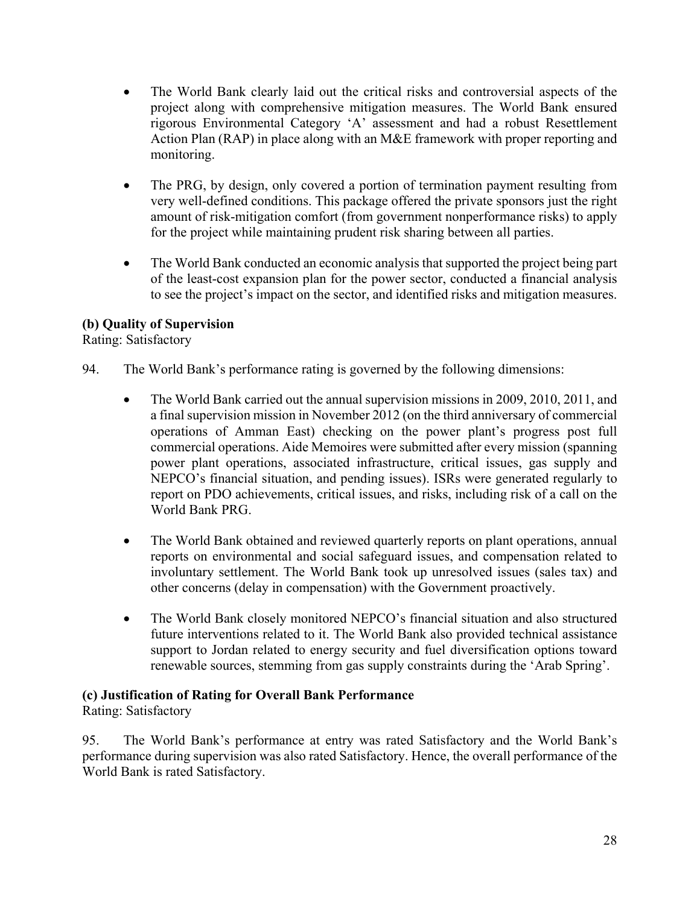- The World Bank clearly laid out the critical risks and controversial aspects of the project along with comprehensive mitigation measures. The World Bank ensured rigorous Environmental Category 'A' assessment and had a robust Resettlement Action Plan (RAP) in place along with an M&E framework with proper reporting and monitoring.

- The PRG, by design, only covered a portion of termination payment resulting from very well-defined conditions. This package offered the private sponsors just the right amount of risk-mitigation comfort (from government nonperformance risks) to apply for the project while maintaining prudent risk sharing between all parties.

- The World Bank conducted an economic analysis that supported the project being part of the least-cost expansion plan for the power sector, conducted a financial analysis to see the project's impact on the sector, and identified risks and mitigation measures.

**(b) Quality of Supervision**

Rating: Satisfactory

94. The World Bank's performance rating is governed by the following dimensions:

- The World Bank carried out the annual supervision missions in 2009, 2010, 2011, and a final supervision mission in November 2012 (on the third anniversary of commercial operations of Amman East) checking on the power plant's progress post full commercial operations. Aide Memoires were submitted after every mission (spanning power plant operations, associated infrastructure, critical issues, gas supply and NEPCO's financial situation, and pending issues). ISRs were generated regularly to report on PDO achievements, critical issues, and risks, including risk of a call on the World Bank PRG.

- The World Bank obtained and reviewed quarterly reports on plant operations, annual reports on environmental and social safeguard issues, and compensation related to involuntary settlement. The World Bank took up unresolved issues (sales tax) and other concerns (delay in compensation) with the Government proactively.

- The World Bank closely monitored NEPCO's financial situation and also structured future interventions related to it. The World Bank also provided technical assistance support to Jordan related to energy security and fuel diversification options toward renewable sources, stemming from gas supply constraints during the 'Arab Spring'.

**(c) Justification of Rating for Overall Bank Performance**

Rating: Satisfactory

95. The World Bank's performance at entry was rated Satisfactory and the World Bank's performance during supervision was also rated Satisfactory. Hence, the overall performance of the World Bank is rated Satisfactory.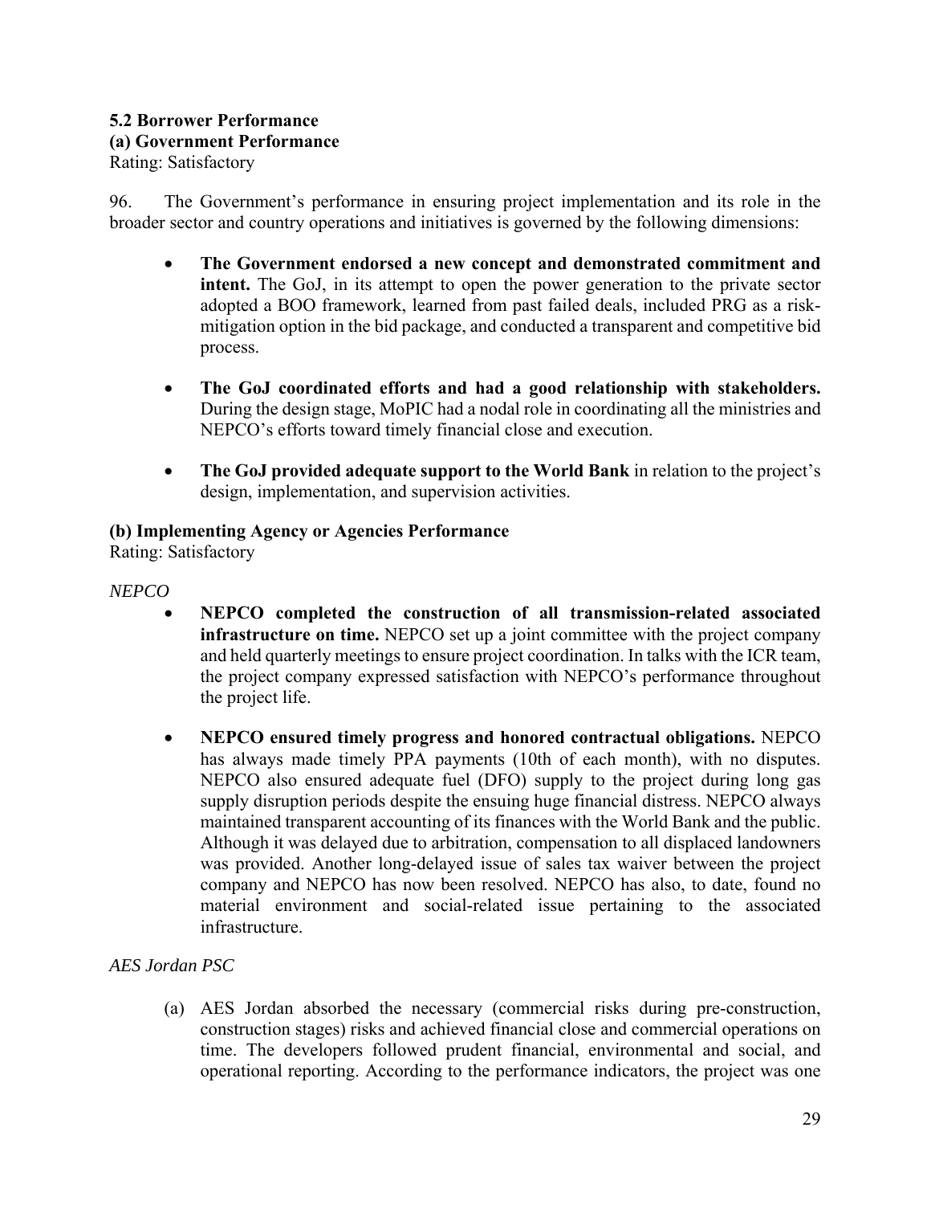**5.2 Borrower Performance**
**(a) Government Performance**
Rating: Satisfactory

96. The Government's performance in ensuring project implementation and its role in the broader sector and country operations and initiatives is governed by the following dimensions:

- **The Government endorsed a new concept and demonstrated commitment and intent.** The GoJ, in its attempt to open the power generation to the private sector adopted a BOO framework, learned from past failed deals, included PRG as a risk-mitigation option in the bid package, and conducted a transparent and competitive bid process.
- **The GoJ coordinated efforts and had a good relationship with stakeholders.** During the design stage, MoPIC had a nodal role in coordinating all the ministries and NEPCO's efforts toward timely financial close and execution.
- **The GoJ provided adequate support to the World Bank** in relation to the project's design, implementation, and supervision activities.

**(b) Implementing Agency or Agencies Performance**
Rating: Satisfactory

*NEPCO*

- **NEPCO completed the construction of all transmission-related associated infrastructure on time.** NEPCO set up a joint committee with the project company and held quarterly meetings to ensure project coordination. In talks with the ICR team, the project company expressed satisfaction with NEPCO's performance throughout the project life.
- **NEPCO ensured timely progress and honored contractual obligations.** NEPCO has always made timely PPA payments (10th of each month), with no disputes. NEPCO also ensured adequate fuel (DFO) supply to the project during long gas supply disruption periods despite the ensuing huge financial distress. NEPCO always maintained transparent accounting of its finances with the World Bank and the public. Although it was delayed due to arbitration, compensation to all displaced landowners was provided. Another long-delayed issue of sales tax waiver between the project company and NEPCO has now been resolved. NEPCO has also, to date, found no material environment and social-related issue pertaining to the associated infrastructure.

*AES Jordan PSC*

(a) AES Jordan absorbed the necessary (commercial risks during pre-construction, construction stages) risks and achieved financial close and commercial operations on time. The developers followed prudent financial, environmental and social, and operational reporting. According to the performance indicators, the project was one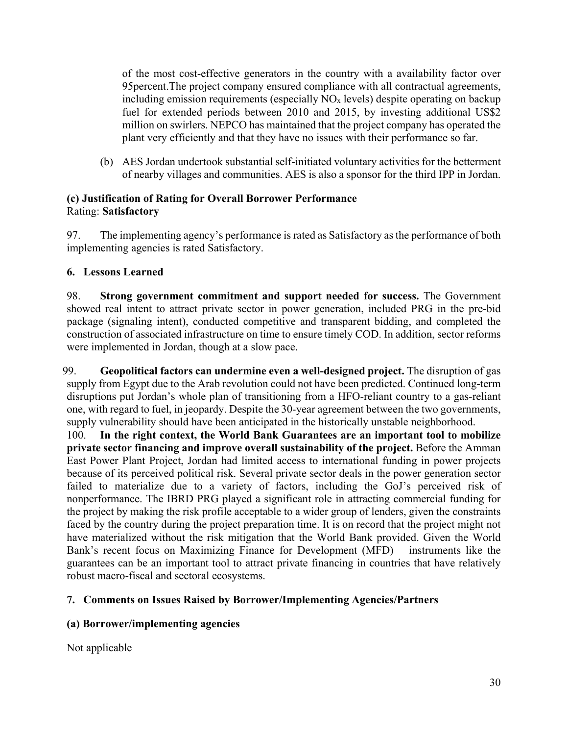of the most cost-effective generators in the country with a availability factor over 95percent.The project company ensured compliance with all contractual agreements, including emission requirements (especially $NO_x$ levels) despite operating on backup fuel for extended periods between 2010 and 2015, by investing additional US$2 million on swirlers. NEPCO has maintained that the project company has operated the plant very efficiently and that they have no issues with their performance so far.

(b) AES Jordan undertook substantial self-initiated voluntary activities for the betterment of nearby villages and communities. AES is also a sponsor for the third IPP in Jordan.

**(c) Justification of Rating for Overall Borrower Performance**
Rating: **Satisfactory**

97. The implementing agency's performance is rated as Satisfactory as the performance of both implementing agencies is rated Satisfactory.

## 6. Lessons Learned

98. **Strong government commitment and support needed for success.** The Government showed real intent to attract private sector in power generation, included PRG in the pre-bid package (signaling intent), conducted competitive and transparent bidding, and completed the construction of associated infrastructure on time to ensure timely COD. In addition, sector reforms were implemented in Jordan, though at a slow pace.

99. **Geopolitical factors can undermine even a well-designed project.** The disruption of gas supply from Egypt due to the Arab revolution could not have been predicted. Continued long-term disruptions put Jordan's whole plan of transitioning from a HFO-reliant country to a gas-reliant one, with regard to fuel, in jeopardy. Despite the 30-year agreement between the two governments, supply vulnerability should have been anticipated in the historically unstable neighborhood.

100. **In the right context, the World Bank Guarantees are an important tool to mobilize private sector financing and improve overall sustainability of the project.** Before the Amman East Power Plant Project, Jordan had limited access to international funding in power projects because of its perceived political risk. Several private sector deals in the power generation sector failed to materialize due to a variety of factors, including the GoJ's perceived risk of nonperformance. The IBRD PRG played a significant role in attracting commercial funding for the project by making the risk profile acceptable to a wider group of lenders, given the constraints faced by the country during the project preparation time. It is on record that the project might not have materialized without the risk mitigation that the World Bank provided. Given the World Bank's recent focus on Maximizing Finance for Development (MFD) – instruments like the guarantees can be an important tool to attract private financing in countries that have relatively robust macro-fiscal and sectoral ecosystems.

## 7. Comments on Issues Raised by Borrower/Implementing Agencies/Partners

**(a) Borrower/implementing agencies**

Not applicable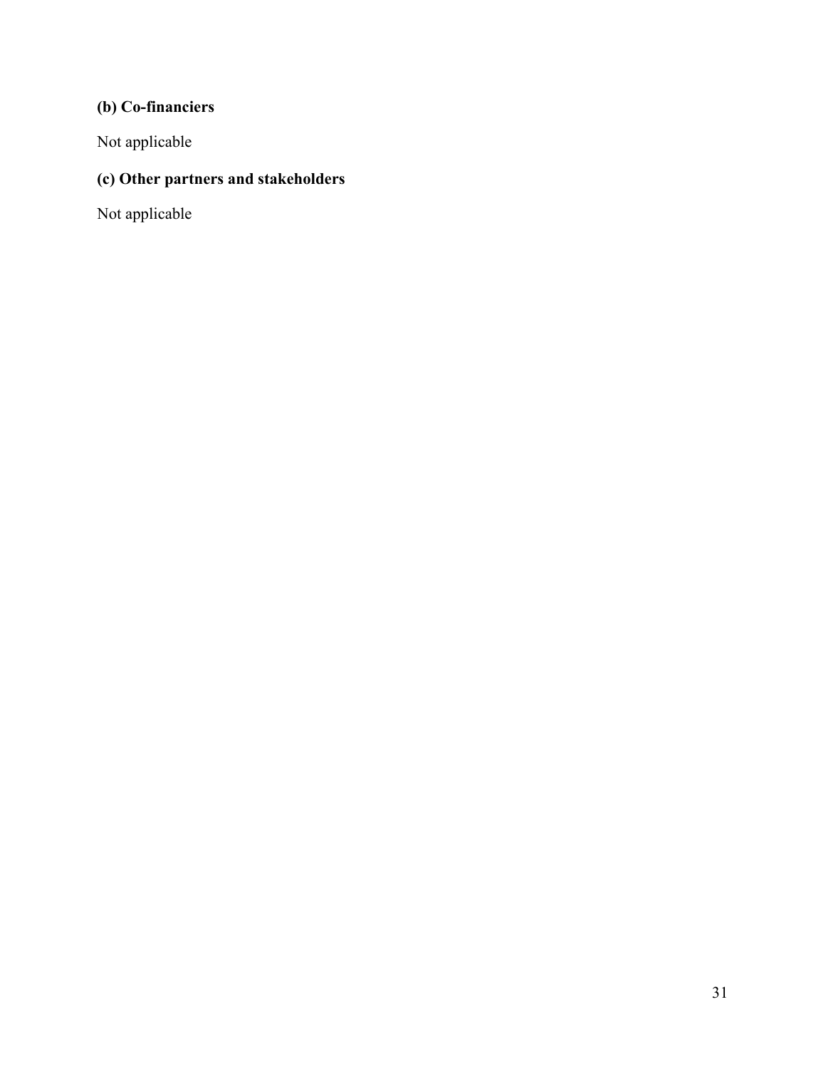**(b) Co-financiers**

Not applicable

**(c) Other partners and stakeholders**

Not applicable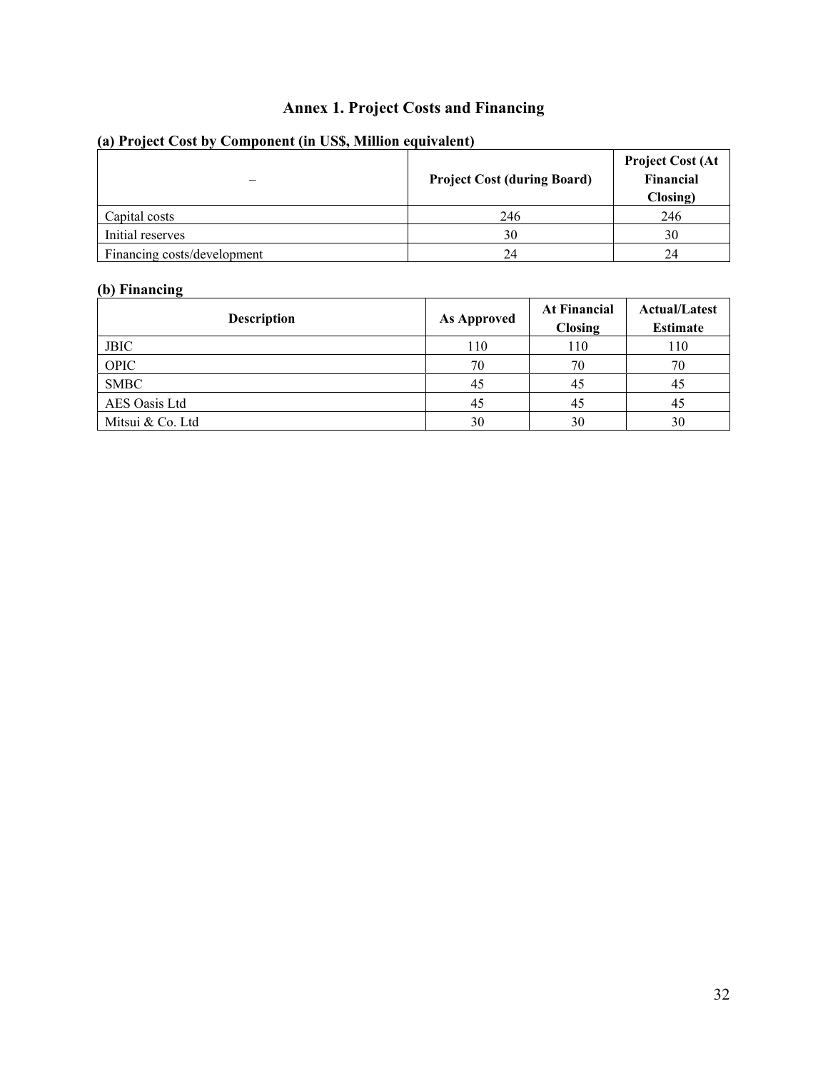# Annex 1. Project Costs and Financing

**(a) Project Cost by Component (in US$, Million equivalent)**

| – | Project Cost (during Board) | Project Cost (At Financial Closing) |
|---|---|---|
| Capital costs | 246 | 246 |
| Initial reserves | 30 | 30 |
| Financing costs/development | 24 | 24 |

**(b) Financing**

| Description | As Approved | At Financial Closing | Actual/Latest Estimate |
|---|---|---|---|
| JBIC | 110 | 110 | 110 |
| OPIC | 70 | 70 | 70 |
| SMBC | 45 | 45 | 45 |
| AES Oasis Ltd | 45 | 45 | 45 |
| Mitsui & Co. Ltd | 30 | 30 | 30 |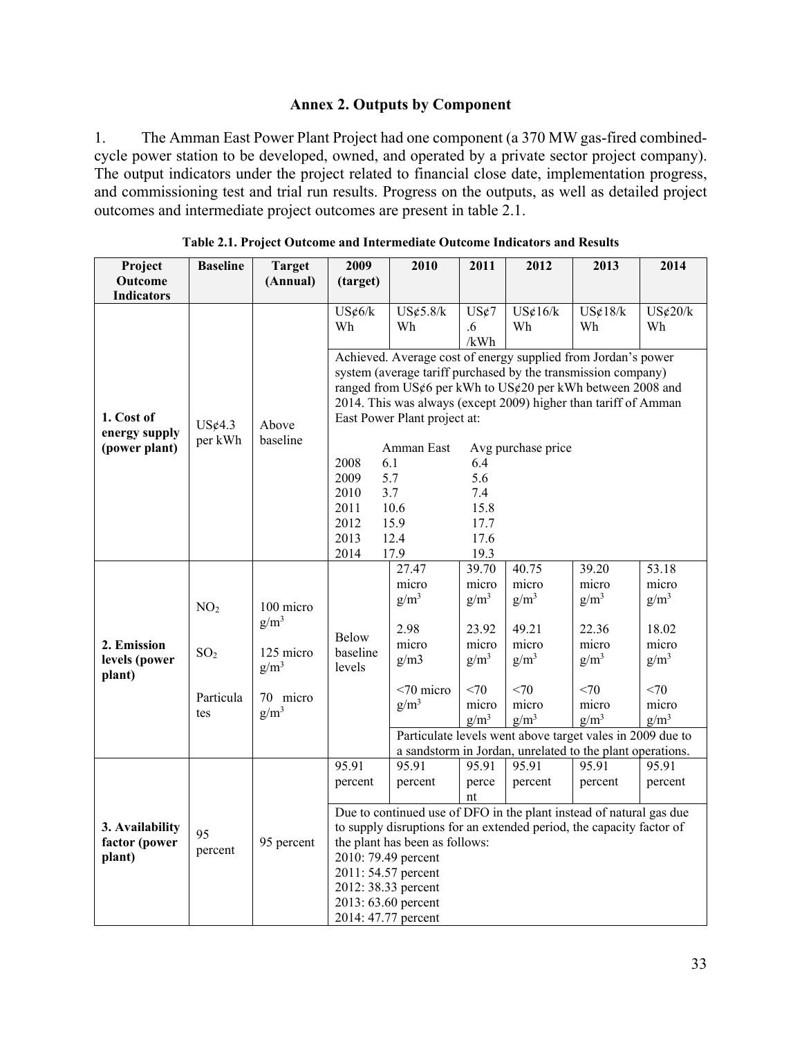## Annex 2. Outputs by Component

1. The Amman East Power Plant Project had one component (a 370 MW gas-fired combined-cycle power station to be developed, owned, and operated by a private sector project company). The output indicators under the project related to financial close date, implementation progress, and commissioning test and trial run results. Progress on the outputs, as well as detailed project outcomes and intermediate project outcomes are present in table 2.1.

**Table 2.1. Project Outcome and Intermediate Outcome Indicators and Results**

| Project Outcome Indicators | Baseline | Target (Annual) | 2009 (target) | 2010 | 2011 | 2012 | 2013 | 2014 |
|---|---|---|---|---|---|---|---|---|
| 1. Cost of energy supply (power plant) | US¢4.3 per kWh | Above baseline | US¢6/kWh | US¢5.8/kWh | US¢7.6/kWh | US¢16/kWh | US¢18/kWh | US¢20/kWh |
| | | | Achieved. Average cost of energy supplied from Jordan's power system (average tariff purchased by the transmission company) ranged from US¢6 per kWh to US¢20 per kWh between 2008 and 2014. This was always (except 2009) higher than tariff of Amman East Power Plant project at:<br><br>Amman East / Avg purchase price<br>2008 6.1 6.4<br>2009 5.7 5.6<br>2010 3.7 7.4<br>2011 10.6 15.8<br>2012 15.9 17.7<br>2013 12.4 17.6<br>2014 17.9 19.3 | | | | | |
| 2. Emission levels (power plant) | $NO_2$<br><br>$SO_2$<br><br>Particulates | 100 micro $g/m^3$<br><br>125 micro $g/m^3$<br><br>70 micro $g/m^3$ | Below baseline levels | 27.47 micro $g/m^3$<br><br>2.98 micro g/m3<br><br><70 micro $g/m^3$ | 39.70 micro $g/m^3$<br><br>23.92 micro $g/m^3$<br><br><70 micro $g/m^3$ | 40.75 micro $g/m^3$<br><br>49.21 micro $g/m^3$<br><br><70 micro $g/m^3$ | 39.20 micro $g/m^3$<br><br>22.36 micro $g/m^3$<br><br><70 micro $g/m^3$ | 53.18 micro $g/m^3$<br><br>18.02 micro $g/m^3$<br><br><70 micro $g/m^3$ |
| | | | | Particulate levels went above target vales in 2009 due to a sandstorm in Jordan, unrelated to the plant operations. | | | | |
| 3. Availability factor (power plant) | 95 percent | 95 percent | 95.91 percent | 95.91 percent | 95.91 percent | 95.91 percent | 95.91 percent | 95.91 percent |
| | | | Due to continued use of DFO in the plant instead of natural gas due to supply disruptions for an extended period, the capacity factor of the plant has been as follows:<br>2010: 79.49 percent<br>2011: 54.57 percent<br>2012: 38.33 percent<br>2013: 63.60 percent<br>2014: 47.77 percent | | | | | |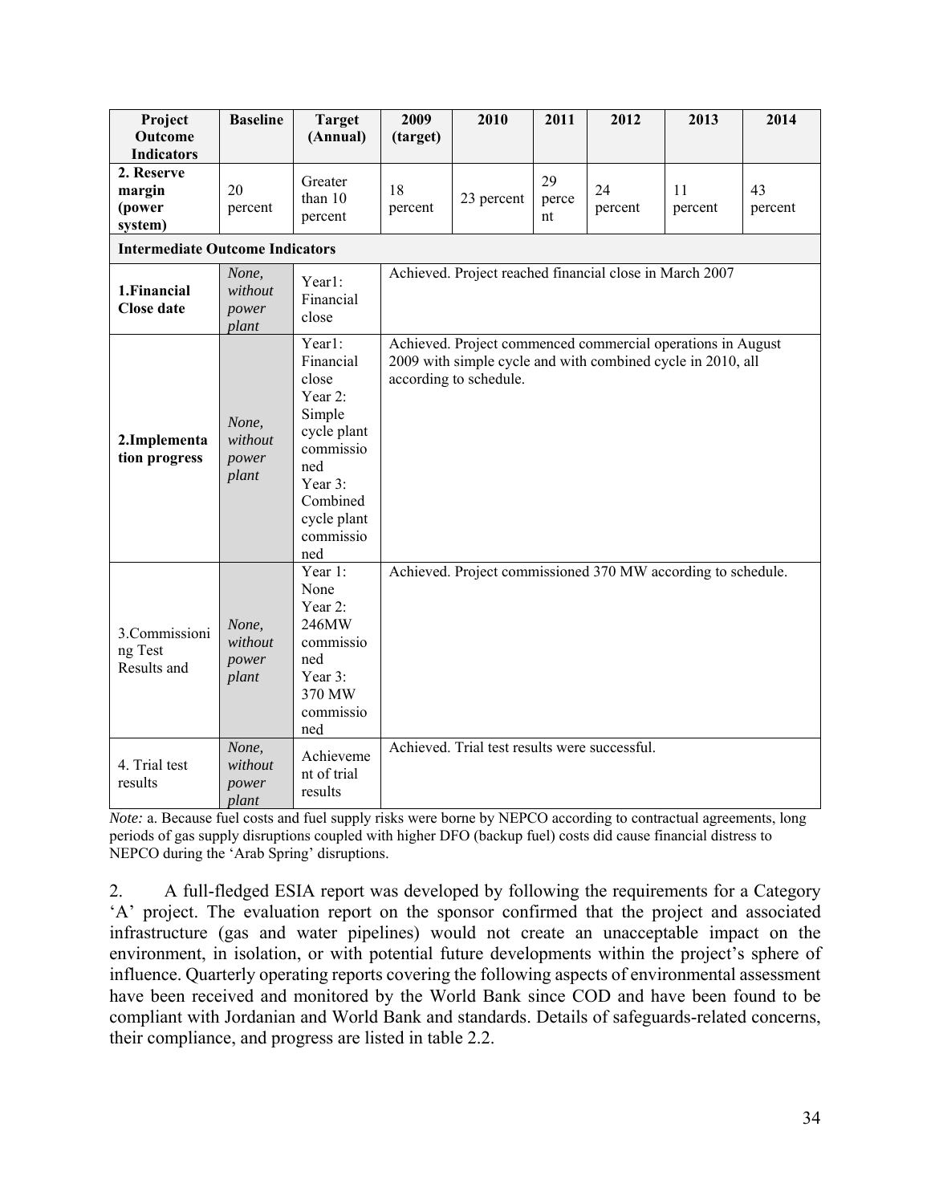| Project Outcome Indicators | Baseline | Target (Annual) | 2009 (target) | 2010 | 2011 | 2012 | 2013 | 2014 |
|---|---|---|---|---|---|---|---|---|
| **2. Reserve margin (power system)** | 20 percent | Greater than 10 percent | 18 percent | 23 percent | 29 percent | 24 percent | 11 percent | 43 percent |
| **Intermediate Outcome Indicators** | | | | | | | | |
| **1.Financial Close date** | *None, without power plant* | Year1: Financial close | Achieved. Project reached financial close in March 2007 | | | | | |
| **2.Implementation progress** | *None, without power plant* | Year1: Financial close Year 2: Simple cycle plant commissioned Year 3: Combined cycle plant commissioned | Achieved. Project commenced commercial operations in August 2009 with simple cycle and with combined cycle in 2010, all according to schedule. | | | | | |
| 3.Commissioning Test Results and | *None, without power plant* | Year 1: None Year 2: 246MW commissioned Year 3: 370 MW commissioned | Achieved. Project commissioned 370 MW according to schedule. | | | | | |
| 4. Trial test results | *None, without power plant* | Achievement of trial results | Achieved. Trial test results were successful. | | | | | |

*Note:* a. Because fuel costs and fuel supply risks were borne by NEPCO according to contractual agreements, long periods of gas supply disruptions coupled with higher DFO (backup fuel) costs did cause financial distress to NEPCO during the 'Arab Spring' disruptions.

2. A full-fledged ESIA report was developed by following the requirements for a Category 'A' project. The evaluation report on the sponsor confirmed that the project and associated infrastructure (gas and water pipelines) would not create an unacceptable impact on the environment, in isolation, or with potential future developments within the project's sphere of influence. Quarterly operating reports covering the following aspects of environmental assessment have been received and monitored by the World Bank since COD and have been found to be compliant with Jordanian and World Bank and standards. Details of safeguards-related concerns, their compliance, and progress are listed in table 2.2.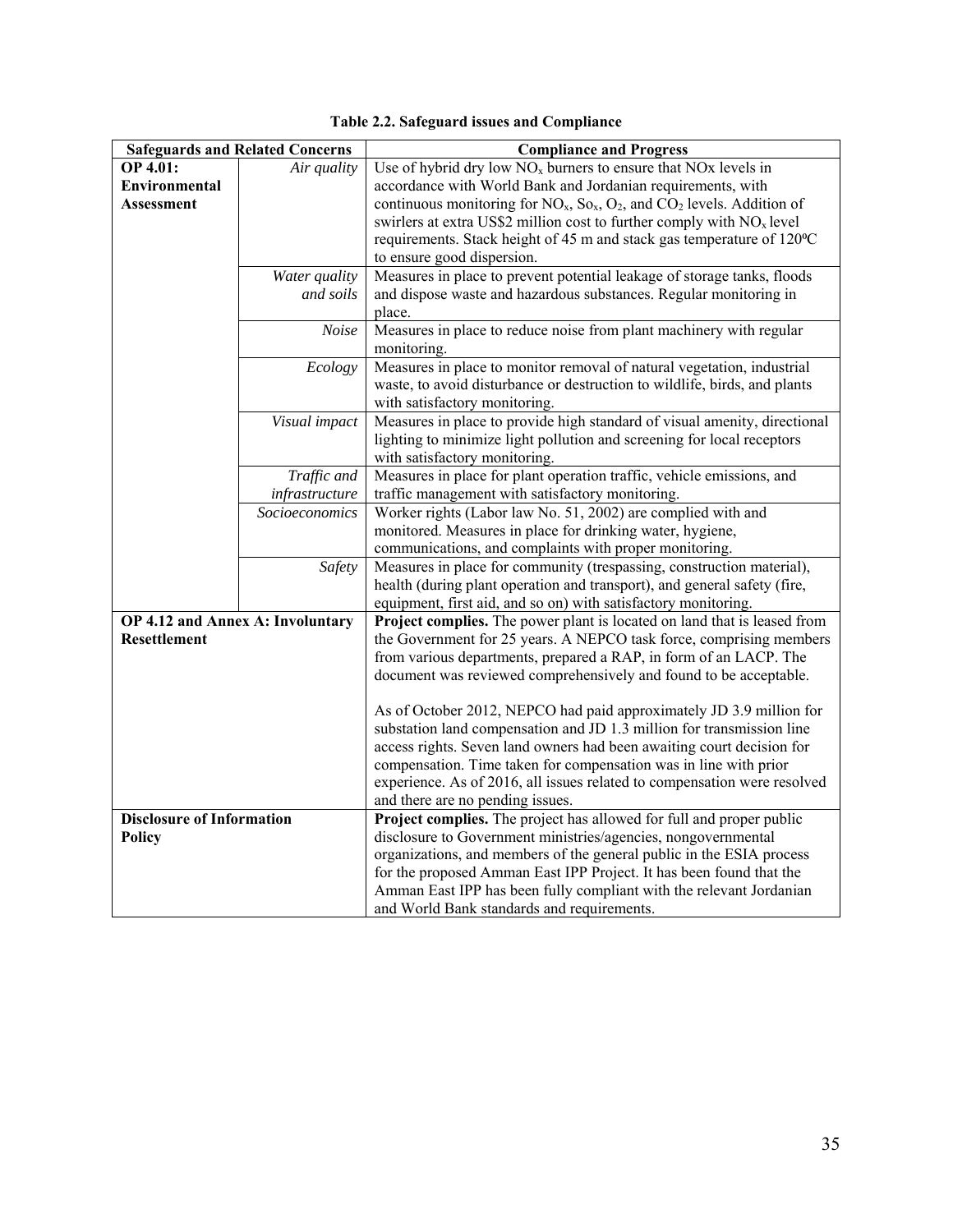**Table 2.2. Safeguard issues and Compliance**

| Safeguards and Related Concerns | | Compliance and Progress |
|---|---|---|
| **OP 4.01: Environmental Assessment** | *Air quality* | Use of hybrid dry low $NO_x$ burners to ensure that NOx levels in accordance with World Bank and Jordanian requirements, with continuous monitoring for $NO_x$, $So_x$, $O_2$, and $CO_2$ levels. Addition of swirlers at extra US$2 million cost to further comply with $NO_x$ level requirements. Stack height of 45 m and stack gas temperature of 120ºC to ensure good dispersion. |
| | *Water quality and soils* | Measures in place to prevent potential leakage of storage tanks, floods and dispose waste and hazardous substances. Regular monitoring in place. |
| | *Noise* | Measures in place to reduce noise from plant machinery with regular monitoring. |
| | *Ecology* | Measures in place to monitor removal of natural vegetation, industrial waste, to avoid disturbance or destruction to wildlife, birds, and plants with satisfactory monitoring. |
| | *Visual impact* | Measures in place to provide high standard of visual amenity, directional lighting to minimize light pollution and screening for local receptors with satisfactory monitoring. |
| | *Traffic and infrastructure* | Measures in place for plant operation traffic, vehicle emissions, and traffic management with satisfactory monitoring. |
| | *Socioeconomics* | Worker rights (Labor law No. 51, 2002) are complied with and monitored. Measures in place for drinking water, hygiene, communications, and complaints with proper monitoring. |
| | *Safety* | Measures in place for community (trespassing, construction material), health (during plant operation and transport), and general safety (fire, equipment, first aid, and so on) with satisfactory monitoring. |
| **OP 4.12 and Annex A: Involuntary Resettlement** | | **Project complies.** The power plant is located on land that is leased from the Government for 25 years. A NEPCO task force, comprising members from various departments, prepared a RAP, in form of an LACP. The document was reviewed comprehensively and found to be acceptable.<br><br>As of October 2012, NEPCO had paid approximately JD 3.9 million for substation land compensation and JD 1.3 million for transmission line access rights. Seven land owners had been awaiting court decision for compensation. Time taken for compensation was in line with prior experience. As of 2016, all issues related to compensation were resolved and there are no pending issues. |
| **Disclosure of Information Policy** | | **Project complies.** The project has allowed for full and proper public disclosure to Government ministries/agencies, nongovernmental organizations, and members of the general public in the ESIA process for the proposed Amman East IPP Project. It has been found that the Amman East IPP has been fully compliant with the relevant Jordanian and World Bank standards and requirements. |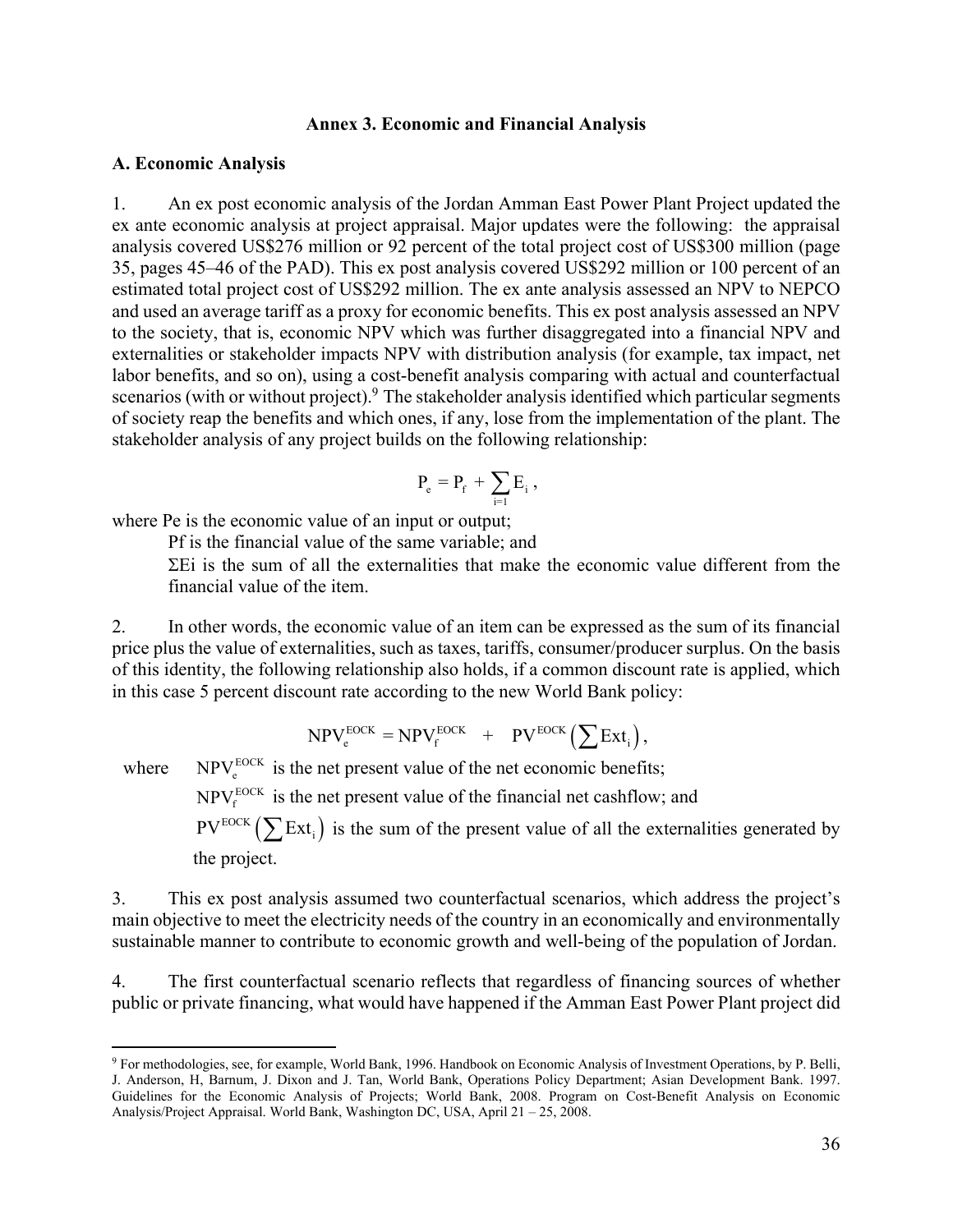**Annex 3. Economic and Financial Analysis**

**A. Economic Analysis**

1. An ex post economic analysis of the Jordan Amman East Power Plant Project updated the ex ante economic analysis at project appraisal. Major updates were the following: the appraisal analysis covered US$276 million or 92 percent of the total project cost of US$300 million (page 35, pages 45–46 of the PAD). This ex post analysis covered US$292 million or 100 percent of an estimated total project cost of US$292 million. The ex ante analysis assessed an NPV to NEPCO and used an average tariff as a proxy for economic benefits. This ex post analysis assessed an NPV to the society, that is, economic NPV which was further disaggregated into a financial NPV and externalities or stakeholder impacts NPV with distribution analysis (for example, tax impact, net labor benefits, and so on), using a cost-benefit analysis comparing with actual and counterfactual scenarios (with or without project).[9] The stakeholder analysis identified which particular segments of society reap the benefits and which ones, if any, lose from the implementation of the plant. The stakeholder analysis of any project builds on the following relationship:

$$P_e = P_f + \sum_{i=1} E_i \,,$$

where Pe is the economic value of an input or output;

Pf is the financial value of the same variable; and

ΣEi is the sum of all the externalities that make the economic value different from the financial value of the item.

2. In other words, the economic value of an item can be expressed as the sum of its financial price plus the value of externalities, such as taxes, tariffs, consumer/producer surplus. On the basis of this identity, the following relationship also holds, if a common discount rate is applied, which in this case 5 percent discount rate according to the new World Bank policy:

$$NPV_e^{EOCK} = NPV_f^{EOCK} \quad + \quad PV^{EOCK}\left(\sum Ext_i\right),$$

where $NPV_e^{EOCK}$ is the net present value of the net economic benefits;

$NPV_f^{EOCK}$ is the net present value of the financial net cashflow; and

$PV^{EOCK}\left(\sum Ext_i\right)$ is the sum of the present value of all the externalities generated by the project.

3. This ex post analysis assumed two counterfactual scenarios, which address the project's main objective to meet the electricity needs of the country in an economically and environmentally sustainable manner to contribute to economic growth and well-being of the population of Jordan.

4. The first counterfactual scenario reflects that regardless of financing sources of whether public or private financing, what would have happened if the Amman East Power Plant project did

[9] For methodologies, see, for example, World Bank, 1996. Handbook on Economic Analysis of Investment Operations, by P. Belli, J. Anderson, H, Barnum, J. Dixon and J. Tan, World Bank, Operations Policy Department; Asian Development Bank. 1997. Guidelines for the Economic Analysis of Projects; World Bank, 2008. Program on Cost-Benefit Analysis on Economic Analysis/Project Appraisal. World Bank, Washington DC, USA, April 21 – 25, 2008.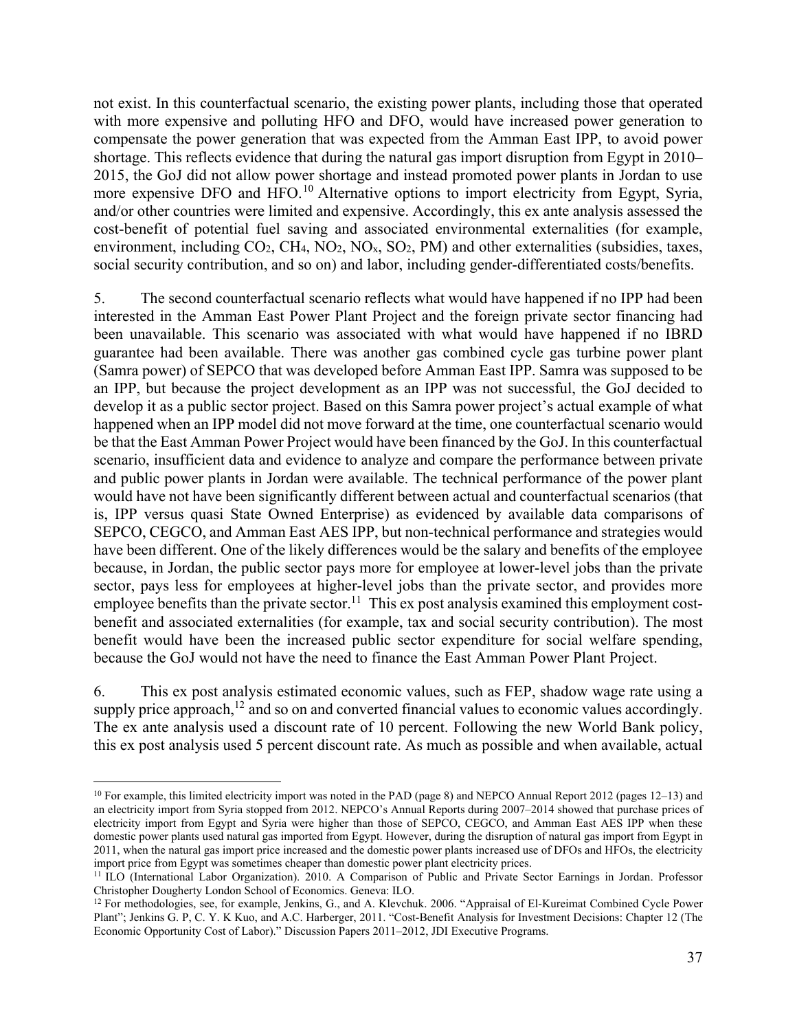not exist. In this counterfactual scenario, the existing power plants, including those that operated with more expensive and polluting HFO and DFO, would have increased power generation to compensate the power generation that was expected from the Amman East IPP, to avoid power shortage. This reflects evidence that during the natural gas import disruption from Egypt in 2010–2015, the GoJ did not allow power shortage and instead promoted power plants in Jordan to use more expensive DFO and HFO.[10] Alternative options to import electricity from Egypt, Syria, and/or other countries were limited and expensive. Accordingly, this ex ante analysis assessed the cost-benefit of potential fuel saving and associated environmental externalities (for example, environment, including $CO_2$, $CH_4$, $NO_2$, $NO_x$, $SO_2$, PM) and other externalities (subsidies, taxes, social security contribution, and so on) and labor, including gender-differentiated costs/benefits.

5. The second counterfactual scenario reflects what would have happened if no IPP had been interested in the Amman East Power Plant Project and the foreign private sector financing had been unavailable. This scenario was associated with what would have happened if no IBRD guarantee had been available. There was another gas combined cycle gas turbine power plant (Samra power) of SEPCO that was developed before Amman East IPP. Samra was supposed to be an IPP, but because the project development as an IPP was not successful, the GoJ decided to develop it as a public sector project. Based on this Samra power project's actual example of what happened when an IPP model did not move forward at the time, one counterfactual scenario would be that the East Amman Power Project would have been financed by the GoJ. In this counterfactual scenario, insufficient data and evidence to analyze and compare the performance between private and public power plants in Jordan were available. The technical performance of the power plant would have not have been significantly different between actual and counterfactual scenarios (that is, IPP versus quasi State Owned Enterprise) as evidenced by available data comparisons of SEPCO, CEGCO, and Amman East AES IPP, but non-technical performance and strategies would have been different. One of the likely differences would be the salary and benefits of the employee because, in Jordan, the public sector pays more for employee at lower-level jobs than the private sector, pays less for employees at higher-level jobs than the private sector, and provides more employee benefits than the private sector.[11] This ex post analysis examined this employment cost-benefit and associated externalities (for example, tax and social security contribution). The most benefit would have been the increased public sector expenditure for social welfare spending, because the GoJ would not have the need to finance the East Amman Power Plant Project.

6. This ex post analysis estimated economic values, such as FEP, shadow wage rate using a supply price approach,[12] and so on and converted financial values to economic values accordingly. The ex ante analysis used a discount rate of 10 percent. Following the new World Bank policy, this ex post analysis used 5 percent discount rate. As much as possible and when available, actual

---

[10] For example, this limited electricity import was noted in the PAD (page 8) and NEPCO Annual Report 2012 (pages 12–13) and an electricity import from Syria stopped from 2012. NEPCO's Annual Reports during 2007–2014 showed that purchase prices of electricity import from Egypt and Syria were higher than those of SEPCO, CEGCO, and Amman East AES IPP when these domestic power plants used natural gas imported from Egypt. However, during the disruption of natural gas import from Egypt in 2011, when the natural gas import price increased and the domestic power plants increased use of DFOs and HFOs, the electricity import price from Egypt was sometimes cheaper than domestic power plant electricity prices.

[11] ILO (International Labor Organization). 2010. A Comparison of Public and Private Sector Earnings in Jordan. Professor Christopher Dougherty London School of Economics. Geneva: ILO.

[12] For methodologies, see, for example, Jenkins, G., and A. Klevchuk. 2006. "Appraisal of El-Kureimat Combined Cycle Power Plant"; Jenkins G. P, C. Y. K Kuo, and A.C. Harberger, 2011. "Cost-Benefit Analysis for Investment Decisions: Chapter 12 (The Economic Opportunity Cost of Labor)." Discussion Papers 2011–2012, JDI Executive Programs.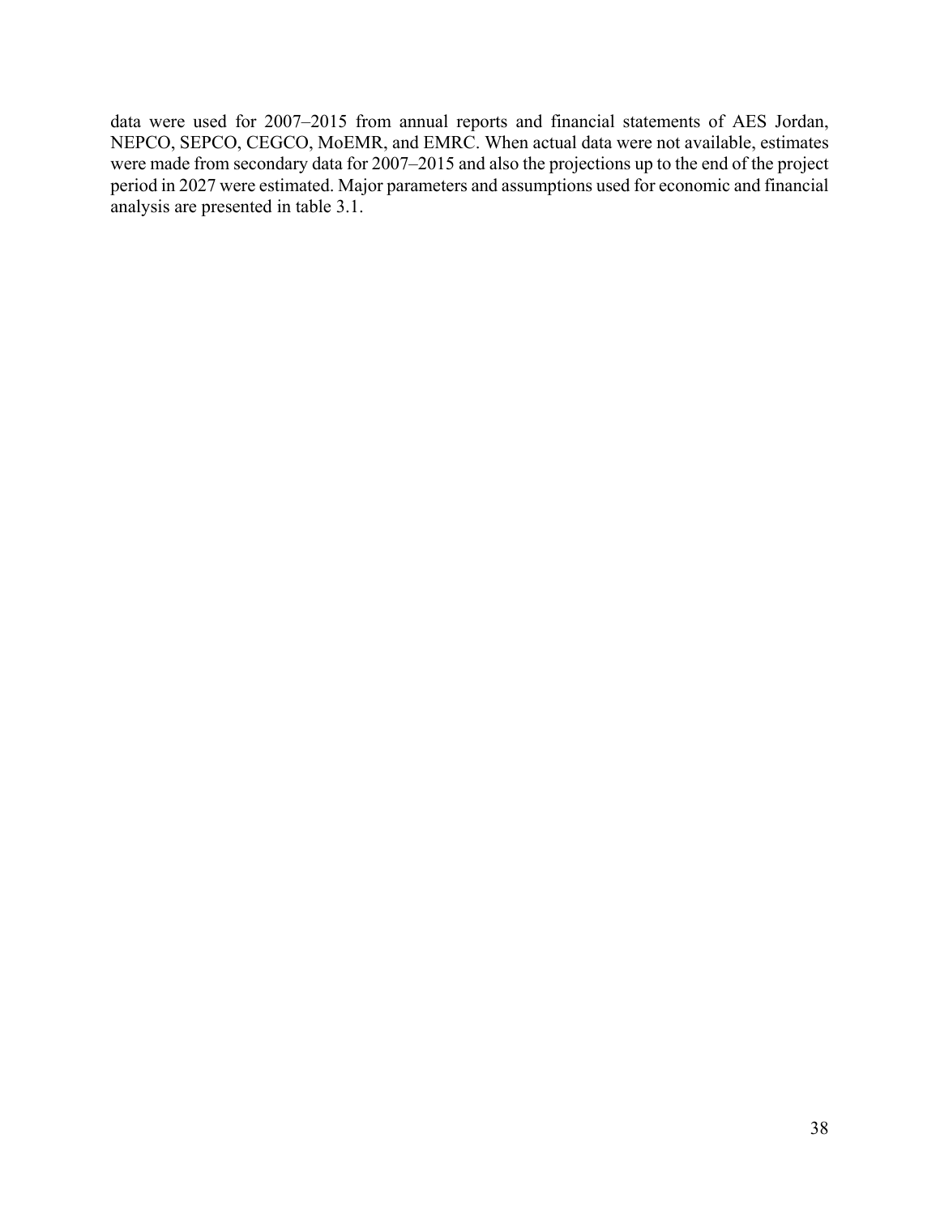data were used for 2007–2015 from annual reports and financial statements of AES Jordan, NEPCO, SEPCO, CEGCO, MoEMR, and EMRC. When actual data were not available, estimates were made from secondary data for 2007–2015 and also the projections up to the end of the project period in 2027 were estimated. Major parameters and assumptions used for economic and financial analysis are presented in table 3.1.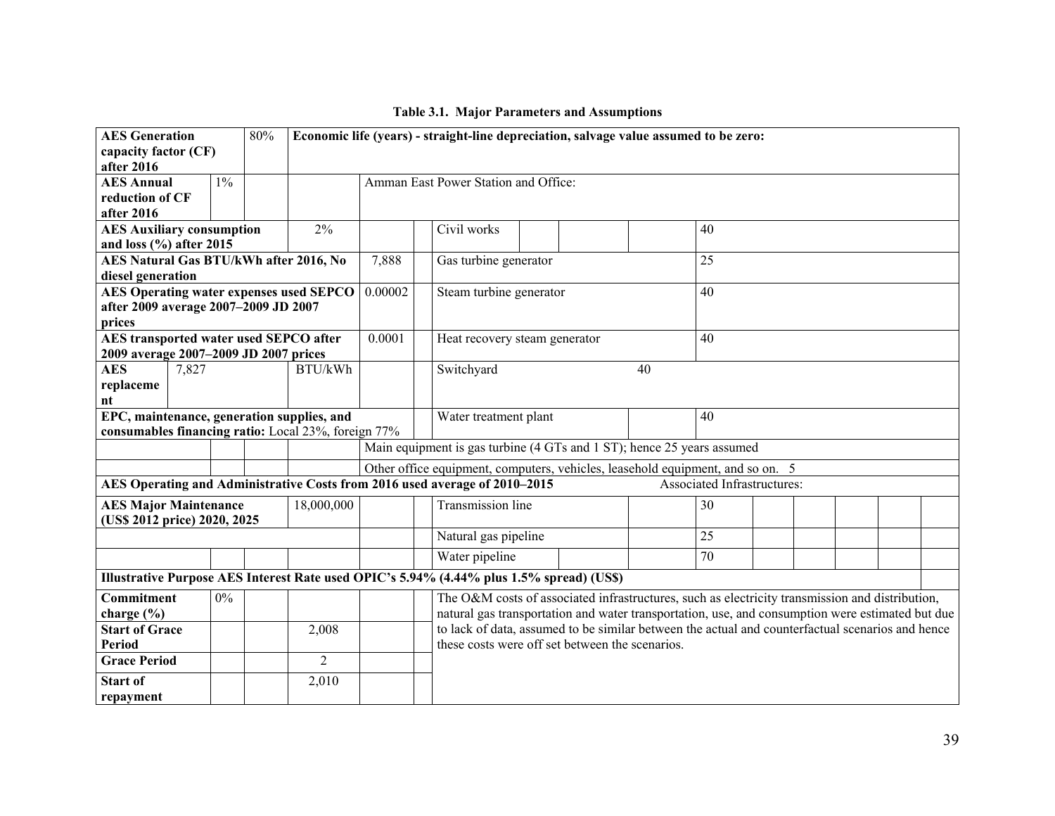**Table 3.1. Major Parameters and Assumptions**

| | | | | | | | | | | | | | | | |
|---|---|---|---|---|---|---|---|---|---|---|---|---|---|---|---|
| **AES Generation capacity factor (CF) after 2016** | | 80% | **Economic life (years) - straight-line depreciation, salvage value assumed to be zero:** | | | | | | | | | | | | |
| **AES Annual reduction of CF after 2016** | 1% | | | Amman East Power Station and Office: | | | | | | | | | | | |
| **AES Auxiliary consumption and loss (%) after 2015** | | | 2% | | | Civil works | | | | 40 | | | | | |
| **AES Natural Gas BTU/kWh after 2016, No diesel generation** | | | | 7,888 | | Gas turbine generator | | | | 25 | | | | | |
| **AES Operating water expenses used SEPCO after 2009 average 2007–2009 JD 2007 prices** | | | | 0.00002 | | Steam turbine generator | | | | 40 | | | | | |
| **AES transported water used SEPCO after 2009 average 2007–2009 JD 2007 prices** | | | | 0.0001 | | Heat recovery steam generator | | | | 40 | | | | | |
| **AES replacement** | 7,827 | | BTU/kWh | | | Switchyard | | | 40 | | | | | | |
| **EPC, maintenance, generation supplies, and consumables financing ratio:** Local 23%, foreign 77% | | | | | | Water treatment plant | | | | 40 | | | | | |
| | | | | Main equipment is gas turbine (4 GTs and 1 ST); hence 25 years assumed | | | | | | | | | | | |
| | | | | Other office equipment, computers, vehicles, leasehold equipment, and so on. 5 | | | | | | | | | | | |
| **AES Operating and Administrative Costs from 2016 used average of 2010–2015** | | | | | | | | | Associated Infrastructures: | | | | | | |
| **AES Major Maintenance (US$ 2012 price) 2020, 2025** | | | 18,000,000 | | | Transmission line | | | | 30 | | | | | |
| | | | | | | Natural gas pipeline | | | | 25 | | | | | |
| | | | | | | Water pipeline | | | | 70 | | | | | |
| **Illustrative Purpose AES Interest Rate used OPIC's 5.94% (4.44% plus 1.5% spread) (US$)** | | | | | | | | | | | | | | | |
| **Commitment charge (%)** | 0% | | | | | The O&M costs of associated infrastructures, such as electricity transmission and distribution, natural gas transportation and water transportation, use, and consumption were estimated but due to lack of data, assumed to be similar between the actual and counterfactual scenarios and hence these costs were off set between the scenarios. | | | | | | | | | |
| **Start of Grace Period** | | | 2,008 | | | | | | | | | | | | |
| **Grace Period** | | | 2 | | | | | | | | | | | | |
| **Start of repayment** | | | 2,010 | | | | | | | | | | | | |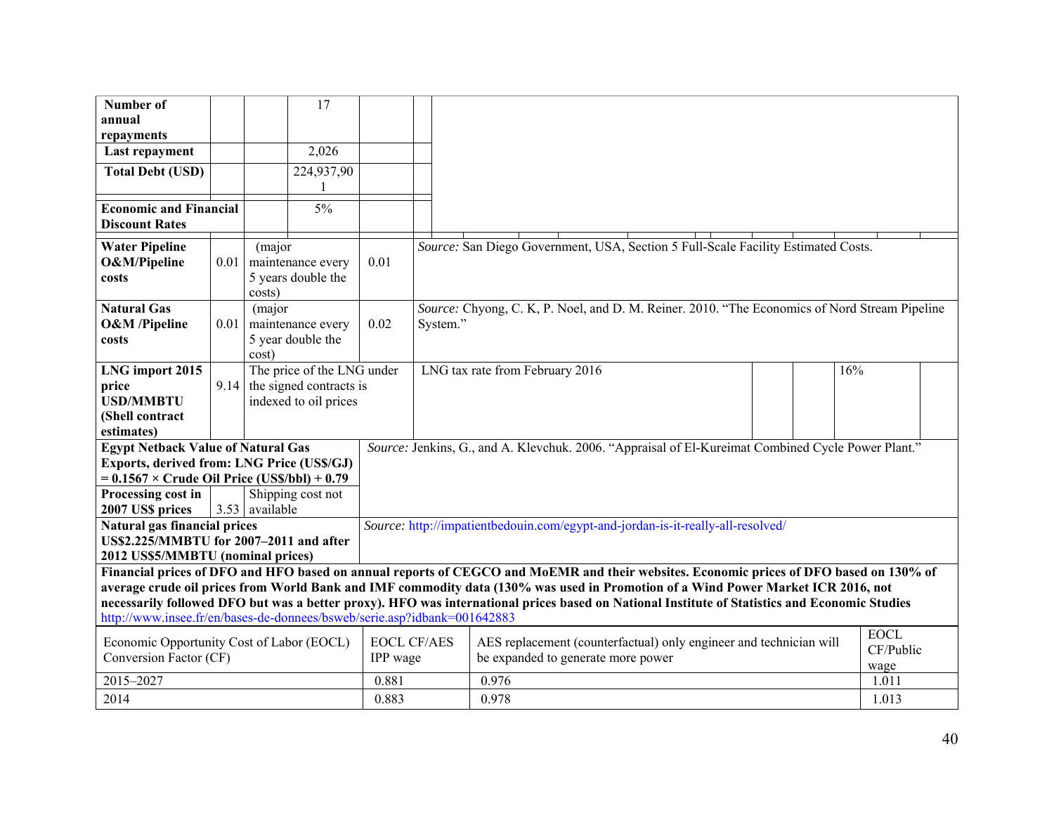| | | | | | |
|---|---|---|---|---|---|
| **Number of annual repayments** | | | 17 | | |
| **Last repayment** | | | 2,026 | | |
| **Total Debt (USD)** | | | 224,937,901 | | |
| **Economic and Financial Discount Rates** | | | 5% | | |

| | | | | |
|---|---|---|---|---|
| **Water Pipeline O&M/Pipeline costs** | 0.01 | (major maintenance every 5 years double the costs) | 0.01 | *Source:* San Diego Government, USA, Section 5 Full-Scale Facility Estimated Costs. |
| **Natural Gas O&M /Pipeline costs** | 0.01 | (major maintenance every 5 year double the cost) | 0.02 | *Source:* Chyong, C. K, P. Noel, and D. M. Reiner. 2010. "The Economics of Nord Stream Pipeline System." |
| **LNG import 2015 price USD/MMBTU (Shell contract estimates)** | 9.14 | The price of the LNG under the signed contracts is indexed to oil prices | | LNG tax rate from February 2016 — 16% |

| | | |
|---|---|---|
| **Egypt Netback Value of Natural Gas Exports, derived from: LNG Price (US$/GJ) = 0.1567 × Crude Oil Price (US$/bbl) + 0.79** | | *Source:* Jenkins, G., and A. Klevchuk. 2006. "Appraisal of El-Kureimat Combined Cycle Power Plant." |
| **Processing cost in 2007 US$ prices** 3.53 | Shipping cost not available | |
| **Natural gas financial prices US$2.225/MMBTU for 2007–2011 and after 2012 US$5/MMBTU (nominal prices)** | | *Source:* http://impatientbedouin.com/egypt-and-jordan-is-it-really-all-resolved/ |

**Financial prices of DFO and HFO based on annual reports of CEGCO and MoEMR and their websites. Economic prices of DFO based on 130% of average crude oil prices from World Bank and IMF commodity data (130% was used in Promotion of a Wind Power Market ICR 2016, not necessarily followed DFO but was a better proxy). HFO was international prices based on National Institute of Statistics and Economic Studies** http://www.insee.fr/en/bases-de-donnees/bsweb/serie.asp?idbank=001642883

| Economic Opportunity Cost of Labor (EOCL) Conversion Factor (CF) | EOCL CF/AES IPP wage | AES replacement (counterfactual) only engineer and technician will be expanded to generate more power | EOCL CF/Public wage |
|---|---|---|---|
| 2015–2027 | 0.881 | 0.976 | 1.011 |
| 2014 | 0.883 | 0.978 | 1.013 |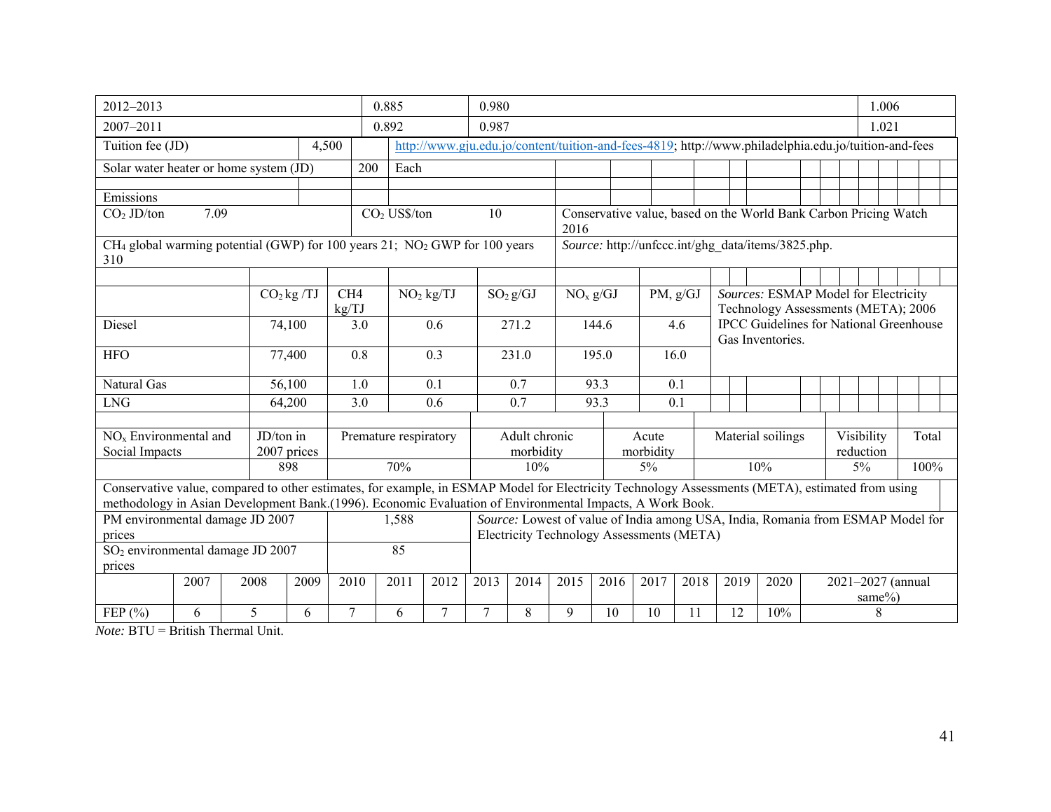| | | | |
|---|---|---|---|
| 2012–2013 | 0.885 | 0.980 | 1.006 |
| 2007–2011 | 0.892 | 0.987 | 1.021 |

| | | |
|---|---|---|
| Tuition fee (JD) | 4,500 | http://www.gju.edu.jo/content/tuition-and-fees-4819; http://www.philadelphia.edu.jo/tuition-and-fees |
| Solar water heater or home system (JD) | 200 | Each |

| | | |
|---|---|---|
| Emissions | | |
| $CO_2$ JD/ton 7.09 | $CO_2$ US$/ton 10 | Conservative value, based on the World Bank Carbon Pricing Watch 2016 |
| $CH_4$ global warming potential (GWP) for 100 years 21; $NO_2$ GWP for 100 years 310 | | *Source:* http://unfccc.int/ghg_data/items/3825.php. |

| | $CO_2$ kg /TJ | CH4 kg/TJ | $NO_2$ kg/TJ | $SO_2$ g/GJ | $NO_x$ g/GJ | PM, g/GJ | *Sources:* ESMAP Model for Electricity Technology Assessments (META); 2006 IPCC Guidelines for National Greenhouse Gas Inventories. |
|---|---|---|---|---|---|---|---|
| Diesel | 74,100 | 3.0 | 0.6 | 271.2 | 144.6 | 4.6 | |
| HFO | 77,400 | 0.8 | 0.3 | 231.0 | 195.0 | 16.0 | |
| Natural Gas | 56,100 | 1.0 | 0.1 | 0.7 | 93.3 | 0.1 | |
| LNG | 64,200 | 3.0 | 0.6 | 0.7 | 93.3 | 0.1 | |

| $NO_x$ Environmental and Social Impacts | JD/ton in 2007 prices | Premature respiratory | Adult chronic morbidity | Acute morbidity | Material soilings | Visibility reduction | Total |
|---|---|---|---|---|---|---|---|
| | 898 | 70% | 10% | 5% | 10% | 5% | 100% |

Conservative value, compared to other estimates, for example, in ESMAP Model for Electricity Technology Assessments (META), estimated from using methodology in Asian Development Bank.(1996). Economic Evaluation of Environmental Impacts, A Work Book.

| | | |
|---|---|---|
| PM environmental damage JD 2007 prices | 1,588 | *Source:* Lowest of value of India among USA, India, Romania from ESMAP Model for Electricity Technology Assessments (META) |
| $SO_2$ environmental damage JD 2007 prices | 85 | |

| | 2007 | 2008 | 2009 | 2010 | 2011 | 2012 | 2013 | 2014 | 2015 | 2016 | 2017 | 2018 | 2019 | 2020 | 2021–2027 (annual same%) |
|---|---|---|---|---|---|---|---|---|---|---|---|---|---|---|---|
| FEP (%) | 6 | 5 | 6 | 7 | 6 | 7 | 7 | 8 | 9 | 10 | 10 | 11 | 12 | 10% | 8 |

*Note:* BTU = British Thermal Unit.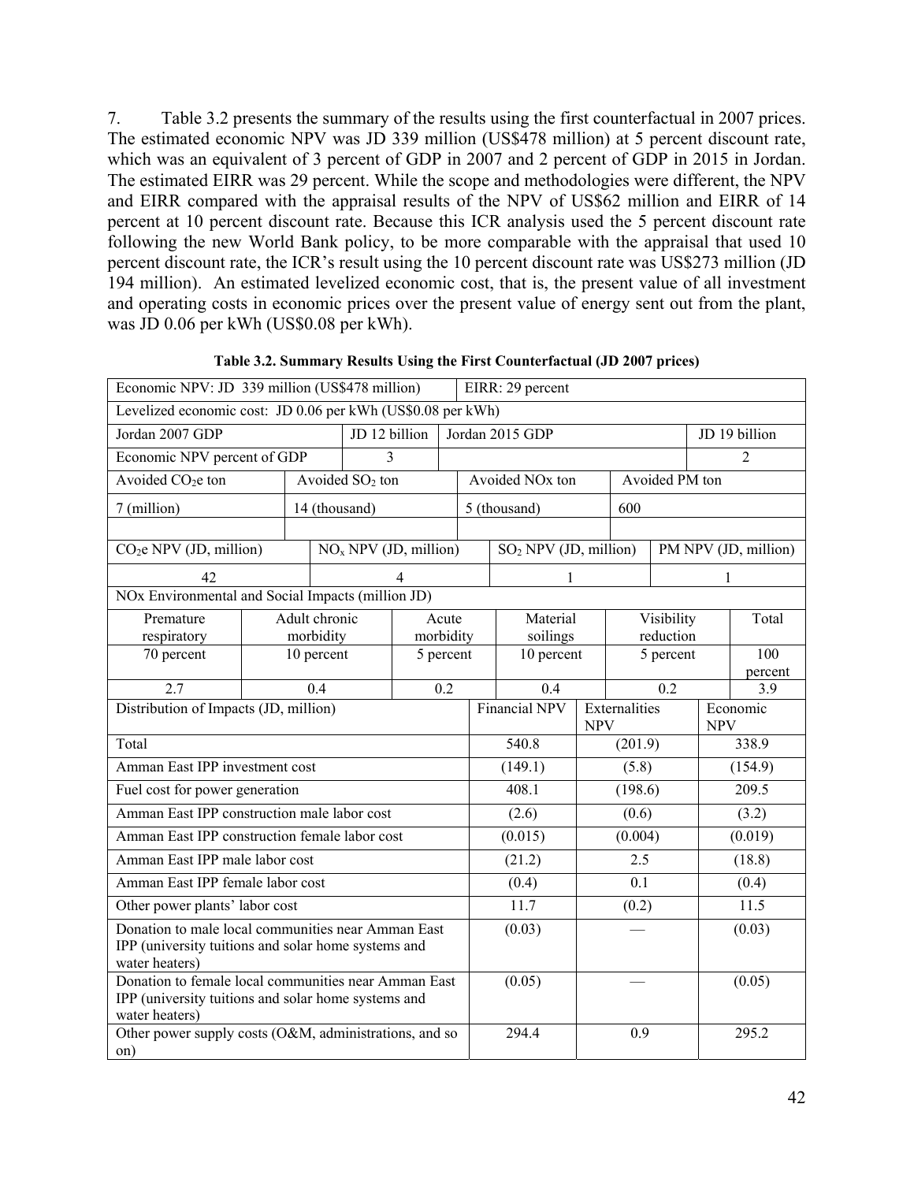7. Table 3.2 presents the summary of the results using the first counterfactual in 2007 prices. The estimated economic NPV was JD 339 million (US$478 million) at 5 percent discount rate, which was an equivalent of 3 percent of GDP in 2007 and 2 percent of GDP in 2015 in Jordan. The estimated EIRR was 29 percent. While the scope and methodologies were different, the NPV and EIRR compared with the appraisal results of the NPV of US$62 million and EIRR of 14 percent at 10 percent discount rate. Because this ICR analysis used the 5 percent discount rate following the new World Bank policy, to be more comparable with the appraisal that used 10 percent discount rate, the ICR's result using the 10 percent discount rate was US$273 million (JD 194 million). An estimated levelized economic cost, that is, the present value of all investment and operating costs in economic prices over the present value of energy sent out from the plant, was JD 0.06 per kWh (US$0.08 per kWh).

**Table 3.2. Summary Results Using the First Counterfactual (JD 2007 prices)**

| | | | | | |
|---|---|---|---|---|---|
| Economic NPV: JD 339 million (US$478 million) | | | EIRR: 29 percent | | |
| Levelized economic cost: JD 0.06 per kWh (US$0.08 per kWh) | | | | | |
| Jordan 2007 GDP | | JD 12 billion | Jordan 2015 GDP | | JD 19 billion |
| Economic NPV percent of GDP | | 3 | | | 2 |
| Avoided $CO_2e$ ton | Avoided $SO_2$ ton | | Avoided NOx ton | Avoided PM ton | |
| 7 (million) | 14 (thousand) | | 5 (thousand) | 600 | |
| | | | | | |
| $CO_2e$ NPV (JD, million) | $NO_x$ NPV (JD, million) | | $SO_2$ NPV (JD, million) | PM NPV (JD, million) | |
| 42 | 4 | | 1 | 1 | |
| NOx Environmental and Social Impacts (million JD) | | | | | |
| Premature respiratory | Adult chronic morbidity | Acute morbidity | Material soilings | Visibility reduction | Total |
| 70 percent | 10 percent | 5 percent | 10 percent | 5 percent | 100 percent |
| 2.7 | 0.4 | 0.2 | 0.4 | 0.2 | 3.9 |

| Distribution of Impacts (JD, million) | Financial NPV | Externalities NPV | Economic NPV |
|---|---|---|---|
| Total | 540.8 | (201.9) | 338.9 |
| Amman East IPP investment cost | (149.1) | (5.8) | (154.9) |
| Fuel cost for power generation | 408.1 | (198.6) | 209.5 |
| Amman East IPP construction male labor cost | (2.6) | (0.6) | (3.2) |
| Amman East IPP construction female labor cost | (0.015) | (0.004) | (0.019) |
| Amman East IPP male labor cost | (21.2) | 2.5 | (18.8) |
| Amman East IPP female labor cost | (0.4) | 0.1 | (0.4) |
| Other power plants' labor cost | 11.7 | (0.2) | 11.5 |
| Donation to male local communities near Amman East IPP (university tuitions and solar home systems and water heaters) | (0.03) | — | (0.03) |
| Donation to female local communities near Amman East IPP (university tuitions and solar home systems and water heaters) | (0.05) | — | (0.05) |
| Other power supply costs (O&M, administrations, and so on) | 294.4 | 0.9 | 295.2 |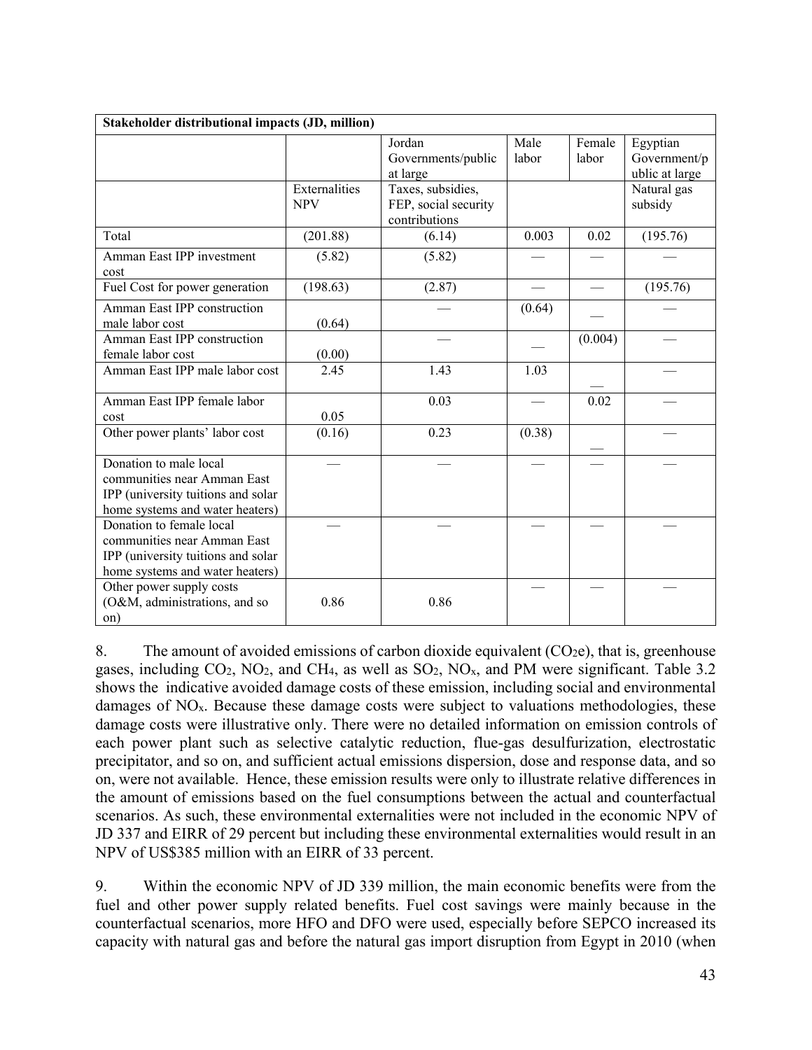| Stakeholder distributional impacts (JD, million) | | | | | |
|---|---|---|---|---|---|
| | | Jordan Governments/public at large | Male labor | Female labor | Egyptian Government/public at large |
| | Externalities NPV | Taxes, subsidies, FEP, social security contributions | | | Natural gas subsidy |
| Total | (201.88) | (6.14) | 0.003 | 0.02 | (195.76) |
| Amman East IPP investment cost | (5.82) | (5.82) | — | — | — |
| Fuel Cost for power generation | (198.63) | (2.87) | — | — | (195.76) |
| Amman East IPP construction male labor cost | (0.64) | — | (0.64) | — | — |
| Amman East IPP construction female labor cost | (0.00) | — | — | (0.004) | — |
| Amman East IPP male labor cost | 2.45 | 1.43 | 1.03 | — | — |
| Amman East IPP female labor cost | 0.05 | 0.03 | — | 0.02 | — |
| Other power plants' labor cost | (0.16) | 0.23 | (0.38) | — | — |
| Donation to male local communities near Amman East IPP (university tuitions and solar home systems and water heaters) | — | — | — | — | — |
| Donation to female local communities near Amman East IPP (university tuitions and solar home systems and water heaters) | — | — | — | — | — |
| Other power supply costs (O&M, administrations, and so on) | 0.86 | 0.86 | — | — | — |

8. The amount of avoided emissions of carbon dioxide equivalent ($CO_2e$), that is, greenhouse gases, including $CO_2$, $NO_2$, and $CH_4$, as well as $SO_2$, $NO_x$, and PM were significant. Table 3.2 shows the indicative avoided damage costs of these emission, including social and environmental damages of $NO_x$. Because these damage costs were subject to valuations methodologies, these damage costs were illustrative only. There were no detailed information on emission controls of each power plant such as selective catalytic reduction, flue-gas desulfurization, electrostatic precipitator, and so on, and sufficient actual emissions dispersion, dose and response data, and so on, were not available. Hence, these emission results were only to illustrate relative differences in the amount of emissions based on the fuel consumptions between the actual and counterfactual scenarios. As such, these environmental externalities were not included in the economic NPV of JD 337 and EIRR of 29 percent but including these environmental externalities would result in an NPV of US$385 million with an EIRR of 33 percent.

9. Within the economic NPV of JD 339 million, the main economic benefits were from the fuel and other power supply related benefits. Fuel cost savings were mainly because in the counterfactual scenarios, more HFO and DFO were used, especially before SEPCO increased its capacity with natural gas and before the natural gas import disruption from Egypt in 2010 (when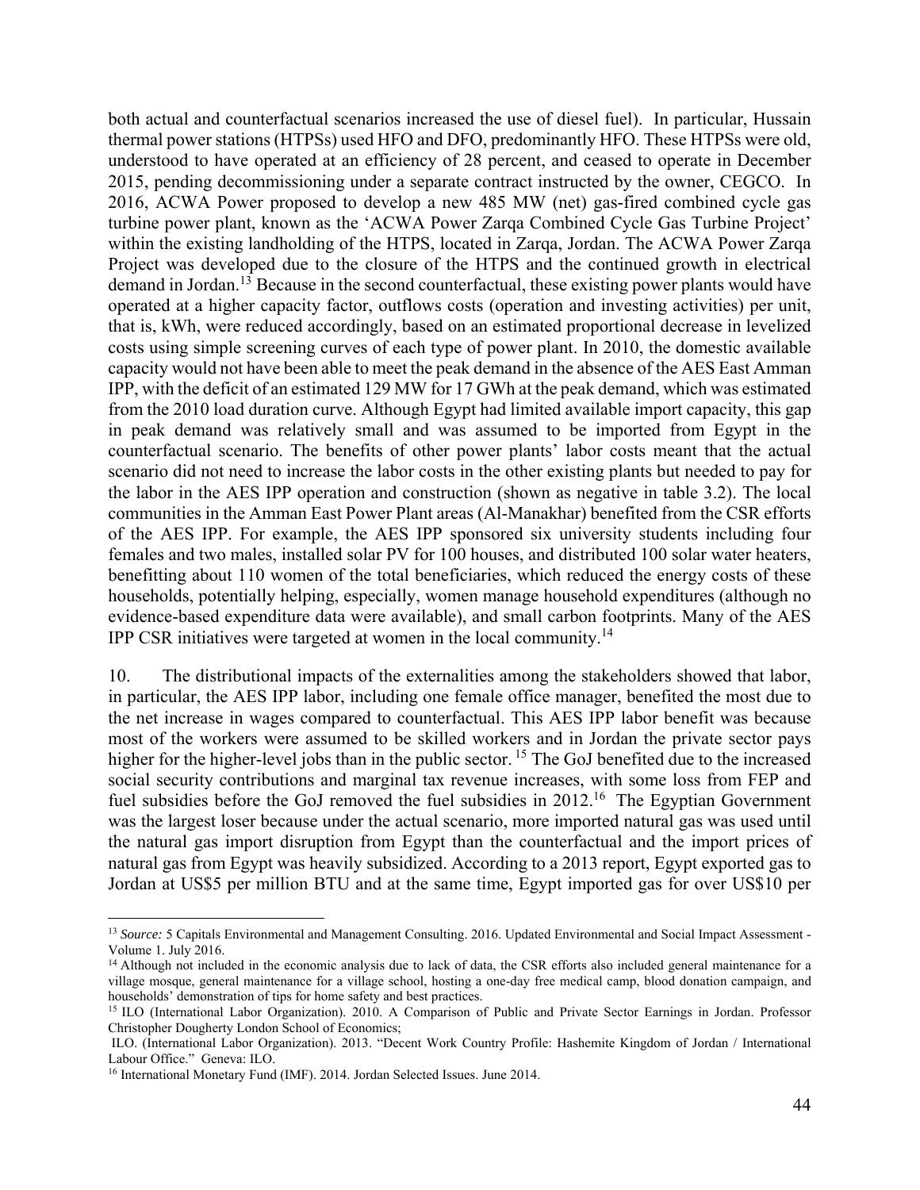both actual and counterfactual scenarios increased the use of diesel fuel). In particular, Hussain thermal power stations (HTPSs) used HFO and DFO, predominantly HFO. These HTPSs were old, understood to have operated at an efficiency of 28 percent, and ceased to operate in December 2015, pending decommissioning under a separate contract instructed by the owner, CEGCO. In 2016, ACWA Power proposed to develop a new 485 MW (net) gas-fired combined cycle gas turbine power plant, known as the 'ACWA Power Zarqa Combined Cycle Gas Turbine Project' within the existing landholding of the HTPS, located in Zarqa, Jordan. The ACWA Power Zarqa Project was developed due to the closure of the HTPS and the continued growth in electrical demand in Jordan.[13] Because in the second counterfactual, these existing power plants would have operated at a higher capacity factor, outflows costs (operation and investing activities) per unit, that is, kWh, were reduced accordingly, based on an estimated proportional decrease in levelized costs using simple screening curves of each type of power plant. In 2010, the domestic available capacity would not have been able to meet the peak demand in the absence of the AES East Amman IPP, with the deficit of an estimated 129 MW for 17 GWh at the peak demand, which was estimated from the 2010 load duration curve. Although Egypt had limited available import capacity, this gap in peak demand was relatively small and was assumed to be imported from Egypt in the counterfactual scenario. The benefits of other power plants' labor costs meant that the actual scenario did not need to increase the labor costs in the other existing plants but needed to pay for the labor in the AES IPP operation and construction (shown as negative in table 3.2). The local communities in the Amman East Power Plant areas (Al-Manakhar) benefited from the CSR efforts of the AES IPP. For example, the AES IPP sponsored six university students including four females and two males, installed solar PV for 100 houses, and distributed 100 solar water heaters, benefitting about 110 women of the total beneficiaries, which reduced the energy costs of these households, potentially helping, especially, women manage household expenditures (although no evidence-based expenditure data were available), and small carbon footprints. Many of the AES IPP CSR initiatives were targeted at women in the local community.[14]

10. The distributional impacts of the externalities among the stakeholders showed that labor, in particular, the AES IPP labor, including one female office manager, benefited the most due to the net increase in wages compared to counterfactual. This AES IPP labor benefit was because most of the workers were assumed to be skilled workers and in Jordan the private sector pays higher for the higher-level jobs than in the public sector.[15] The GoJ benefited due to the increased social security contributions and marginal tax revenue increases, with some loss from FEP and fuel subsidies before the GoJ removed the fuel subsidies in 2012.[16] The Egyptian Government was the largest loser because under the actual scenario, more imported natural gas was used until the natural gas import disruption from Egypt than the counterfactual and the import prices of natural gas from Egypt was heavily subsidized. According to a 2013 report, Egypt exported gas to Jordan at US$5 per million BTU and at the same time, Egypt imported gas for over US$10 per

---

[13] *Source:* 5 Capitals Environmental and Management Consulting. 2016. Updated Environmental and Social Impact Assessment - Volume 1. July 2016.

[14] Although not included in the economic analysis due to lack of data, the CSR efforts also included general maintenance for a village mosque, general maintenance for a village school, hosting a one-day free medical camp, blood donation campaign, and households' demonstration of tips for home safety and best practices.

[15] ILO (International Labor Organization). 2010. A Comparison of Public and Private Sector Earnings in Jordan. Professor Christopher Dougherty London School of Economics;
ILO. (International Labor Organization). 2013. "Decent Work Country Profile: Hashemite Kingdom of Jordan / International Labour Office." Geneva: ILO.

[16] International Monetary Fund (IMF). 2014. Jordan Selected Issues. June 2014.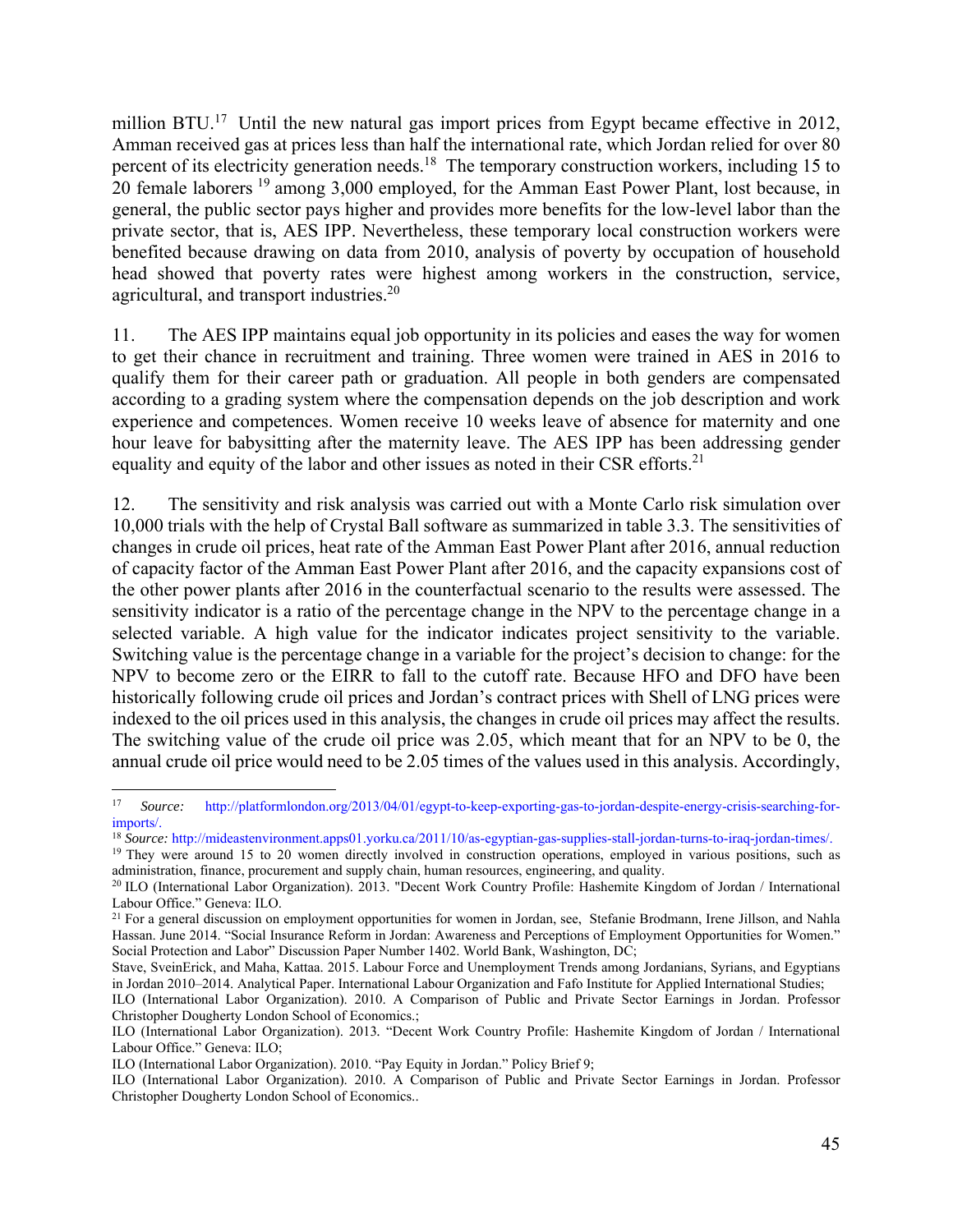million BTU.[17] Until the new natural gas import prices from Egypt became effective in 2012, Amman received gas at prices less than half the international rate, which Jordan relied for over 80 percent of its electricity generation needs.[18] The temporary construction workers, including 15 to 20 female laborers [19] among 3,000 employed, for the Amman East Power Plant, lost because, in general, the public sector pays higher and provides more benefits for the low-level labor than the private sector, that is, AES IPP. Nevertheless, these temporary local construction workers were benefited because drawing on data from 2010, analysis of poverty by occupation of household head showed that poverty rates were highest among workers in the construction, service, agricultural, and transport industries.[20]

11. The AES IPP maintains equal job opportunity in its policies and eases the way for women to get their chance in recruitment and training. Three women were trained in AES in 2016 to qualify them for their career path or graduation. All people in both genders are compensated according to a grading system where the compensation depends on the job description and work experience and competences. Women receive 10 weeks leave of absence for maternity and one hour leave for babysitting after the maternity leave. The AES IPP has been addressing gender equality and equity of the labor and other issues as noted in their CSR efforts.[21]

12. The sensitivity and risk analysis was carried out with a Monte Carlo risk simulation over 10,000 trials with the help of Crystal Ball software as summarized in table 3.3. The sensitivities of changes in crude oil prices, heat rate of the Amman East Power Plant after 2016, annual reduction of capacity factor of the Amman East Power Plant after 2016, and the capacity expansions cost of the other power plants after 2016 in the counterfactual scenario to the results were assessed. The sensitivity indicator is a ratio of the percentage change in the NPV to the percentage change in a selected variable. A high value for the indicator indicates project sensitivity to the variable. Switching value is the percentage change in a variable for the project's decision to change: for the NPV to become zero or the EIRR to fall to the cutoff rate. Because HFO and DFO have been historically following crude oil prices and Jordan's contract prices with Shell of LNG prices were indexed to the oil prices used in this analysis, the changes in crude oil prices may affect the results. The switching value of the crude oil price was 2.05, which meant that for an NPV to be 0, the annual crude oil price would need to be 2.05 times of the values used in this analysis. Accordingly,

---

[17] *Source:* http://platformlondon.org/2013/04/01/egypt-to-keep-exporting-gas-to-jordan-despite-energy-crisis-searching-for-imports/.

[18] *Source:* http://mideastenvironment.apps01.yorku.ca/2011/10/as-egyptian-gas-supplies-stall-jordan-turns-to-iraq-jordan-times/.

[19] They were around 15 to 20 women directly involved in construction operations, employed in various positions, such as administration, finance, procurement and supply chain, human resources, engineering, and quality.

[20] ILO (International Labor Organization). 2013. "Decent Work Country Profile: Hashemite Kingdom of Jordan / International Labour Office." Geneva: ILO.

[21] For a general discussion on employment opportunities for women in Jordan, see, Stefanie Brodmann, Irene Jillson, and Nahla Hassan. June 2014. "Social Insurance Reform in Jordan: Awareness and Perceptions of Employment Opportunities for Women." Social Protection and Labor" Discussion Paper Number 1402. World Bank, Washington, DC;

Stave, SveinErick, and Maha, Kattaa. 2015. Labour Force and Unemployment Trends among Jordanians, Syrians, and Egyptians in Jordan 2010–2014. Analytical Paper. International Labour Organization and Fafo Institute for Applied International Studies;

ILO (International Labor Organization). 2010. A Comparison of Public and Private Sector Earnings in Jordan. Professor Christopher Dougherty London School of Economics.;

ILO (International Labor Organization). 2013. "Decent Work Country Profile: Hashemite Kingdom of Jordan / International Labour Office." Geneva: ILO;

ILO (International Labor Organization). 2010. "Pay Equity in Jordan." Policy Brief 9;

ILO (International Labor Organization). 2010. A Comparison of Public and Private Sector Earnings in Jordan. Professor Christopher Dougherty London School of Economics..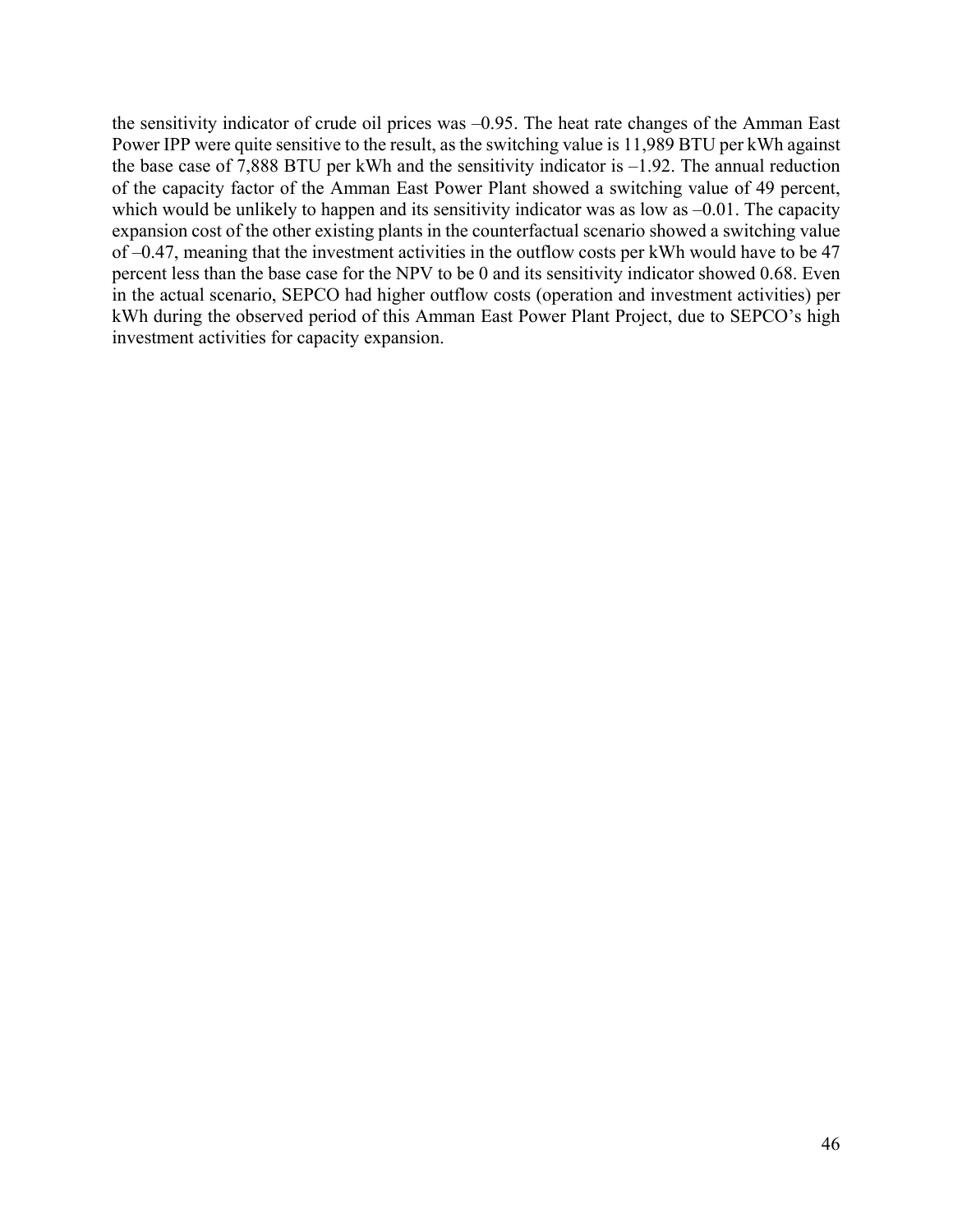the sensitivity indicator of crude oil prices was –0.95. The heat rate changes of the Amman East Power IPP were quite sensitive to the result, as the switching value is 11,989 BTU per kWh against the base case of 7,888 BTU per kWh and the sensitivity indicator is –1.92. The annual reduction of the capacity factor of the Amman East Power Plant showed a switching value of 49 percent, which would be unlikely to happen and its sensitivity indicator was as low as –0.01. The capacity expansion cost of the other existing plants in the counterfactual scenario showed a switching value of –0.47, meaning that the investment activities in the outflow costs per kWh would have to be 47 percent less than the base case for the NPV to be 0 and its sensitivity indicator showed 0.68. Even in the actual scenario, SEPCO had higher outflow costs (operation and investment activities) per kWh during the observed period of this Amman East Power Plant Project, due to SEPCO's high investment activities for capacity expansion.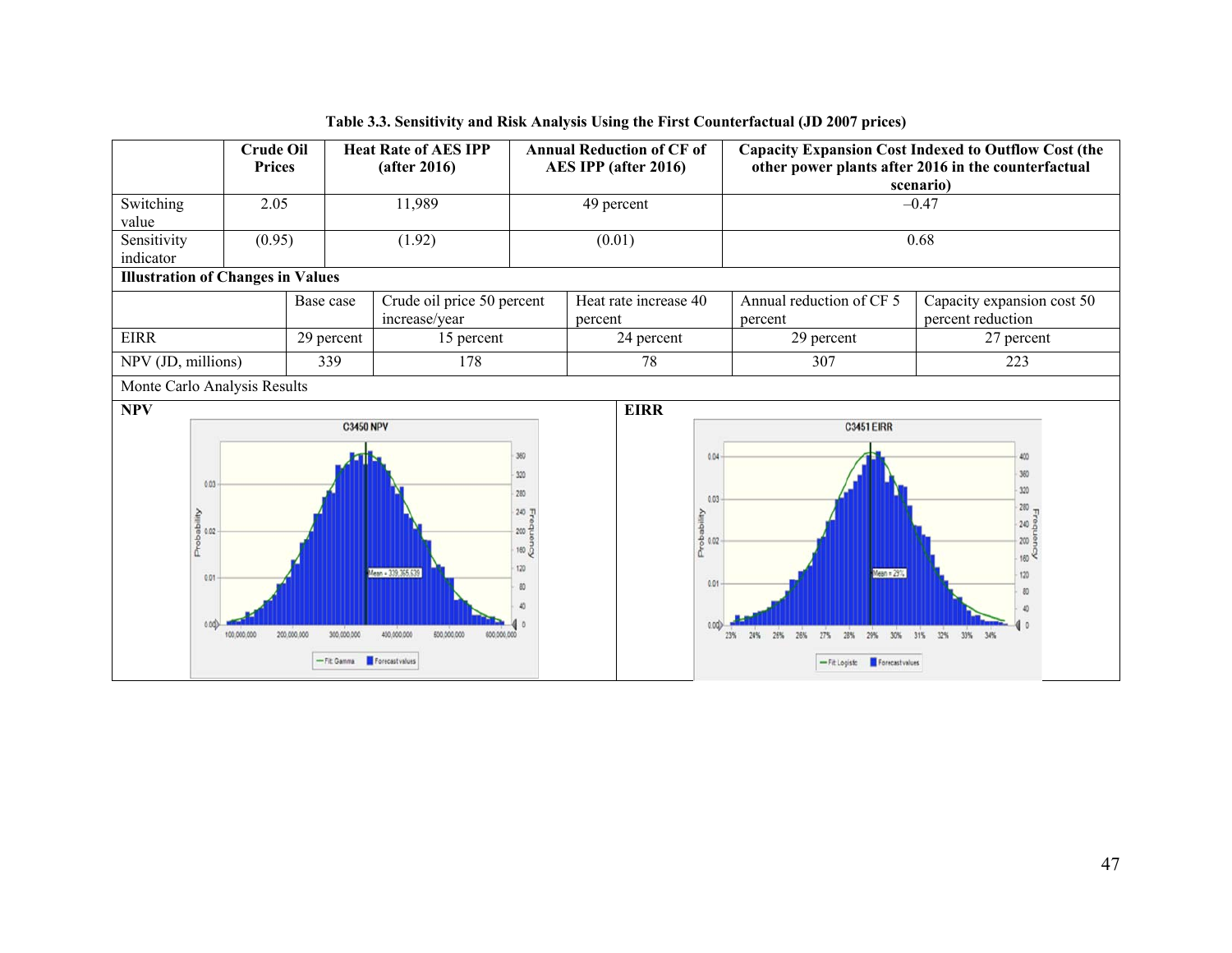**Table 3.3. Sensitivity and Risk Analysis Using the First Counterfactual (JD 2007 prices)**

| | Crude Oil Prices | Heat Rate of AES IPP (after 2016) | Annual Reduction of CF of AES IPP (after 2016) | Capacity Expansion Cost Indexed to Outflow Cost (the other power plants after 2016 in the counterfactual scenario) |
|---|---|---|---|---|
| Switching value | 2.05 | 11,989 | 49 percent | –0.47 |
| Sensitivity indicator | (0.95) | (1.92) | (0.01) | 0.68 |

**Illustration of Changes in Values**

| | Base case | Crude oil price 50 percent increase/year | Heat rate increase 40 percent | Annual reduction of CF 5 percent | Capacity expansion cost 50 percent reduction |
|---|---|---|---|---|---|
| EIRR | 29 percent | 15 percent | 24 percent | 29 percent | 27 percent |
| NPV (JD, millions) | 339 | 178 | 78 | 307 | 223 |

Monte Carlo Analysis Results

**NPV**

C3450 NPV

Probability

0.03
0.02
0.01
0.00

Frequency

360
320
280
240
200
160
120
80
40
0

Mean = 339,365,639

100,000,000 200,000,000 300,000,000 400,000,000 500,000,000 600,000,000

Fit: Gamma   Forecast values

**EIRR**

C3451 EIRR

Probability

0.04
0.03
0.02
0.01
0.00

Frequency

400
360
320
280
240
200
160
120
80
40
0

Mean = 29%

23% 24% 25% 26% 27% 28% 29% 30% 31% 32% 33% 34%

Fit: Logistic   Forecast values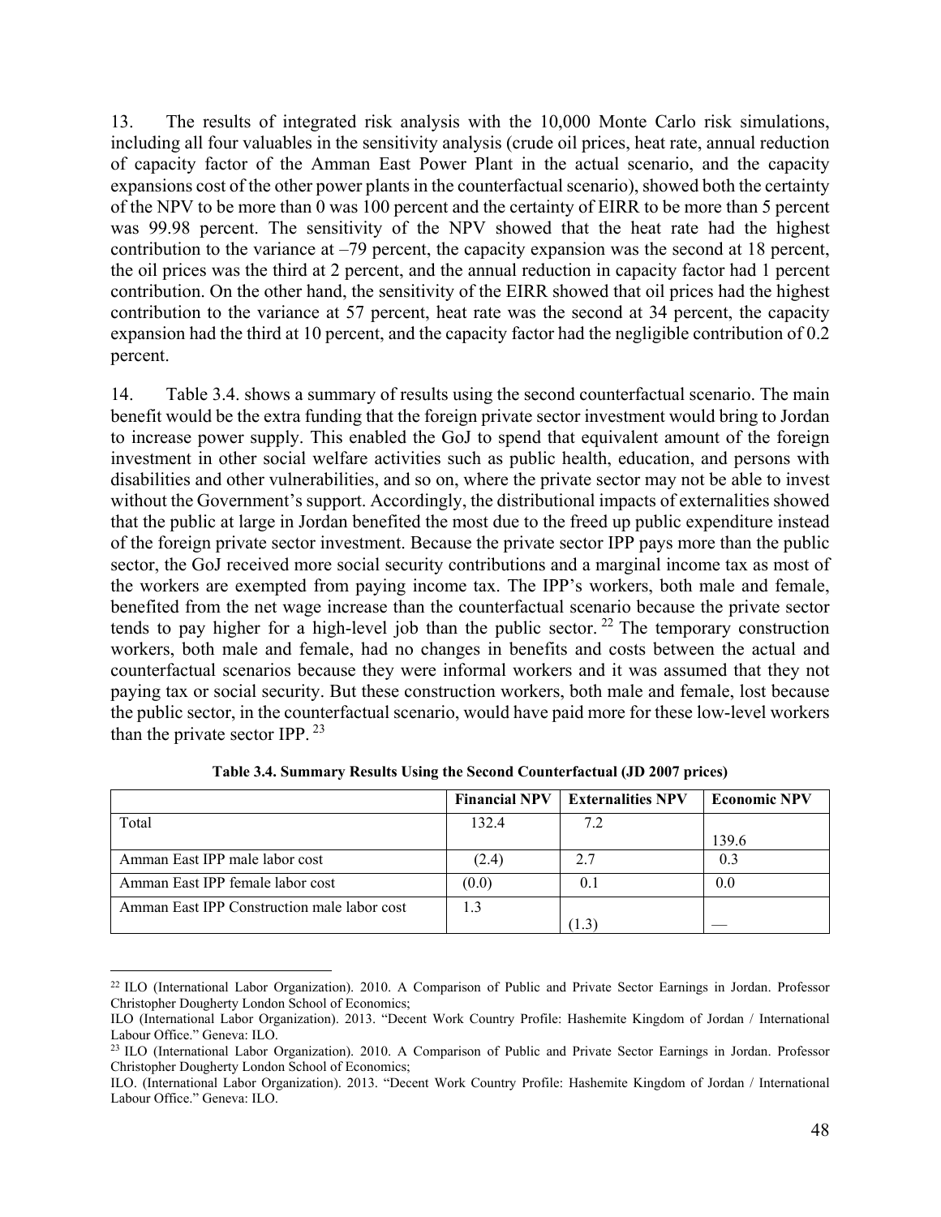13. The results of integrated risk analysis with the 10,000 Monte Carlo risk simulations, including all four valuables in the sensitivity analysis (crude oil prices, heat rate, annual reduction of capacity factor of the Amman East Power Plant in the actual scenario, and the capacity expansions cost of the other power plants in the counterfactual scenario), showed both the certainty of the NPV to be more than 0 was 100 percent and the certainty of EIRR to be more than 5 percent was 99.98 percent. The sensitivity of the NPV showed that the heat rate had the highest contribution to the variance at –79 percent, the capacity expansion was the second at 18 percent, the oil prices was the third at 2 percent, and the annual reduction in capacity factor had 1 percent contribution. On the other hand, the sensitivity of the EIRR showed that oil prices had the highest contribution to the variance at 57 percent, heat rate was the second at 34 percent, the capacity expansion had the third at 10 percent, and the capacity factor had the negligible contribution of 0.2 percent.

14. Table 3.4. shows a summary of results using the second counterfactual scenario. The main benefit would be the extra funding that the foreign private sector investment would bring to Jordan to increase power supply. This enabled the GoJ to spend that equivalent amount of the foreign investment in other social welfare activities such as public health, education, and persons with disabilities and other vulnerabilities, and so on, where the private sector may not be able to invest without the Government's support. Accordingly, the distributional impacts of externalities showed that the public at large in Jordan benefited the most due to the freed up public expenditure instead of the foreign private sector investment. Because the private sector IPP pays more than the public sector, the GoJ received more social security contributions and a marginal income tax as most of the workers are exempted from paying income tax. The IPP's workers, both male and female, benefited from the net wage increase than the counterfactual scenario because the private sector tends to pay higher for a high-level job than the public sector. [22] The temporary construction workers, both male and female, had no changes in benefits and costs between the actual and counterfactual scenarios because they were informal workers and it was assumed that they not paying tax or social security. But these construction workers, both male and female, lost because the public sector, in the counterfactual scenario, would have paid more for these low-level workers than the private sector IPP. [23]

**Table 3.4. Summary Results Using the Second Counterfactual (JD 2007 prices)**

| | Financial NPV | Externalities NPV | Economic NPV |
|---|---|---|---|
| Total | 132.4 | 7.2 | 139.6 |
| Amman East IPP male labor cost | (2.4) | 2.7 | 0.3 |
| Amman East IPP female labor cost | (0.0) | 0.1 | 0.0 |
| Amman East IPP Construction male labor cost | 1.3 | (1.3) | — |

[22] ILO (International Labor Organization). 2010. A Comparison of Public and Private Sector Earnings in Jordan. Professor Christopher Dougherty London School of Economics;
ILO (International Labor Organization). 2013. "Decent Work Country Profile: Hashemite Kingdom of Jordan / International Labour Office." Geneva: ILO.

[23] ILO (International Labor Organization). 2010. A Comparison of Public and Private Sector Earnings in Jordan. Professor Christopher Dougherty London School of Economics;
ILO. (International Labor Organization). 2013. "Decent Work Country Profile: Hashemite Kingdom of Jordan / International Labour Office." Geneva: ILO.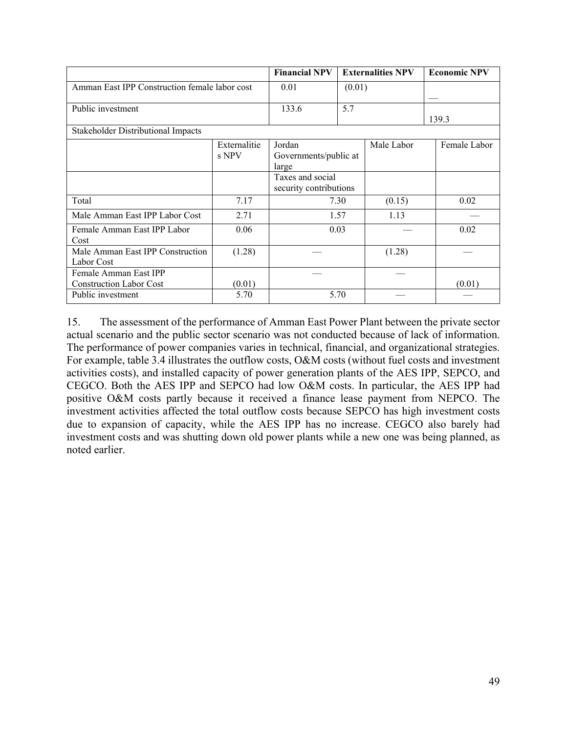| | Financial NPV | Externalities NPV | Economic NPV |
|---|---|---|---|
| Amman East IPP Construction female labor cost | 0.01 | (0.01) | — |
| Public investment | 133.6 | 5.7 | 139.3 |

Stakeholder Distributional Impacts

| | Externalities NPV | Jordan Governments/public at large | Male Labor | Female Labor |
|---|---|---|---|---|
| | | Taxes and social security contributions | | |
| Total | 7.17 | 7.30 | (0.15) | 0.02 |
| Male Amman East IPP Labor Cost | 2.71 | 1.57 | 1.13 | — |
| Female Amman East IPP Labor Cost | 0.06 | 0.03 | — | 0.02 |
| Male Amman East IPP Construction Labor Cost | (1.28) | — | (1.28) | — |
| Female Amman East IPP Construction Labor Cost | (0.01) | — | — | (0.01) |
| Public investment | 5.70 | 5.70 | — | — |

15. The assessment of the performance of Amman East Power Plant between the private sector actual scenario and the public sector scenario was not conducted because of lack of information. The performance of power companies varies in technical, financial, and organizational strategies. For example, table 3.4 illustrates the outflow costs, O&M costs (without fuel costs and investment activities costs), and installed capacity of power generation plants of the AES IPP, SEPCO, and CEGCO. Both the AES IPP and SEPCO had low O&M costs. In particular, the AES IPP had positive O&M costs partly because it received a finance lease payment from NEPCO. The investment activities affected the total outflow costs because SEPCO has high investment costs due to expansion of capacity, while the AES IPP has no increase. CEGCO also barely had investment costs and was shutting down old power plants while a new one was being planned, as noted earlier.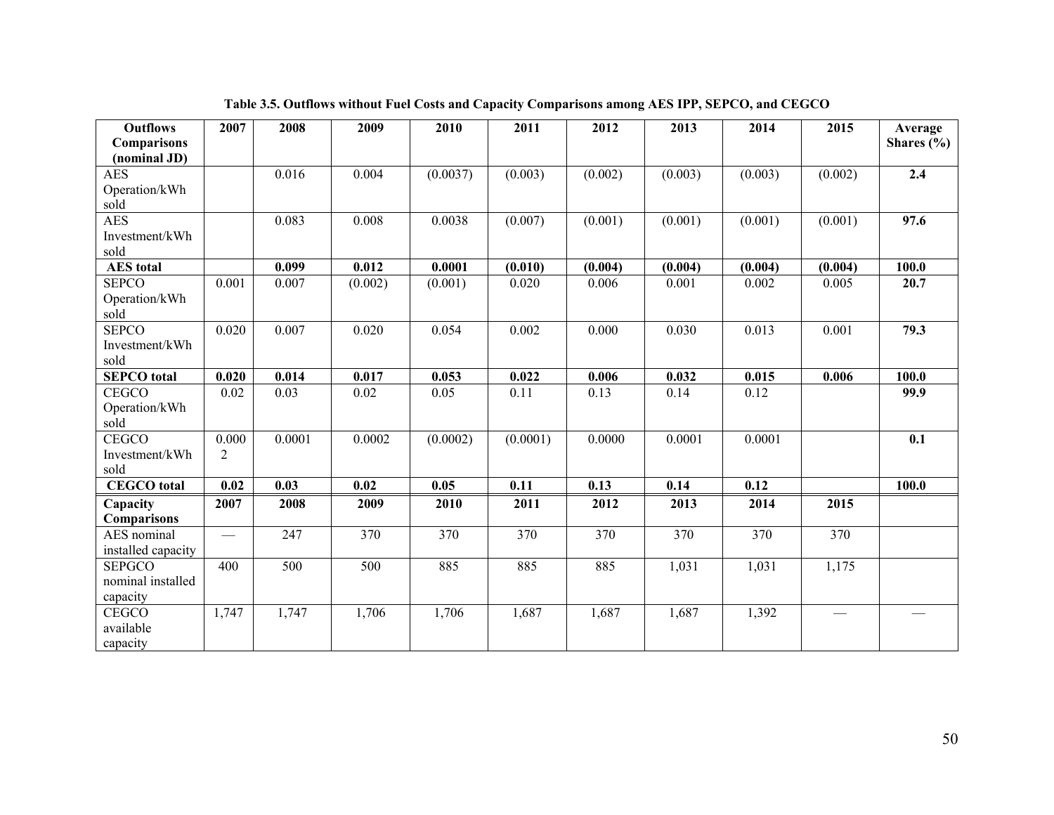**Table 3.5. Outflows without Fuel Costs and Capacity Comparisons among AES IPP, SEPCO, and CEGCO**

| Outflows Comparisons (nominal JD) | 2007 | 2008 | 2009 | 2010 | 2011 | 2012 | 2013 | 2014 | 2015 | Average Shares (%) |
|---|---|---|---|---|---|---|---|---|---|---|
| AES Operation/kWh sold | | 0.016 | 0.004 | (0.0037) | (0.003) | (0.002) | (0.003) | (0.003) | (0.002) | **2.4** |
| AES Investment/kWh sold | | 0.083 | 0.008 | 0.0038 | (0.007) | (0.001) | (0.001) | (0.001) | (0.001) | **97.6** |
| **AES total** | | **0.099** | **0.012** | **0.0001** | **(0.010)** | **(0.004)** | **(0.004)** | **(0.004)** | **(0.004)** | **100.0** |
| SEPCO Operation/kWh sold | 0.001 | 0.007 | (0.002) | (0.001) | 0.020 | 0.006 | 0.001 | 0.002 | 0.005 | **20.7** |
| SEPCO Investment/kWh sold | 0.020 | 0.007 | 0.020 | 0.054 | 0.002 | 0.000 | 0.030 | 0.013 | 0.001 | **79.3** |
| **SEPCO total** | **0.020** | **0.014** | **0.017** | **0.053** | **0.022** | **0.006** | **0.032** | **0.015** | **0.006** | **100.0** |
| CEGCO Operation/kWh sold | 0.02 | 0.03 | 0.02 | 0.05 | 0.11 | 0.13 | 0.14 | 0.12 | | **99.9** |
| CEGCO Investment/kWh sold | 0.0002 | 0.0001 | 0.0002 | (0.0002) | (0.0001) | 0.0000 | 0.0001 | 0.0001 | | **0.1** |
| **CEGCO total** | **0.02** | **0.03** | **0.02** | **0.05** | **0.11** | **0.13** | **0.14** | **0.12** | | **100.0** |
| **Capacity Comparisons** | **2007** | **2008** | **2009** | **2010** | **2011** | **2012** | **2013** | **2014** | **2015** | |
| AES nominal installed capacity | — | 247 | 370 | 370 | 370 | 370 | 370 | 370 | 370 | |
| SEPGCO nominal installed capacity | 400 | 500 | 500 | 885 | 885 | 885 | 1,031 | 1,031 | 1,175 | |
| CEGCO available capacity | 1,747 | 1,747 | 1,706 | 1,706 | 1,687 | 1,687 | 1,687 | 1,392 | — | — |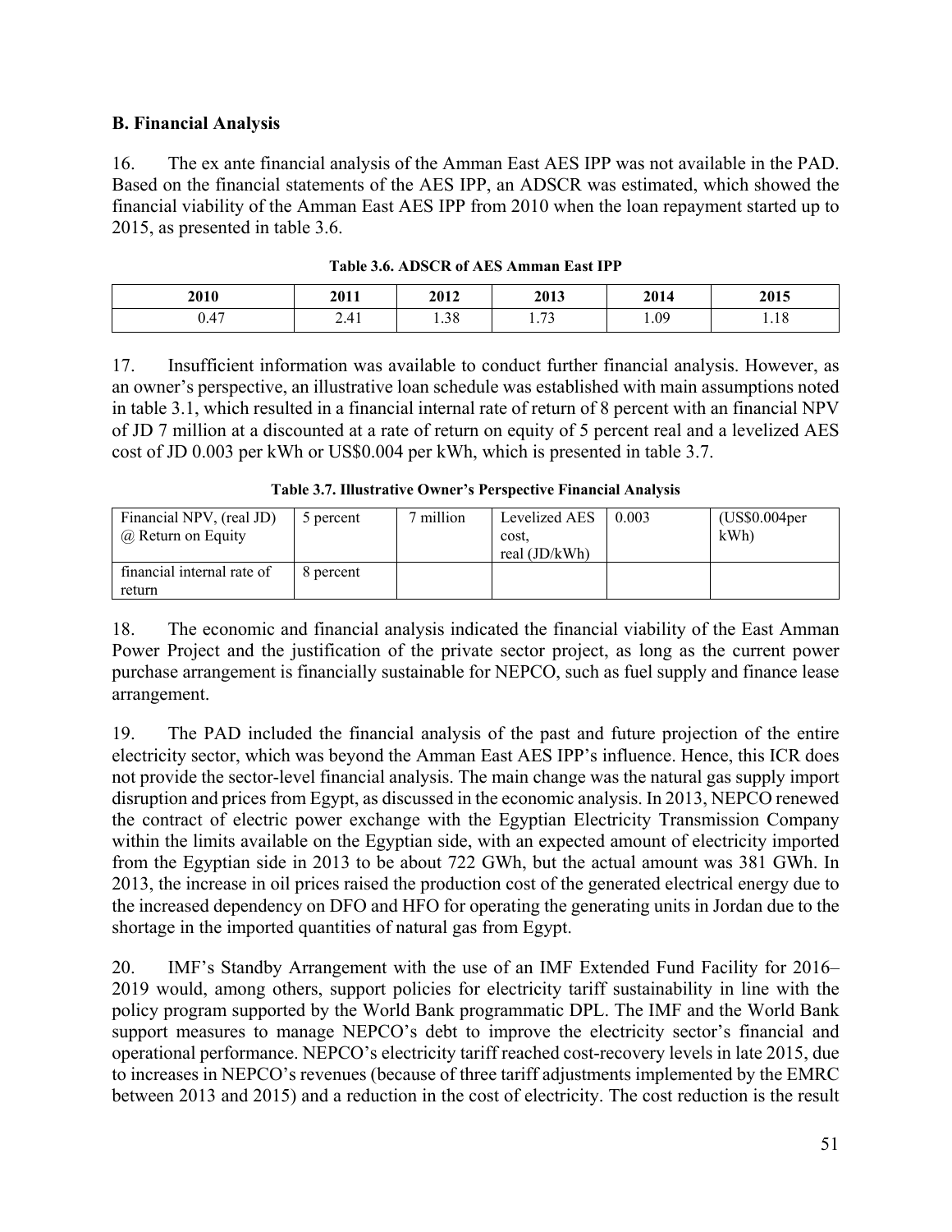## B. Financial Analysis

16. The ex ante financial analysis of the Amman East AES IPP was not available in the PAD. Based on the financial statements of the AES IPP, an ADSCR was estimated, which showed the financial viability of the Amman East AES IPP from 2010 when the loan repayment started up to 2015, as presented in table 3.6.

**Table 3.6. ADSCR of AES Amman East IPP**

| 2010 | 2011 | 2012 | 2013 | 2014 | 2015 |
|---|---|---|---|---|---|
| 0.47 | 2.41 | 1.38 | 1.73 | 1.09 | 1.18 |

17. Insufficient information was available to conduct further financial analysis. However, as an owner's perspective, an illustrative loan schedule was established with main assumptions noted in table 3.1, which resulted in a financial internal rate of return of 8 percent with an financial NPV of JD 7 million at a discounted at a rate of return on equity of 5 percent real and a levelized AES cost of JD 0.003 per kWh or US$0.004 per kWh, which is presented in table 3.7.

**Table 3.7. Illustrative Owner's Perspective Financial Analysis**

| | | | | | |
|---|---|---|---|---|---|
| Financial NPV, (real JD) @ Return on Equity | 5 percent | 7 million | Levelized AES cost, real (JD/kWh) | 0.003 | (US$0.004per kWh) |
| financial internal rate of return | 8 percent | | | | |

18. The economic and financial analysis indicated the financial viability of the East Amman Power Project and the justification of the private sector project, as long as the current power purchase arrangement is financially sustainable for NEPCO, such as fuel supply and finance lease arrangement.

19. The PAD included the financial analysis of the past and future projection of the entire electricity sector, which was beyond the Amman East AES IPP's influence. Hence, this ICR does not provide the sector-level financial analysis. The main change was the natural gas supply import disruption and prices from Egypt, as discussed in the economic analysis. In 2013, NEPCO renewed the contract of electric power exchange with the Egyptian Electricity Transmission Company within the limits available on the Egyptian side, with an expected amount of electricity imported from the Egyptian side in 2013 to be about 722 GWh, but the actual amount was 381 GWh. In 2013, the increase in oil prices raised the production cost of the generated electrical energy due to the increased dependency on DFO and HFO for operating the generating units in Jordan due to the shortage in the imported quantities of natural gas from Egypt.

20. IMF's Standby Arrangement with the use of an IMF Extended Fund Facility for 2016–2019 would, among others, support policies for electricity tariff sustainability in line with the policy program supported by the World Bank programmatic DPL. The IMF and the World Bank support measures to manage NEPCO's debt to improve the electricity sector's financial and operational performance. NEPCO's electricity tariff reached cost-recovery levels in late 2015, due to increases in NEPCO's revenues (because of three tariff adjustments implemented by the EMRC between 2013 and 2015) and a reduction in the cost of electricity. The cost reduction is the result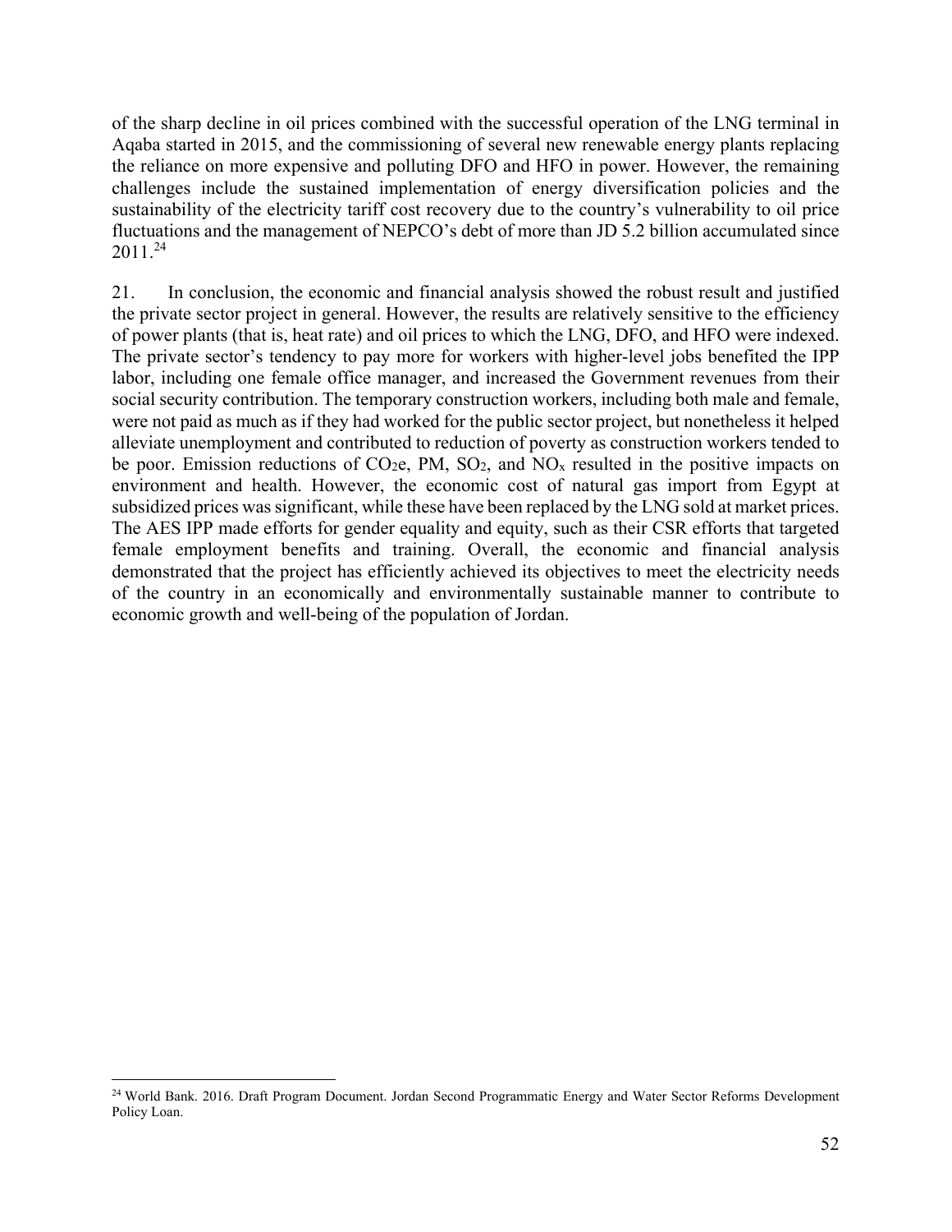of the sharp decline in oil prices combined with the successful operation of the LNG terminal in Aqaba started in 2015, and the commissioning of several new renewable energy plants replacing the reliance on more expensive and polluting DFO and HFO in power. However, the remaining challenges include the sustained implementation of energy diversification policies and the sustainability of the electricity tariff cost recovery due to the country's vulnerability to oil price fluctuations and the management of NEPCO's debt of more than JD 5.2 billion accumulated since 2011.[24]

21. In conclusion, the economic and financial analysis showed the robust result and justified the private sector project in general. However, the results are relatively sensitive to the efficiency of power plants (that is, heat rate) and oil prices to which the LNG, DFO, and HFO were indexed. The private sector's tendency to pay more for workers with higher-level jobs benefited the IPP labor, including one female office manager, and increased the Government revenues from their social security contribution. The temporary construction workers, including both male and female, were not paid as much as if they had worked for the public sector project, but nonetheless it helped alleviate unemployment and contributed to reduction of poverty as construction workers tended to be poor. Emission reductions of $CO_2e$, PM, $SO_2$, and $NO_x$ resulted in the positive impacts on environment and health. However, the economic cost of natural gas import from Egypt at subsidized prices was significant, while these have been replaced by the LNG sold at market prices. The AES IPP made efforts for gender equality and equity, such as their CSR efforts that targeted female employment benefits and training. Overall, the economic and financial analysis demonstrated that the project has efficiently achieved its objectives to meet the electricity needs of the country in an economically and environmentally sustainable manner to contribute to economic growth and well-being of the population of Jordan.

[24] World Bank. 2016. Draft Program Document. Jordan Second Programmatic Energy and Water Sector Reforms Development Policy Loan.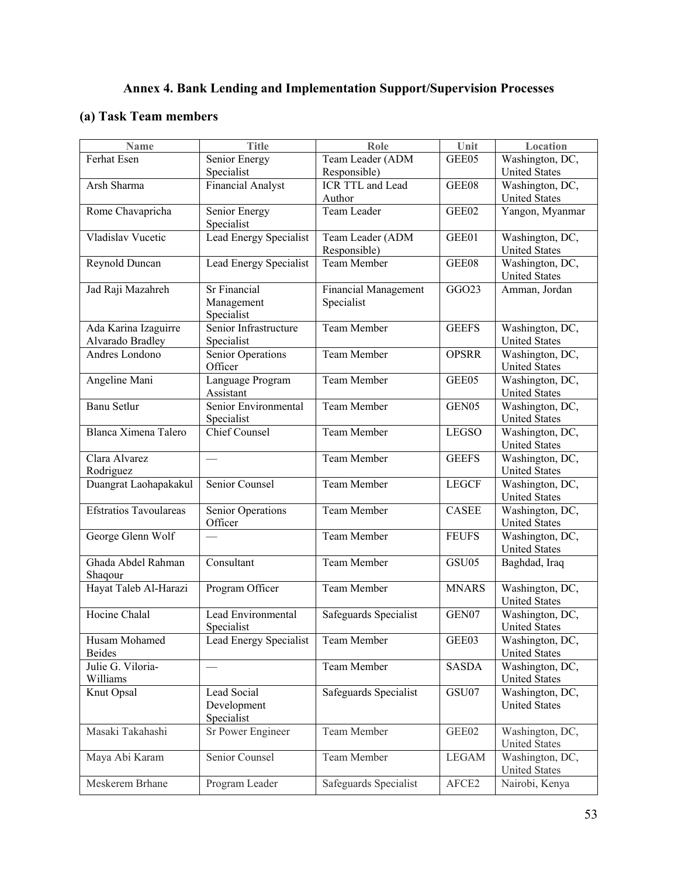## Annex 4. Bank Lending and Implementation Support/Supervision Processes

### (a) Task Team members

| Name | Title | Role | Unit | Location |
|---|---|---|---|---|
| Ferhat Esen | Senior Energy Specialist | Team Leader (ADM Responsible) | GEE05 | Washington, DC, United States |
| Arsh Sharma | Financial Analyst | ICR TTL and Lead Author | GEE08 | Washington, DC, United States |
| Rome Chavapricha | Senior Energy Specialist | Team Leader | GEE02 | Yangon, Myanmar |
| Vladislav Vucetic | Lead Energy Specialist | Team Leader (ADM Responsible) | GEE01 | Washington, DC, United States |
| Reynold Duncan | Lead Energy Specialist | Team Member | GEE08 | Washington, DC, United States |
| Jad Raji Mazahreh | Sr Financial Management Specialist | Financial Management Specialist | GGO23 | Amman, Jordan |
| Ada Karina Izaguirre Alvarado Bradley | Senior Infrastructure Specialist | Team Member | GEEFS | Washington, DC, United States |
| Andres Londono | Senior Operations Officer | Team Member | OPSRR | Washington, DC, United States |
| Angeline Mani | Language Program Assistant | Team Member | GEE05 | Washington, DC, United States |
| Banu Setlur | Senior Environmental Specialist | Team Member | GEN05 | Washington, DC, United States |
| Blanca Ximena Talero | Chief Counsel | Team Member | LEGSO | Washington, DC, United States |
| Clara Alvarez Rodriguez | — | Team Member | GEEFS | Washington, DC, United States |
| Duangrat Laohapakakul | Senior Counsel | Team Member | LEGCF | Washington, DC, United States |
| Efstratios Tavoulareas | Senior Operations Officer | Team Member | CASEE | Washington, DC, United States |
| George Glenn Wolf | — | Team Member | FEUFS | Washington, DC, United States |
| Ghada Abdel Rahman Shaqour | Consultant | Team Member | GSU05 | Baghdad, Iraq |
| Hayat Taleb Al-Harazi | Program Officer | Team Member | MNARS | Washington, DC, United States |
| Hocine Chalal | Lead Environmental Specialist | Safeguards Specialist | GEN07 | Washington, DC, United States |
| Husam Mohamed Beides | Lead Energy Specialist | Team Member | GEE03 | Washington, DC, United States |
| Julie G. Viloria-Williams | — | Team Member | SASDA | Washington, DC, United States |
| Knut Opsal | Lead Social Development Specialist | Safeguards Specialist | GSU07 | Washington, DC, United States |
| Masaki Takahashi | Sr Power Engineer | Team Member | GEE02 | Washington, DC, United States |
| Maya Abi Karam | Senior Counsel | Team Member | LEGAM | Washington, DC, United States |
| Meskerem Brhane | Program Leader | Safeguards Specialist | AFCE2 | Nairobi, Kenya |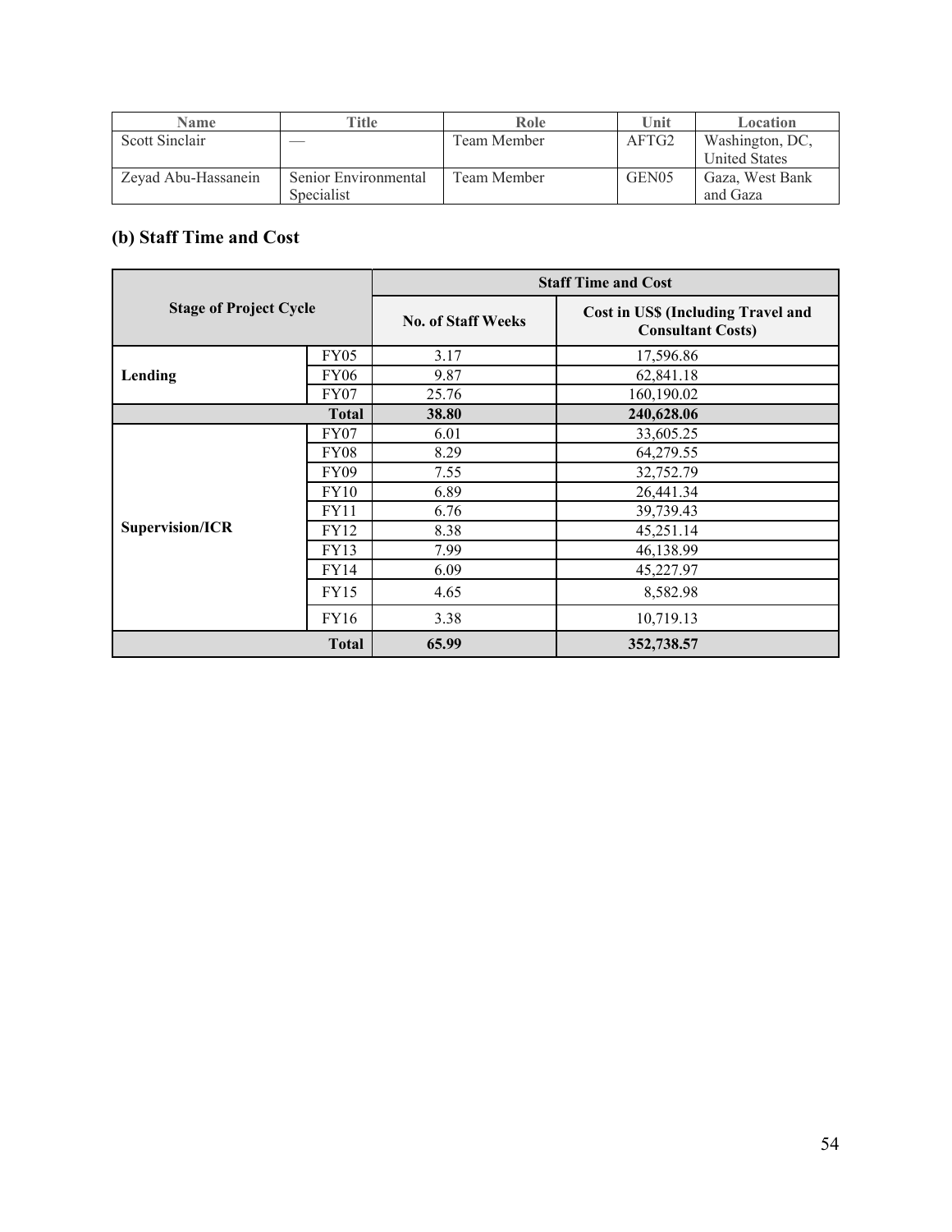| Name | Title | Role | Unit | Location |
|---|---|---|---|---|
| Scott Sinclair | — | Team Member | AFTG2 | Washington, DC, United States |
| Zeyad Abu-Hassanein | Senior Environmental Specialist | Team Member | GEN05 | Gaza, West Bank and Gaza |

## (b) Staff Time and Cost

| Stage of Project Cycle | | Staff Time and Cost | |
|---|---|---|---|
| | | No. of Staff Weeks | Cost in US$ (Including Travel and Consultant Costs) |
| Lending | FY05 | 3.17 | 17,596.86 |
| | FY06 | 9.87 | 62,841.18 |
| | FY07 | 25.76 | 160,190.02 |
| | **Total** | **38.80** | **240,628.06** |
| Supervision/ICR | FY07 | 6.01 | 33,605.25 |
| | FY08 | 8.29 | 64,279.55 |
| | FY09 | 7.55 | 32,752.79 |
| | FY10 | 6.89 | 26,441.34 |
| | FY11 | 6.76 | 39,739.43 |
| | FY12 | 8.38 | 45,251.14 |
| | FY13 | 7.99 | 46,138.99 |
| | FY14 | 6.09 | 45,227.97 |
| | FY15 | 4.65 | 8,582.98 |
| | FY16 | 3.38 | 10,719.13 |
| | **Total** | **65.99** | **352,738.57** |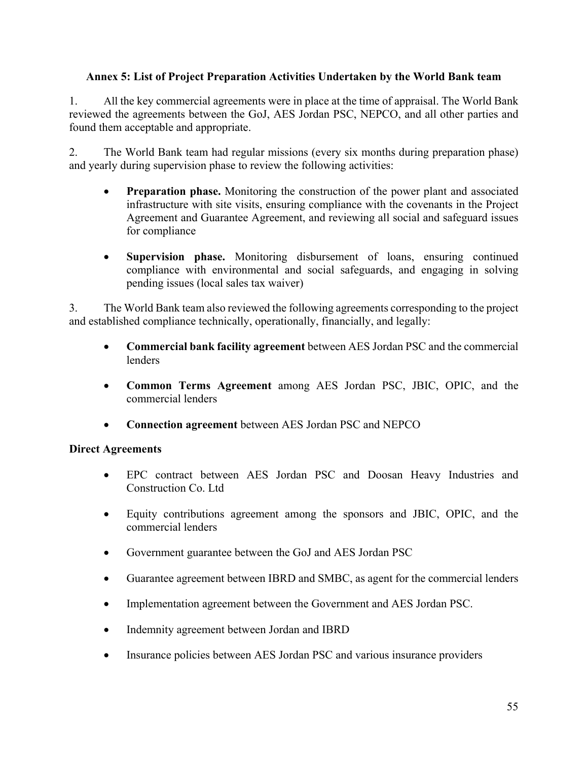## Annex 5: List of Project Preparation Activities Undertaken by the World Bank team

1. All the key commercial agreements were in place at the time of appraisal. The World Bank reviewed the agreements between the GoJ, AES Jordan PSC, NEPCO, and all other parties and found them acceptable and appropriate.

2. The World Bank team had regular missions (every six months during preparation phase) and yearly during supervision phase to review the following activities:

- **Preparation phase.** Monitoring the construction of the power plant and associated infrastructure with site visits, ensuring compliance with the covenants in the Project Agreement and Guarantee Agreement, and reviewing all social and safeguard issues for compliance

- **Supervision phase.** Monitoring disbursement of loans, ensuring continued compliance with environmental and social safeguards, and engaging in solving pending issues (local sales tax waiver)

3. The World Bank team also reviewed the following agreements corresponding to the project and established compliance technically, operationally, financially, and legally:

- **Commercial bank facility agreement** between AES Jordan PSC and the commercial lenders

- **Common Terms Agreement** among AES Jordan PSC, JBIC, OPIC, and the commercial lenders

- **Connection agreement** between AES Jordan PSC and NEPCO

**Direct Agreements**

- EPC contract between AES Jordan PSC and Doosan Heavy Industries and Construction Co. Ltd

- Equity contributions agreement among the sponsors and JBIC, OPIC, and the commercial lenders

- Government guarantee between the GoJ and AES Jordan PSC

- Guarantee agreement between IBRD and SMBC, as agent for the commercial lenders

- Implementation agreement between the Government and AES Jordan PSC.

- Indemnity agreement between Jordan and IBRD

- Insurance policies between AES Jordan PSC and various insurance providers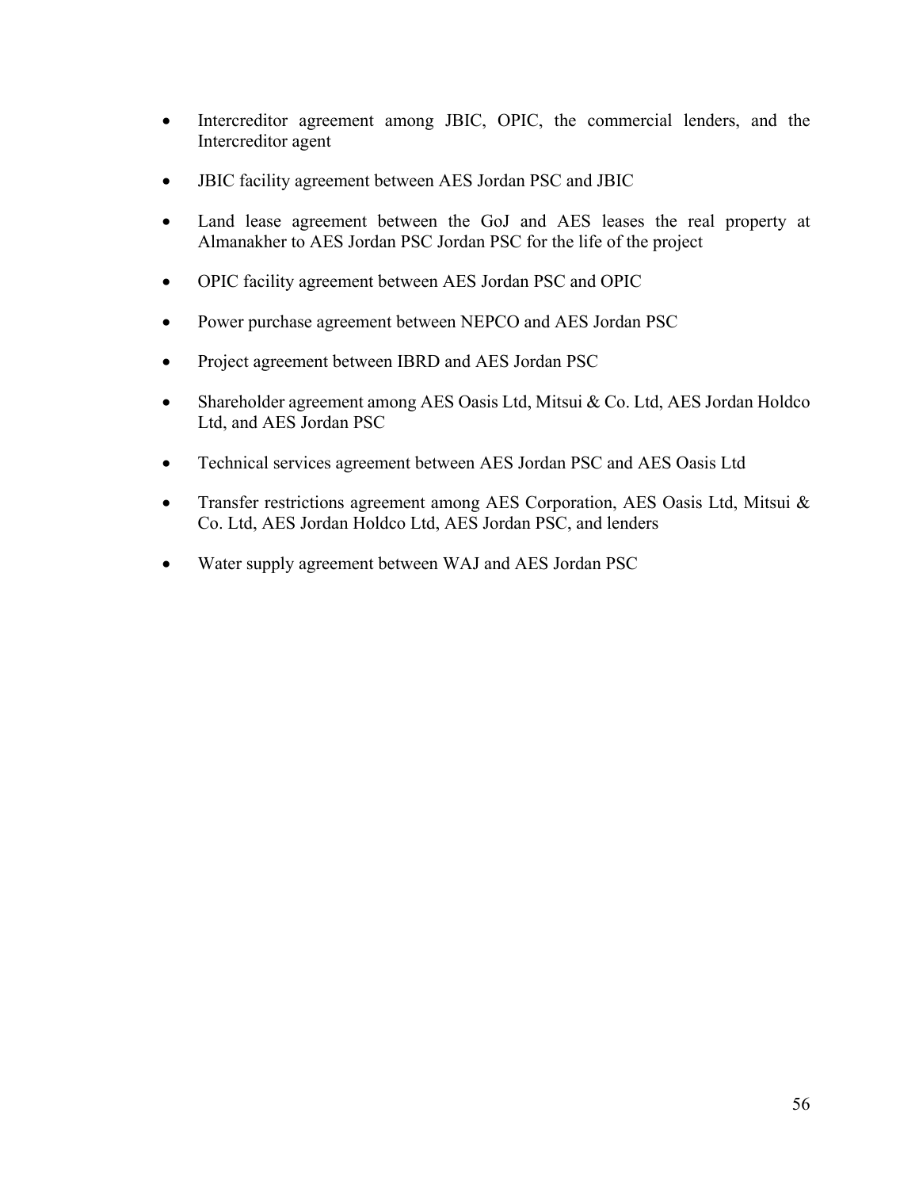- Intercreditor agreement among JBIC, OPIC, the commercial lenders, and the Intercreditor agent

- JBIC facility agreement between AES Jordan PSC and JBIC

- Land lease agreement between the GoJ and AES leases the real property at Almanakher to AES Jordan PSC Jordan PSC for the life of the project

- OPIC facility agreement between AES Jordan PSC and OPIC

- Power purchase agreement between NEPCO and AES Jordan PSC

- Project agreement between IBRD and AES Jordan PSC

- Shareholder agreement among AES Oasis Ltd, Mitsui & Co. Ltd, AES Jordan Holdco Ltd, and AES Jordan PSC

- Technical services agreement between AES Jordan PSC and AES Oasis Ltd

- Transfer restrictions agreement among AES Corporation, AES Oasis Ltd, Mitsui & Co. Ltd, AES Jordan Holdco Ltd, AES Jordan PSC, and lenders

- Water supply agreement between WAJ and AES Jordan PSC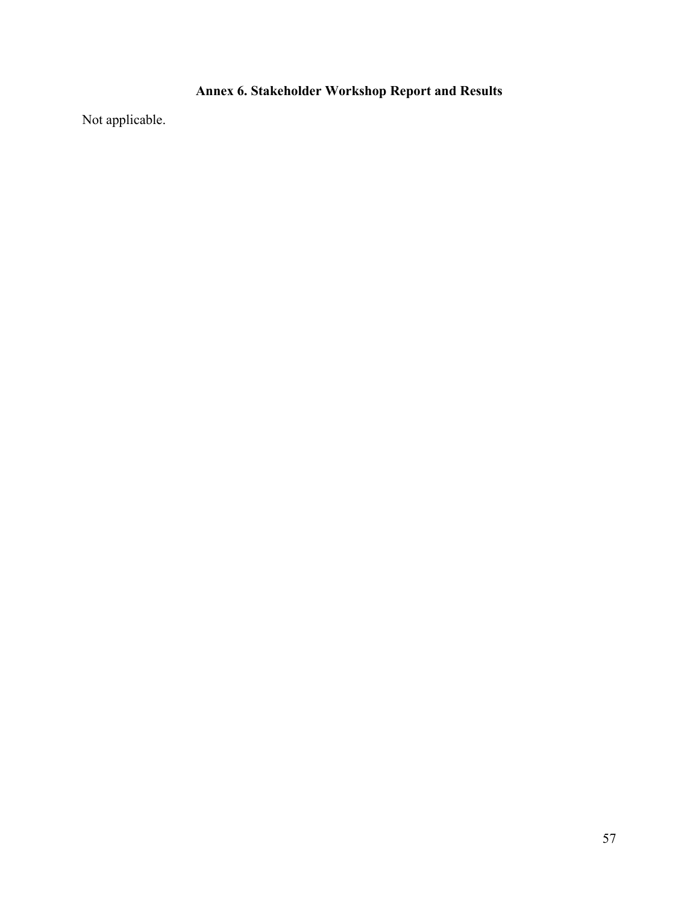## Annex 6. Stakeholder Workshop Report and Results

Not applicable.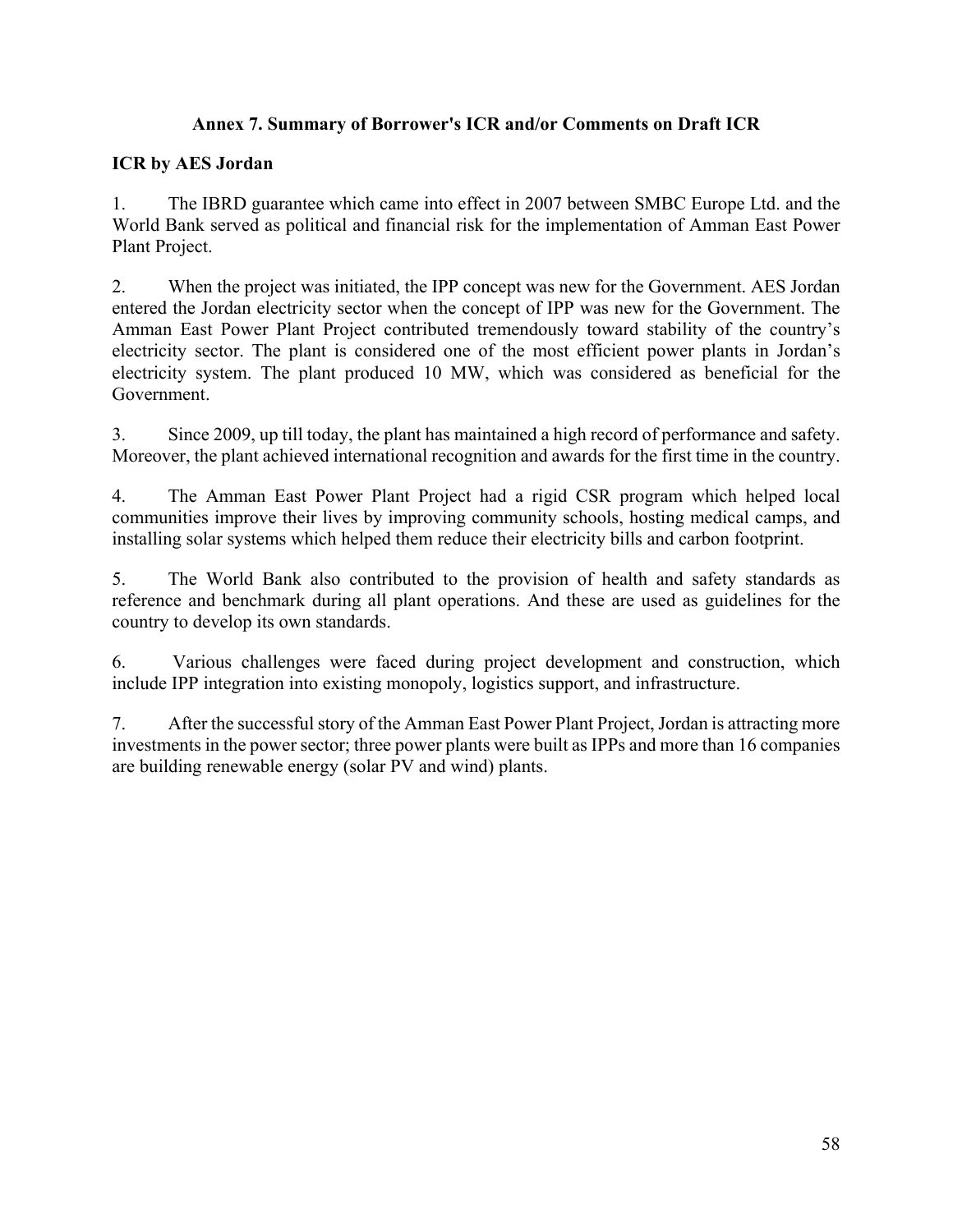# Annex 7. Summary of Borrower's ICR and/or Comments on Draft ICR

## ICR by AES Jordan

1. The IBRD guarantee which came into effect in 2007 between SMBC Europe Ltd. and the World Bank served as political and financial risk for the implementation of Amman East Power Plant Project.

2. When the project was initiated, the IPP concept was new for the Government. AES Jordan entered the Jordan electricity sector when the concept of IPP was new for the Government. The Amman East Power Plant Project contributed tremendously toward stability of the country's electricity sector. The plant is considered one of the most efficient power plants in Jordan's electricity system. The plant produced 10 MW, which was considered as beneficial for the Government.

3. Since 2009, up till today, the plant has maintained a high record of performance and safety. Moreover, the plant achieved international recognition and awards for the first time in the country.

4. The Amman East Power Plant Project had a rigid CSR program which helped local communities improve their lives by improving community schools, hosting medical camps, and installing solar systems which helped them reduce their electricity bills and carbon footprint.

5. The World Bank also contributed to the provision of health and safety standards as reference and benchmark during all plant operations. And these are used as guidelines for the country to develop its own standards.

6. Various challenges were faced during project development and construction, which include IPP integration into existing monopoly, logistics support, and infrastructure.

7. After the successful story of the Amman East Power Plant Project, Jordan is attracting more investments in the power sector; three power plants were built as IPPs and more than 16 companies are building renewable energy (solar PV and wind) plants.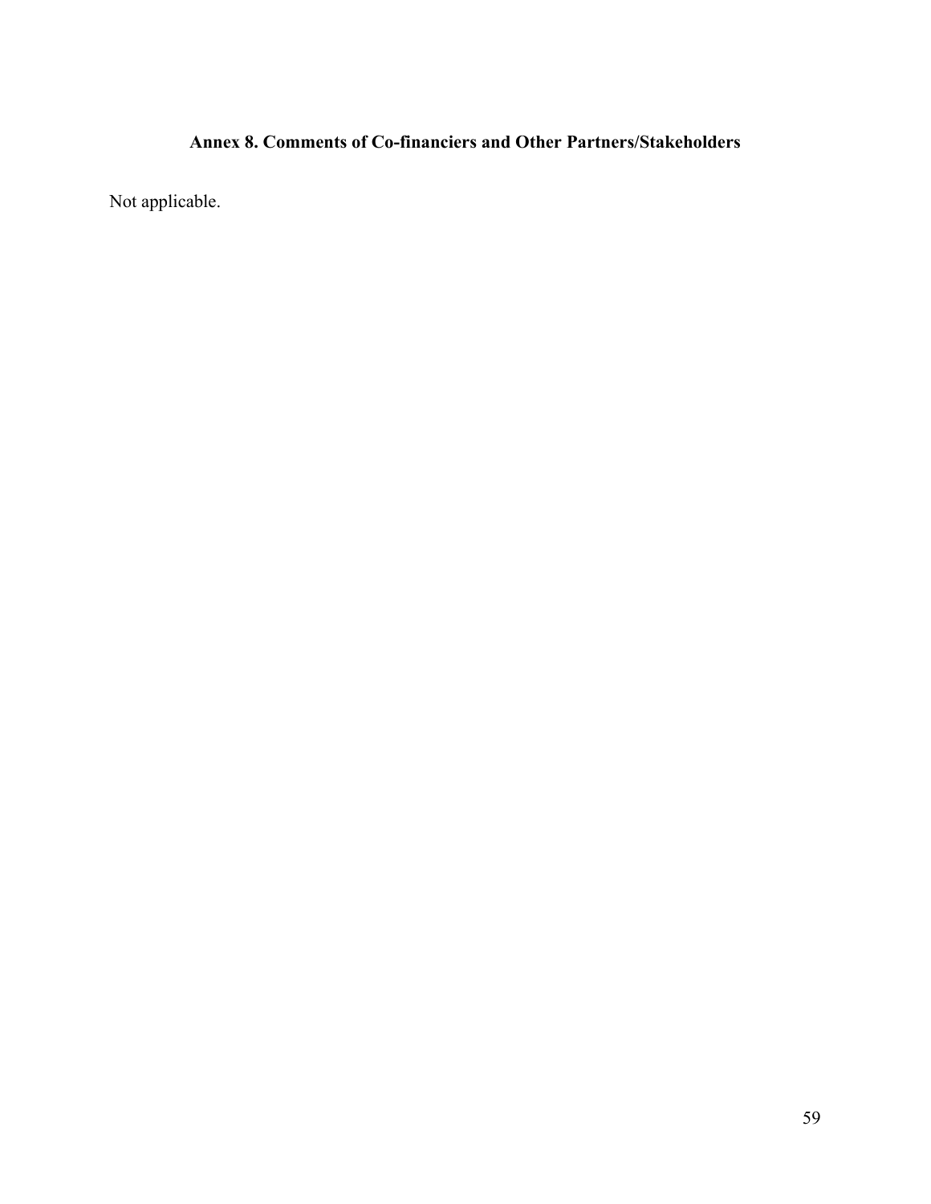## Annex 8. Comments of Co-financiers and Other Partners/Stakeholders

Not applicable.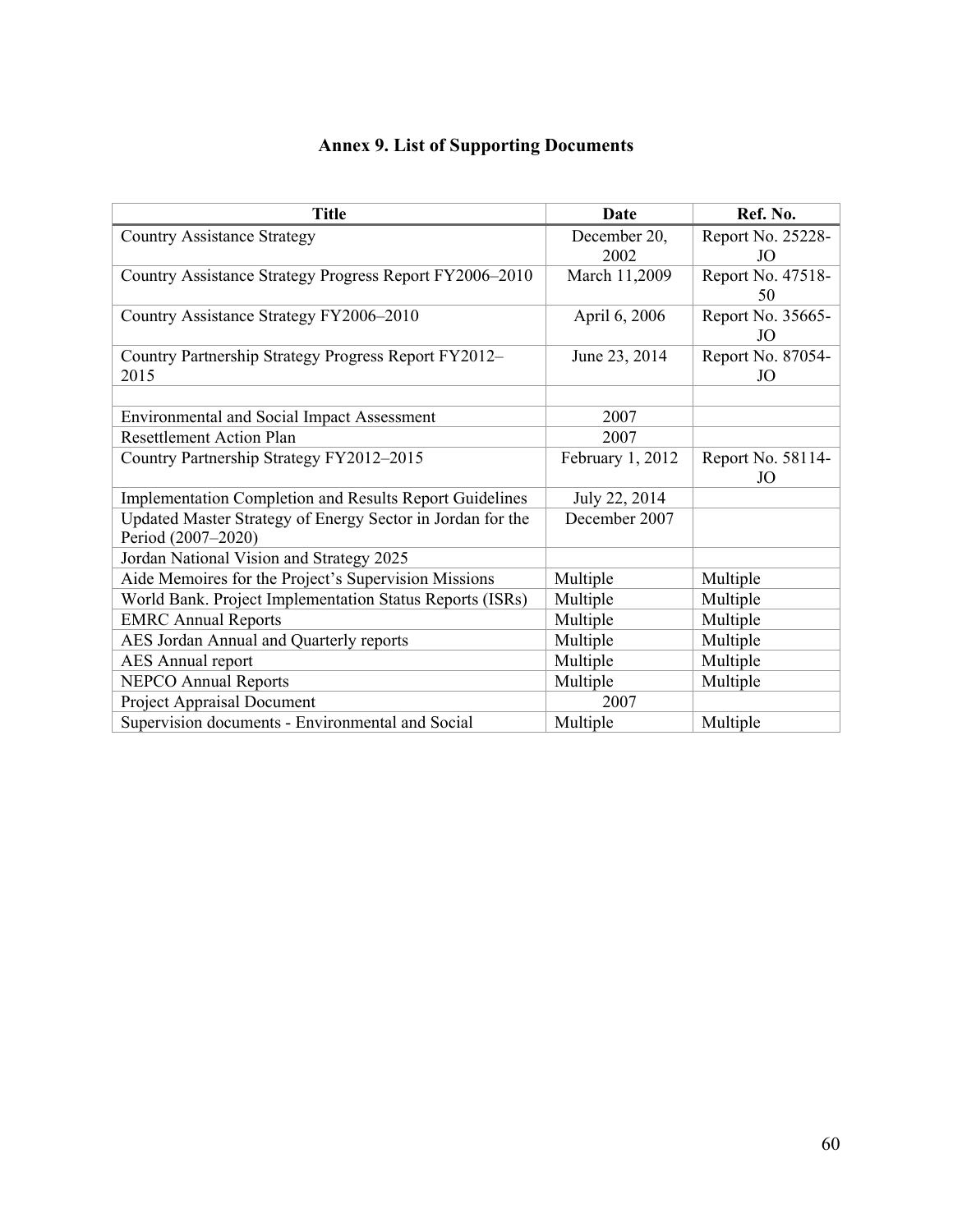## Annex 9. List of Supporting Documents

| Title | Date | Ref. No. |
|---|---|---|
| Country Assistance Strategy | December 20, 2002 | Report No. 25228-JO |
| Country Assistance Strategy Progress Report FY2006–2010 | March 11,2009 | Report No. 47518-50 |
| Country Assistance Strategy FY2006–2010 | April 6, 2006 | Report No. 35665-JO |
| Country Partnership Strategy Progress Report FY2012–2015 | June 23, 2014 | Report No. 87054-JO |
| | | |
| Environmental and Social Impact Assessment | 2007 | |
| Resettlement Action Plan | 2007 | |
| Country Partnership Strategy FY2012–2015 | February 1, 2012 | Report No. 58114-JO |
| Implementation Completion and Results Report Guidelines | July 22, 2014 | |
| Updated Master Strategy of Energy Sector in Jordan for the Period (2007–2020) | December 2007 | |
| Jordan National Vision and Strategy 2025 | | |
| Aide Memoires for the Project's Supervision Missions | Multiple | Multiple |
| World Bank. Project Implementation Status Reports (ISRs) | Multiple | Multiple |
| EMRC Annual Reports | Multiple | Multiple |
| AES Jordan Annual and Quarterly reports | Multiple | Multiple |
| AES Annual report | Multiple | Multiple |
| NEPCO Annual Reports | Multiple | Multiple |
| Project Appraisal Document | 2007 | |
| Supervision documents - Environmental and Social | Multiple | Multiple |